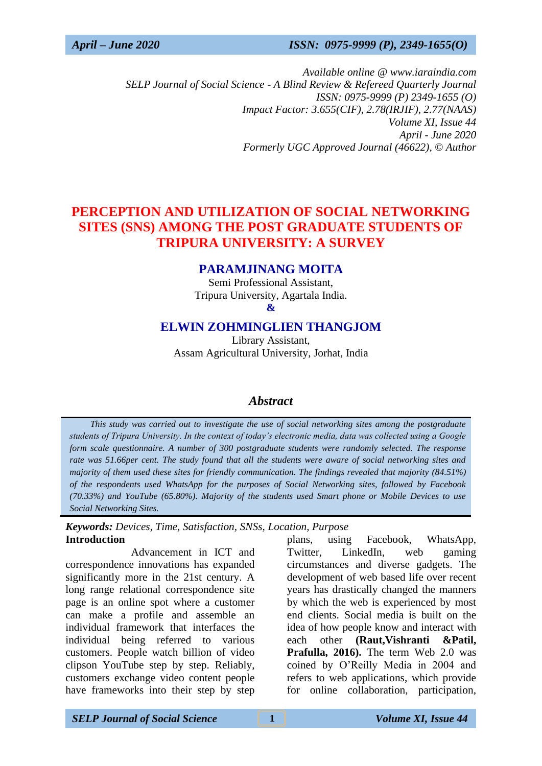*Available online @ www.iaraindia.com*
*SELP Journal of Social Science - A Blind Review & Refereed Quarterly Journal*
*ISSN: 0975-9999 (P) 2349-1655 (O)*
*Impact Factor: 3.655(CIF), 2.78(IRJIF), 2.77(NAAS)*
*Volume XI, Issue 44*
*April - June 2020*
*Formerly UGC Approved Journal (46622), © Author*

# PERCEPTION AND UTILIZATION OF SOCIAL NETWORKING SITES (SNS) AMONG THE POST GRADUATE STUDENTS OF TRIPURA UNIVERSITY: A SURVEY

**PARAMJINANG MOITA**
Semi Professional Assistant,
Tripura University, Agartala India.

**&**

**ELWIN ZOHMINGLIEN THANGJOM**
Library Assistant,
Assam Agricultural University, Jorhat, India

## *Abstract*

*This study was carried out to investigate the use of social networking sites among the postgraduate students of Tripura University. In the context of today's electronic media, data was collected using a Google form scale questionnaire. A number of 300 postgraduate students were randomly selected. The response rate was 51.66per cent. The study found that all the students were aware of social networking sites and majority of them used these sites for friendly communication. The findings revealed that majority (84.51%) of the respondents used WhatsApp for the purposes of Social Networking sites, followed by Facebook (70.33%) and YouTube (65.80%). Majority of the students used Smart phone or Mobile Devices to use Social Networking Sites.*

***Keywords:*** *Devices, Time, Satisfaction, SNSs, Location, Purpose*

**Introduction**

Advancement in ICT and correspondence innovations has expanded significantly more in the 21st century. A long range relational correspondence site page is an online spot where a customer can make a profile and assemble an individual framework that interfaces the individual being referred to various customers. People watch billion of video clipson YouTube step by step. Reliably, customers exchange video content people have frameworks into their step by step plans, using Facebook, WhatsApp, Twitter, LinkedIn, web gaming circumstances and diverse gadgets. The development of web based life over recent years has drastically changed the manners by which the web is experienced by most end clients. Social media is built on the idea of how people know and interact with each other **(Raut,Vishranti &Patil, Prafulla, 2016).** The term Web 2.0 was coined by O'Reilly Media in 2004 and refers to web applications, which provide for online collaboration, participation,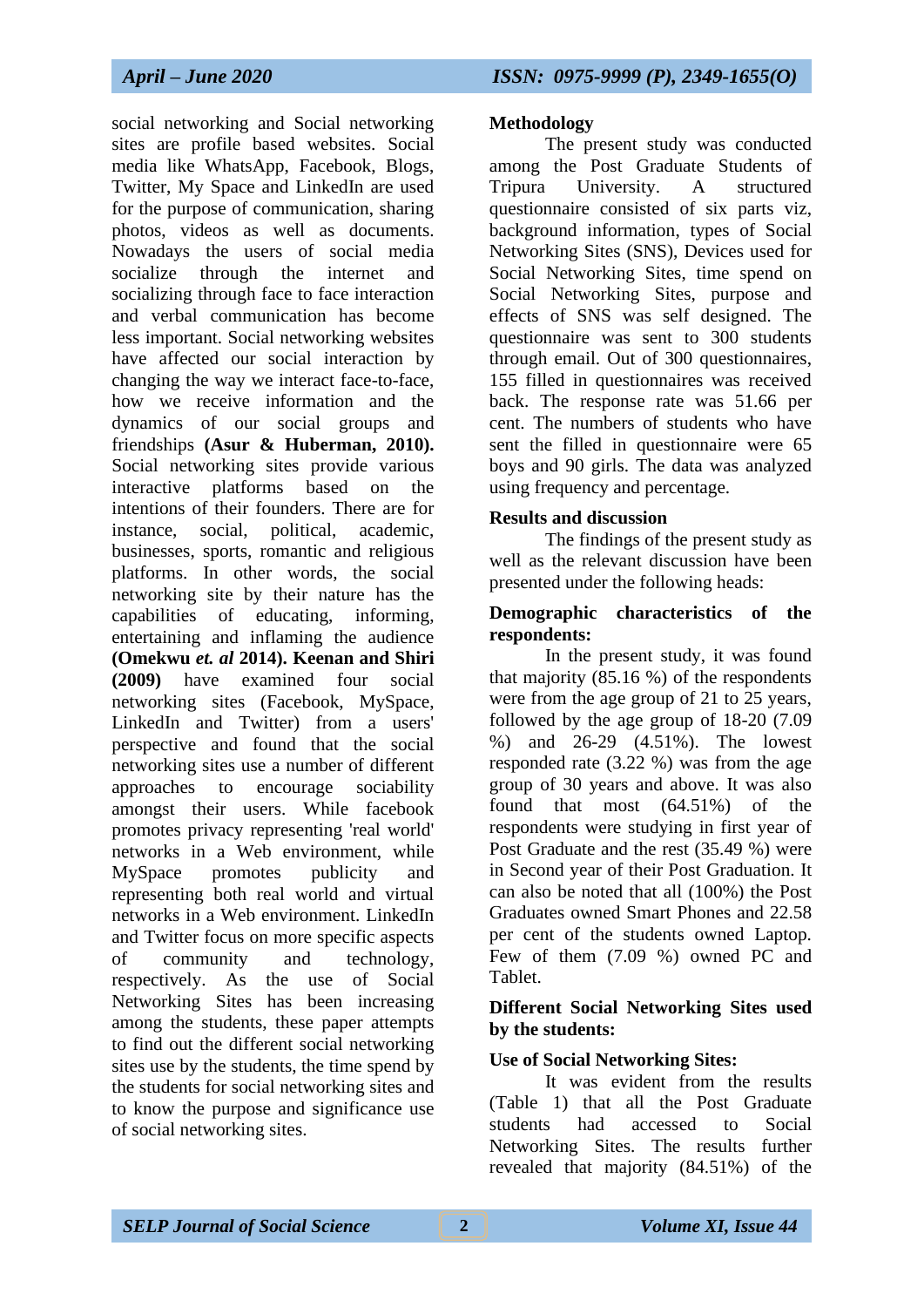social networking and Social networking sites are profile based websites. Social media like WhatsApp, Facebook, Blogs, Twitter, My Space and LinkedIn are used for the purpose of communication, sharing photos, videos as well as documents. Nowadays the users of social media socialize through the internet and socializing through face to face interaction and verbal communication has become less important. Social networking websites have affected our social interaction by changing the way we interact face-to-face, how we receive information and the dynamics of our social groups and friendships **(Asur & Huberman, 2010).** Social networking sites provide various interactive platforms based on the intentions of their founders. There are for instance, social, political, academic, businesses, sports, romantic and religious platforms. In other words, the social networking site by their nature has the capabilities of educating, informing, entertaining and inflaming the audience **(Omekwu *et. al* 2014). Keenan and Shiri (2009)** have examined four social networking sites (Facebook, MySpace, LinkedIn and Twitter) from a users' perspective and found that the social networking sites use a number of different approaches to encourage sociability amongst their users. While facebook promotes privacy representing 'real world' networks in a Web environment, while MySpace promotes publicity and representing both real world and virtual networks in a Web environment. LinkedIn and Twitter focus on more specific aspects of community and technology, respectively. As the use of Social Networking Sites has been increasing among the students, these paper attempts to find out the different social networking sites use by the students, the time spend by the students for social networking sites and to know the purpose and significance use of social networking sites.

## Methodology

The present study was conducted among the Post Graduate Students of Tripura University. A structured questionnaire consisted of six parts viz, background information, types of Social Networking Sites (SNS), Devices used for Social Networking Sites, time spend on Social Networking Sites, purpose and effects of SNS was self designed. The questionnaire was sent to 300 students through email. Out of 300 questionnaires, 155 filled in questionnaires was received back. The response rate was 51.66 per cent. The numbers of students who have sent the filled in questionnaire were 65 boys and 90 girls. The data was analyzed using frequency and percentage.

## Results and discussion

The findings of the present study as well as the relevant discussion have been presented under the following heads:

### Demographic characteristics of the respondents:

In the present study, it was found that majority (85.16 %) of the respondents were from the age group of 21 to 25 years, followed by the age group of 18-20 (7.09 %) and 26-29 (4.51%). The lowest responded rate (3.22 %) was from the age group of 30 years and above. It was also found that most (64.51%) of the respondents were studying in first year of Post Graduate and the rest (35.49 %) were in Second year of their Post Graduation. It can also be noted that all (100%) the Post Graduates owned Smart Phones and 22.58 per cent of the students owned Laptop. Few of them (7.09 %) owned PC and Tablet.

### Different Social Networking Sites used by the students:

### Use of Social Networking Sites:

It was evident from the results (Table 1) that all the Post Graduate students had accessed to Social Networking Sites. The results further revealed that majority (84.51%) of the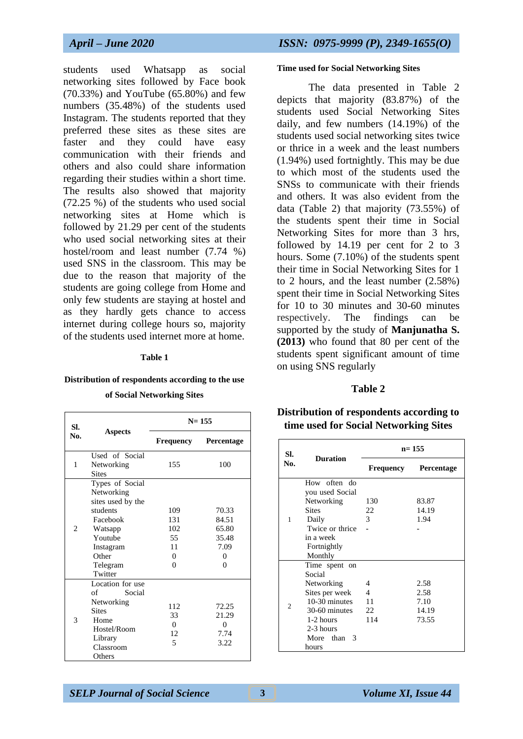students used Whatsapp as social networking sites followed by Face book (70.33%) and YouTube (65.80%) and few numbers (35.48%) of the students used Instagram. The students reported that they preferred these sites as these sites are faster and they could have easy communication with their friends and others and also could share information regarding their studies within a short time. The results also showed that majority (72.25 %) of the students who used social networking sites at Home which is followed by 21.29 per cent of the students who used social networking sites at their hostel/room and least number (7.74 %) used SNS in the classroom. This may be due to the reason that majority of the students are going college from Home and only few students are staying at hostel and as they hardly gets chance to access internet during college hours so, majority of the students used internet more at home.

**Table 1**

**Distribution of respondents according to the use of Social Networking Sites**

| Sl. No. | Aspects | N= 155 | |
|---|---|---|---|
| | | **Frequency** | **Percentage** |
| 1 | Used of Social Networking Sites | 155 | 100 |
| 2 | Types of Social Networking sites used by the students<br>Facebook<br>Watsapp<br>Youtube<br>Instagram<br>Other<br>Telegram<br>Twitter | <br>109<br>131<br>102<br>55<br>11<br>0<br>0 | <br>70.33<br>84.51<br>65.80<br>35.48<br>7.09<br>0<br>0 |
| 3 | Location for use of Social Networking Sites<br>Home<br>Hostel/Room<br>Library<br>Classroom<br>Others | <br>112<br>33<br>0<br>12<br>5 | <br>72.25<br>21.29<br>0<br>7.74<br>3.22 |

**Time used for Social Networking Sites**

The data presented in Table 2 depicts that majority (83.87%) of the students used Social Networking Sites daily, and few numbers (14.19%) of the students used social networking sites twice or thrice in a week and the least numbers (1.94%) used fortnightly. This may be due to which most of the students used the SNSs to communicate with their friends and others. It was also evident from the data (Table 2) that majority (73.55%) of the students spent their time in Social Networking Sites for more than 3 hrs, followed by 14.19 per cent for 2 to 3 hours. Some (7.10%) of the students spent their time in Social Networking Sites for 1 to 2 hours, and the least number (2.58%) spent their time in Social Networking Sites for 10 to 30 minutes and 30-60 minutes respectively. The findings can be supported by the study of **Manjunatha S. (2013)** who found that 80 per cent of the students spent significant amount of time on using SNS regularly

**Table 2**

**Distribution of respondents according to time used for Social Networking Sites**

| Sl. No. | Duration | n= 155 | |
|---|---|---|---|
| | | **Frequency** | **Percentage** |
| 1 | How often do you used Social Networking Sites<br>Daily<br>Twice or thrice in a week<br>Fortnightly<br>Monthly | <br>130<br>22<br>3<br>- | <br>83.87<br>14.19<br>1.94<br>- |
| 2 | Time spent on Social Networking Sites per week<br>10-30 minutes<br>30-60 minutes<br>1-2 hours<br>2-3 hours<br>More than 3 hours | <br>4<br>4<br>11<br>22<br>114 | <br>2.58<br>2.58<br>7.10<br>14.19<br>73.55 |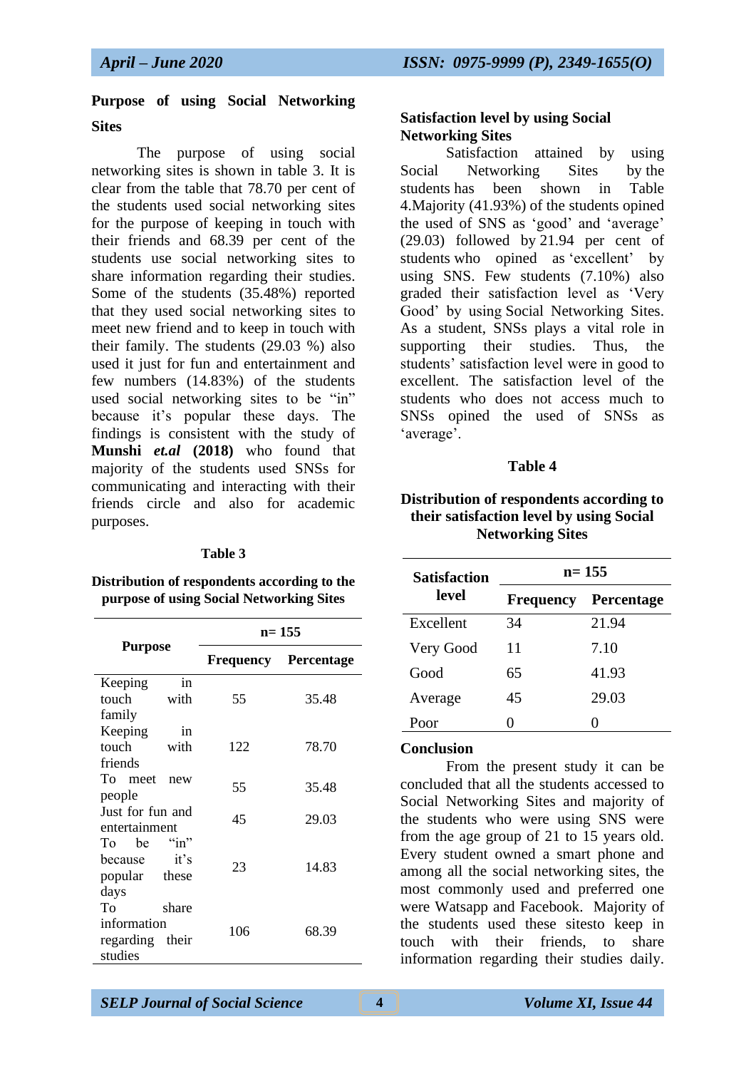## Purpose of using Social Networking Sites

The purpose of using social networking sites is shown in table 3. It is clear from the table that 78.70 per cent of the students used social networking sites for the purpose of keeping in touch with their friends and 68.39 per cent of the students use social networking sites to share information regarding their studies. Some of the students (35.48%) reported that they used social networking sites to meet new friend and to keep in touch with their family. The students (29.03 %) also used it just for fun and entertainment and few numbers (14.83%) of the students used social networking sites to be "in" because it's popular these days. The findings is consistent with the study of **Munshi *et.al* (2018)** who found that majority of the students used SNSs for communicating and interacting with their friends circle and also for academic purposes.

**Table 3**

**Distribution of respondents according to the purpose of using Social Networking Sites**

| Purpose | n= 155 | |
|---|---|---|
| | Frequency | Percentage |
| Keeping in touch with family | 55 | 35.48 |
| Keeping in touch with friends | 122 | 78.70 |
| To meet new people | 55 | 35.48 |
| Just for fun and entertainment | 45 | 29.03 |
| To be "in" because it's popular these days | 23 | 14.83 |
| To share information regarding their studies | 106 | 68.39 |

## Satisfaction level by using Social Networking Sites

Satisfaction attained by using Social Networking Sites by the students has been shown in Table 4.Majority (41.93%) of the students opined the used of SNS as 'good' and 'average' (29.03) followed by 21.94 per cent of students who opined as 'excellent' by using SNS. Few students (7.10%) also graded their satisfaction level as 'Very Good' by using Social Networking Sites. As a student, SNSs plays a vital role in supporting their studies. Thus, the students' satisfaction level were in good to excellent. The satisfaction level of the students who does not access much to SNSs opined the used of SNSs as 'average'.

**Table 4**

**Distribution of respondents according to their satisfaction level by using Social Networking Sites**

| Satisfaction level | n= 155 | |
|---|---|---|
| | Frequency | Percentage |
| Excellent | 34 | 21.94 |
| Very Good | 11 | 7.10 |
| Good | 65 | 41.93 |
| Average | 45 | 29.03 |
| Poor | 0 | 0 |

## Conclusion

From the present study it can be concluded that all the students accessed to Social Networking Sites and majority of the students who were using SNS were from the age group of 21 to 15 years old. Every student owned a smart phone and among all the social networking sites, the most commonly used and preferred one were Watsapp and Facebook. Majority of the students used these sitesto keep in touch with their friends, to share information regarding their studies daily.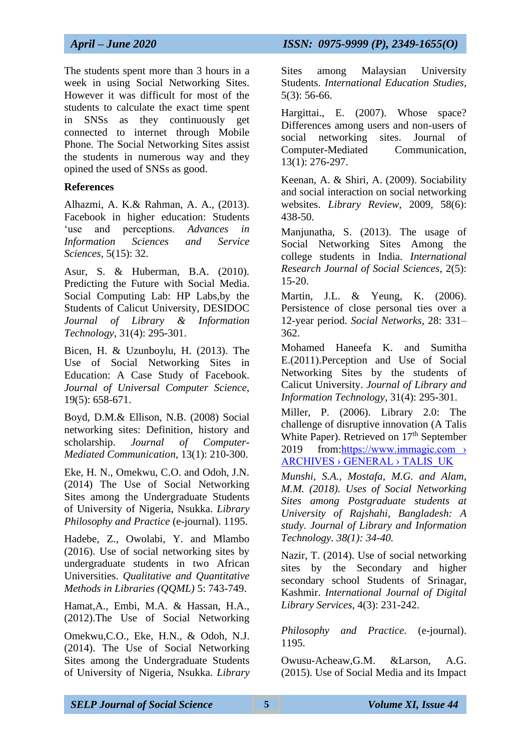The students spent more than 3 hours in a week in using Social Networking Sites. However it was difficult for most of the students to calculate the exact time spent in SNSs as they continuously get connected to internet through Mobile Phone. The Social Networking Sites assist the students in numerous way and they opined the used of SNSs as good.

**References**

Alhazmi, A. K.& Rahman, A. A., (2013). Facebook in higher education: Students 'use and perceptions. *Advances in Information Sciences and Service Sciences*, 5(15): 32.

Asur, S. & Huberman, B.A. (2010). Predicting the Future with Social Media. Social Computing Lab: HP Labs,by the Students of Calicut University, DESIDOC *Journal of Library & Information Technology*, 31(4): 295-301.

Bicen, H. & Uzunboylu, H. (2013). The Use of Social Networking Sites in Education: A Case Study of Facebook. *Journal of Universal Computer Science*, 19(5): 658-671.

Boyd, D.M.& Ellison, N.B. (2008) Social networking sites: Definition, history and scholarship. *Journal of Computer-Mediated Communication*, 13(1): 210-300.

Eke, H. N., Omekwu, C.O. and Odoh, J.N. (2014) The Use of Social Networking Sites among the Undergraduate Students of University of Nigeria, Nsukka. *Library Philosophy and Practice* (e-journal). 1195.

Hadebe, Z., Owolabi, Y. and Mlambo (2016). Use of social networking sites by undergraduate students in two African Universities. *Qualitative and Quantitative Methods in Libraries (QQML)* 5: 743-749.

Hamat,A., Embi, M.A. & Hassan, H.A., (2012).The Use of Social Networking

Omekwu,C.O., Eke, H.N., & Odoh, N.J. (2014). The Use of Social Networking Sites among the Undergraduate Students of University of Nigeria, Nsukka. *Library*

Sites among Malaysian University Students. *International Education Studies*, 5(3): 56-66.

Hargittai., E. (2007). Whose space? Differences among users and non-users of social networking sites. Journal of Computer-Mediated Communication, 13(1): 276-297.

Keenan, A. & Shiri, A. (2009). Sociability and social interaction on social networking websites. *Library Review*, 2009, 58(6): 438-50.

Manjunatha, S. (2013). The usage of Social Networking Sites Among the college students in India. *International Research Journal of Social Sciences*, 2(5): 15-20.

Martin, J.L. & Yeung, K. (2006). Persistence of close personal ties over a 12-year period. *Social Networks*, 28: 331–362.

Mohamed Haneefa K. and Sumitha E.(2011).Perception and Use of Social Networking Sites by the students of Calicut University. *Journal of Library and Information Technology*, 31(4): 295-301.

Miller, P. (2006). Library 2.0: The challenge of disruptive innovation (A Talis White Paper). Retrieved on 17th September 2019 from:https://www.immagic.com › ARCHIVES › GENERAL › TALIS_UK

*Munshi, S.A., Mostafa, M.G. and Alam, M.M. (2018). Uses of Social Networking Sites among Postgraduate students at University of Rajshahi, Bangladesh: A study. Journal of Library and Information Technology. 38(1): 34-40.*

Nazir, T. (2014). Use of social networking sites by the Secondary and higher secondary school Students of Srinagar, Kashmir. *International Journal of Digital Library Services*, 4(3): 231-242.

*Philosophy and Practice.* (e-journal). 1195.

Owusu-Acheaw,G.M. &Larson, A.G. (2015). Use of Social Media and its Impact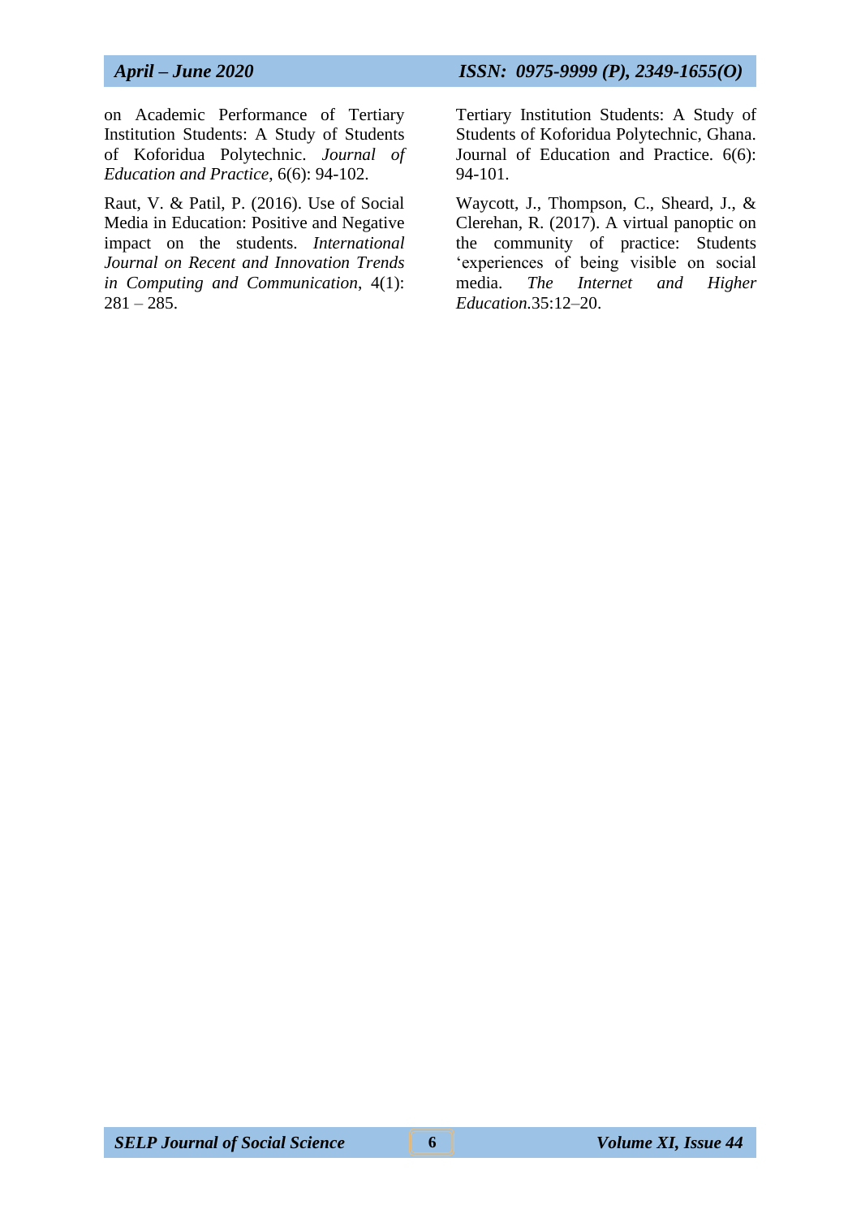on Academic Performance of Tertiary Institution Students: A Study of Students of Koforidua Polytechnic. *Journal of Education and Practice*, 6(6): 94-102.

Raut, V. & Patil, P. (2016). Use of Social Media in Education: Positive and Negative impact on the students. *International Journal on Recent and Innovation Trends in Computing and Communication*, 4(1): 281 – 285.

Tertiary Institution Students: A Study of Students of Koforidua Polytechnic, Ghana. Journal of Education and Practice. 6(6): 94-101.

Waycott, J., Thompson, C., Sheard, J., & Clerehan, R. (2017). A virtual panoptic on the community of practice: Students 'experiences of being visible on social media. *The Internet and Higher Education*.35:12–20.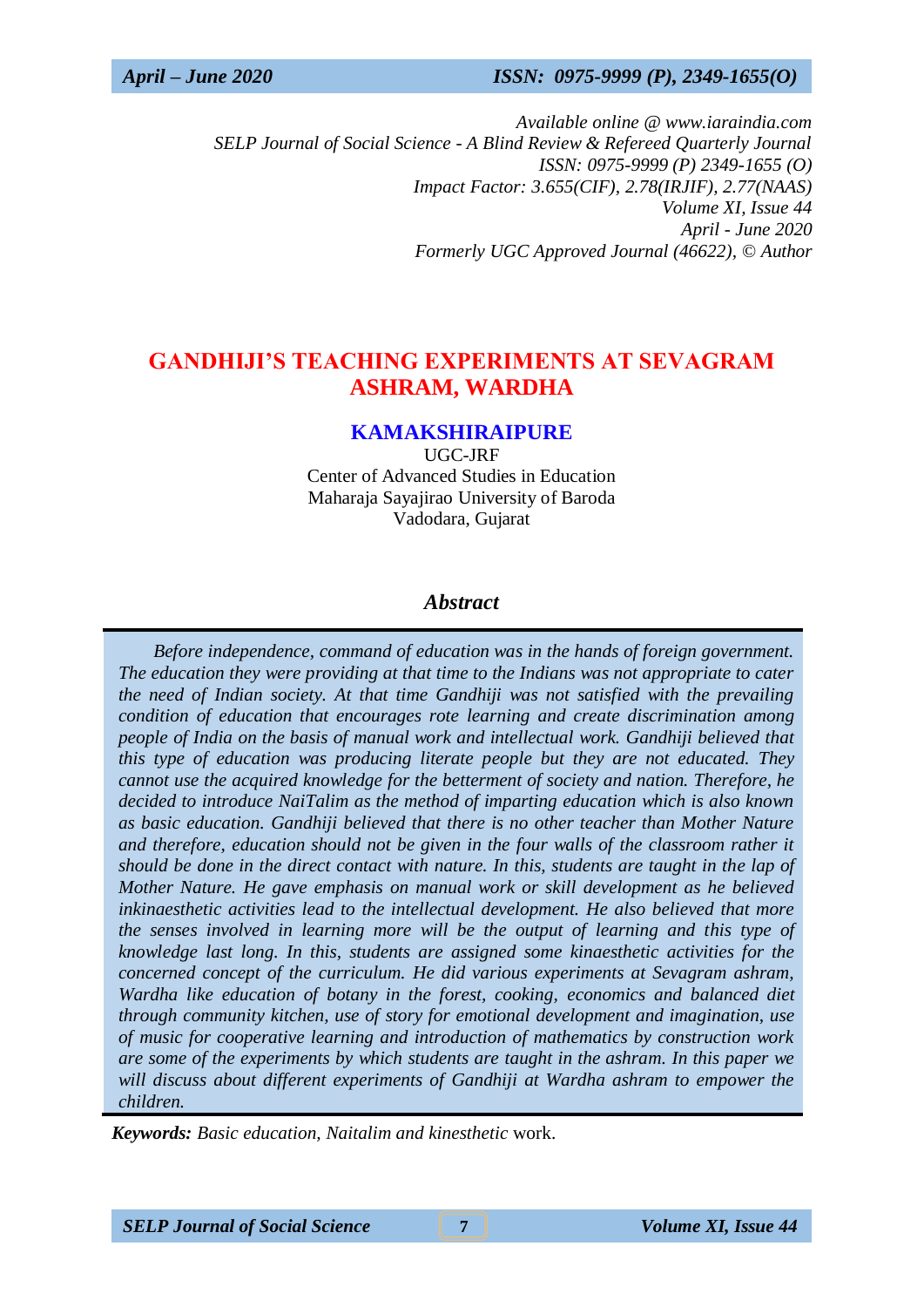Available online @ www.iaraindia.com
*SELP Journal of Social Science - A Blind Review & Refereed Quarterly Journal*
*ISSN: 0975-9999 (P) 2349-1655 (O)*
*Impact Factor: 3.655(CIF), 2.78(IRJIF), 2.77(NAAS)*
*Volume XI, Issue 44*
*April - June 2020*
*Formerly UGC Approved Journal (46622), © Author*

# GANDHIJI'S TEACHING EXPERIMENTS AT SEVAGRAM ASHRAM, WARDHA

**KAMAKSHIRAIPURE**
UGC-JRF
Center of Advanced Studies in Education
Maharaja Sayajirao University of Baroda
Vadodara, Gujarat

## *Abstract*

*Before independence, command of education was in the hands of foreign government. The education they were providing at that time to the Indians was not appropriate to cater the need of Indian society. At that time Gandhiji was not satisfied with the prevailing condition of education that encourages rote learning and create discrimination among people of India on the basis of manual work and intellectual work. Gandhiji believed that this type of education was producing literate people but they are not educated. They cannot use the acquired knowledge for the betterment of society and nation. Therefore, he decided to introduce NaiTalim as the method of imparting education which is also known as basic education. Gandhiji believed that there is no other teacher than Mother Nature and therefore, education should not be given in the four walls of the classroom rather it should be done in the direct contact with nature. In this, students are taught in the lap of Mother Nature. He gave emphasis on manual work or skill development as he believed inkinaesthetic activities lead to the intellectual development. He also believed that more the senses involved in learning more will be the output of learning and this type of knowledge last long. In this, students are assigned some kinaesthetic activities for the concerned concept of the curriculum. He did various experiments at Sevagram ashram, Wardha like education of botany in the forest, cooking, economics and balanced diet through community kitchen, use of story for emotional development and imagination, use of music for cooperative learning and introduction of mathematics by construction work are some of the experiments by which students are taught in the ashram. In this paper we will discuss about different experiments of Gandhiji at Wardha ashram to empower the children.*

***Keywords:*** *Basic education, Naitalim and kinesthetic* work.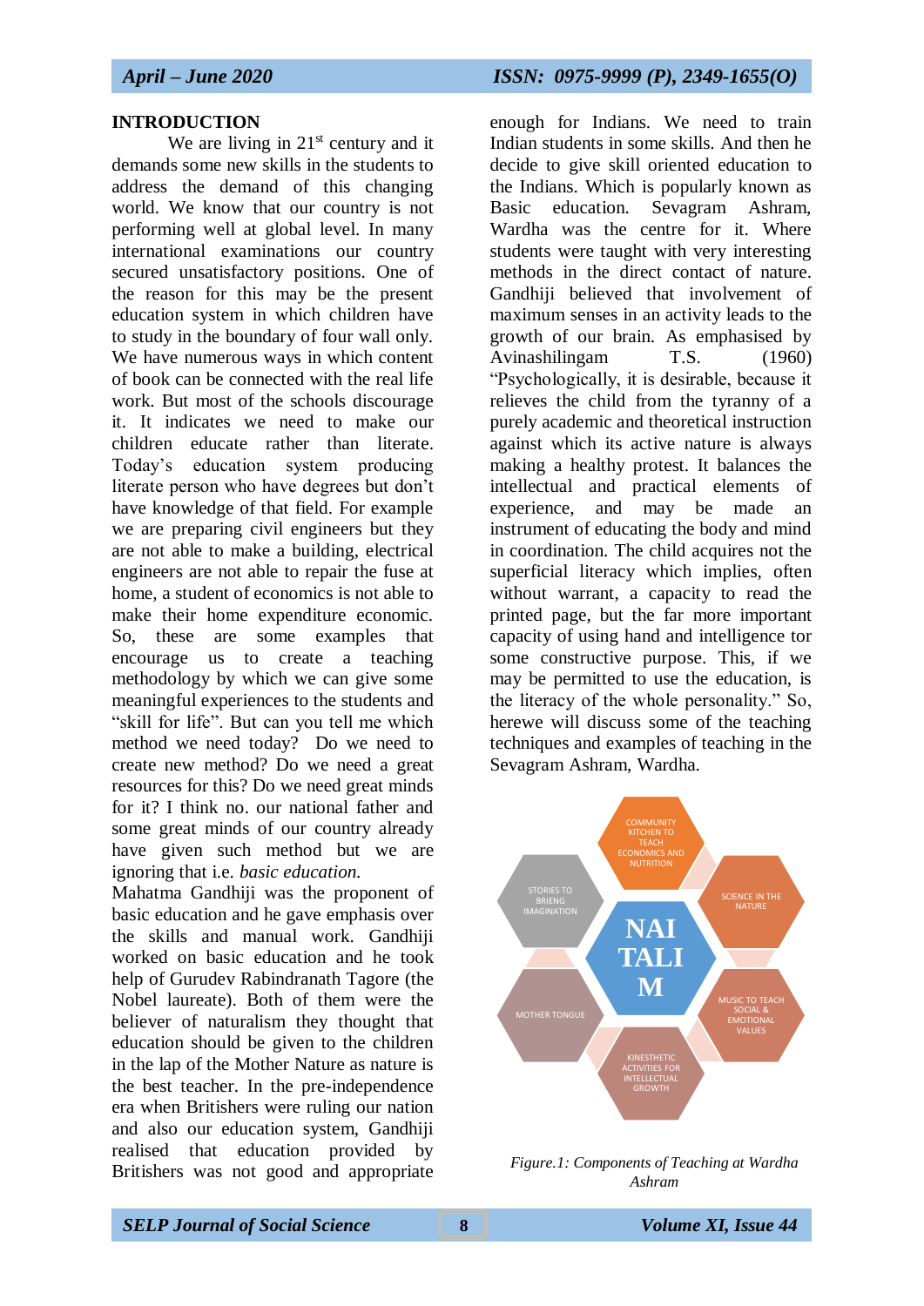## INTRODUCTION

We are living in 21st century and it demands some new skills in the students to address the demand of this changing world. We know that our country is not performing well at global level. In many international examinations our country secured unsatisfactory positions. One of the reason for this may be the present education system in which children have to study in the boundary of four wall only. We have numerous ways in which content of book can be connected with the real life work. But most of the schools discourage it. It indicates we need to make our children educate rather than literate. Today's education system producing literate person who have degrees but don't have knowledge of that field. For example we are preparing civil engineers but they are not able to make a building, electrical engineers are not able to repair the fuse at home, a student of economics is not able to make their home expenditure economic. So, these are some examples that encourage us to create a teaching methodology by which we can give some meaningful experiences to the students and "skill for life". But can you tell me which method we need today? Do we need to create new method? Do we need a great resources for this? Do we need great minds for it? I think no. our national father and some great minds of our country already have given such method but we are ignoring that i.e. *basic education.*

Mahatma Gandhiji was the proponent of basic education and he gave emphasis over the skills and manual work. Gandhiji worked on basic education and he took help of Gurudev Rabindranath Tagore (the Nobel laureate). Both of them were the believer of naturalism they thought that education should be given to the children in the lap of the Mother Nature as nature is the best teacher. In the pre-independence era when Britishers were ruling our nation and also our education system, Gandhiji realised that education provided by Britishers was not good and appropriate enough for Indians. We need to train Indian students in some skills. And then he decide to give skill oriented education to the Indians. Which is popularly known as Basic education. Sevagram Ashram, Wardha was the centre for it. Where students were taught with very interesting methods in the direct contact of nature. Gandhiji believed that involvement of maximum senses in an activity leads to the growth of our brain. As emphasised by Avinashilingam T.S. (1960) "Psychologically, it is desirable, because it relieves the child from the tyranny of a purely academic and theoretical instruction against which its active nature is always making a healthy protest. It balances the intellectual and practical elements of experience, and may be made an instrument of educating the body and mind in coordination. The child acquires not the superficial literacy which implies, often without warrant, a capacity to read the printed page, but the far more important capacity of using hand and intelligence tor some constructive purpose. This, if we may be permitted to use the education, is the literacy of the whole personality." So, herewe will discuss some of the teaching techniques and examples of teaching in the Sevagram Ashram, Wardha.

NAI TALIM

- COMMUNITY KITCHEN TO TEACH ECONOMICS AND NUTRITION
- SCIENCE IN THE NATURE
- MUSIC TO TEACH SOCIAL & EMOTIONAL VALUES
- KINESTHETIC ACTIVITIES FOR INTELLECTUAL GROWTH
- MOTHER TONGUE
- STORIES TO BRIENG IMAGINATION

*Figure.1: Components of Teaching at Wardha Ashram*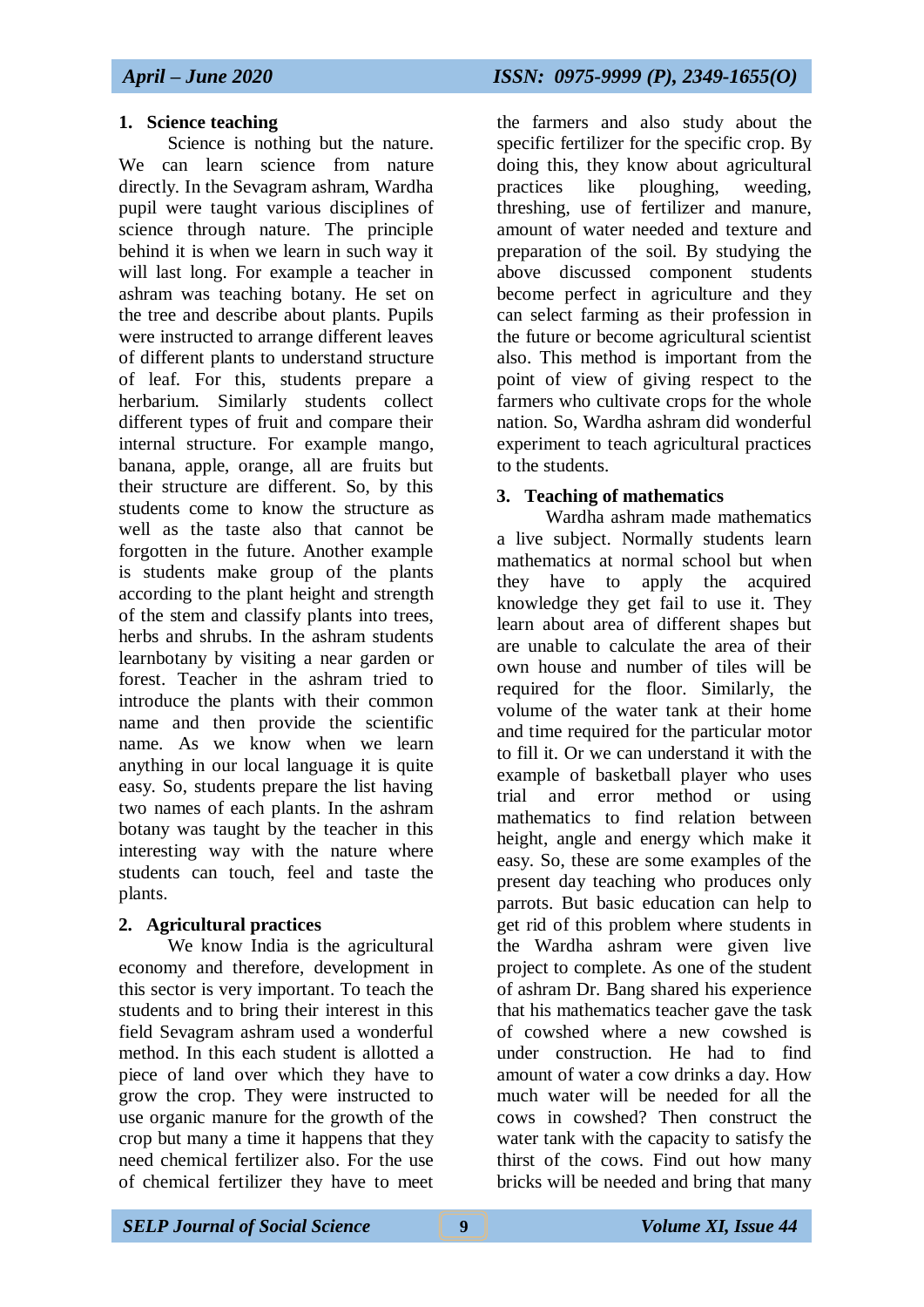## 1. Science teaching

Science is nothing but the nature. We can learn science from nature directly. In the Sevagram ashram, Wardha pupil were taught various disciplines of science through nature. The principle behind it is when we learn in such way it will last long. For example a teacher in ashram was teaching botany. He set on the tree and describe about plants. Pupils were instructed to arrange different leaves of different plants to understand structure of leaf. For this, students prepare a herbarium. Similarly students collect different types of fruit and compare their internal structure. For example mango, banana, apple, orange, all are fruits but their structure are different. So, by this students come to know the structure as well as the taste also that cannot be forgotten in the future. Another example is students make group of the plants according to the plant height and strength of the stem and classify plants into trees, herbs and shrubs. In the ashram students learnbotany by visiting a near garden or forest. Teacher in the ashram tried to introduce the plants with their common name and then provide the scientific name. As we know when we learn anything in our local language it is quite easy. So, students prepare the list having two names of each plants. In the ashram botany was taught by the teacher in this interesting way with the nature where students can touch, feel and taste the plants.

## 2. Agricultural practices

We know India is the agricultural economy and therefore, development in this sector is very important. To teach the students and to bring their interest in this field Sevagram ashram used a wonderful method. In this each student is allotted a piece of land over which they have to grow the crop. They were instructed to use organic manure for the growth of the crop but many a time it happens that they need chemical fertilizer also. For the use of chemical fertilizer they have to meet the farmers and also study about the specific fertilizer for the specific crop. By doing this, they know about agricultural practices like ploughing, weeding, threshing, use of fertilizer and manure, amount of water needed and texture and preparation of the soil. By studying the above discussed component students become perfect in agriculture and they can select farming as their profession in the future or become agricultural scientist also. This method is important from the point of view of giving respect to the farmers who cultivate crops for the whole nation. So, Wardha ashram did wonderful experiment to teach agricultural practices to the students.

## 3. Teaching of mathematics

Wardha ashram made mathematics a live subject. Normally students learn mathematics at normal school but when they have to apply the acquired knowledge they get fail to use it. They learn about area of different shapes but are unable to calculate the area of their own house and number of tiles will be required for the floor. Similarly, the volume of the water tank at their home and time required for the particular motor to fill it. Or we can understand it with the example of basketball player who uses trial and error method or using mathematics to find relation between height, angle and energy which make it easy. So, these are some examples of the present day teaching who produces only parrots. But basic education can help to get rid of this problem where students in the Wardha ashram were given live project to complete. As one of the student of ashram Dr. Bang shared his experience that his mathematics teacher gave the task of cowshed where a new cowshed is under construction. He had to find amount of water a cow drinks a day. How much water will be needed for all the cows in cowshed? Then construct the water tank with the capacity to satisfy the thirst of the cows. Find out how many bricks will be needed and bring that many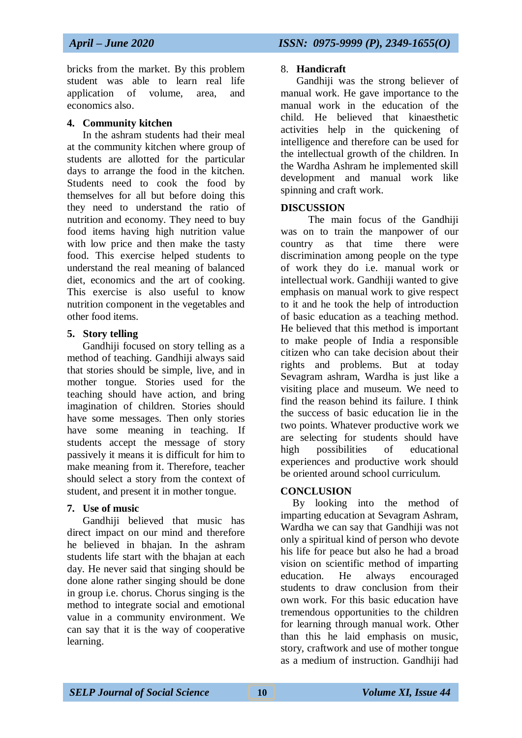bricks from the market. By this problem student was able to learn real life application of volume, area, and economics also.

**4. Community kitchen**

In the ashram students had their meal at the community kitchen where group of students are allotted for the particular days to arrange the food in the kitchen. Students need to cook the food by themselves for all but before doing this they need to understand the ratio of nutrition and economy. They need to buy food items having high nutrition value with low price and then make the tasty food. This exercise helped students to understand the real meaning of balanced diet, economics and the art of cooking. This exercise is also useful to know nutrition component in the vegetables and other food items.

**5. Story telling**

Gandhiji focused on story telling as a method of teaching. Gandhiji always said that stories should be simple, live, and in mother tongue. Stories used for the teaching should have action, and bring imagination of children. Stories should have some messages. Then only stories have some meaning in teaching. If students accept the message of story passively it means it is difficult for him to make meaning from it. Therefore, teacher should select a story from the context of student, and present it in mother tongue.

**7. Use of music**

Gandhiji believed that music has direct impact on our mind and therefore he believed in bhajan. In the ashram students life start with the bhajan at each day. He never said that singing should be done alone rather singing should be done in group i.e. chorus. Chorus singing is the method to integrate social and emotional value in a community environment. We can say that it is the way of cooperative learning.

**8. Handicraft**

Gandhiji was the strong believer of manual work. He gave importance to the manual work in the education of the child. He believed that kinaesthetic activities help in the quickening of intelligence and therefore can be used for the intellectual growth of the children. In the Wardha Ashram he implemented skill development and manual work like spinning and craft work.

## DISCUSSION

The main focus of the Gandhiji was on to train the manpower of our country as that time there were discrimination among people on the type of work they do i.e. manual work or intellectual work. Gandhiji wanted to give emphasis on manual work to give respect to it and he took the help of introduction of basic education as a teaching method. He believed that this method is important to make people of India a responsible citizen who can take decision about their rights and problems. But at today Sevagram ashram, Wardha is just like a visiting place and museum. We need to find the reason behind its failure. I think the success of basic education lie in the two points. Whatever productive work we are selecting for students should have high possibilities of educational experiences and productive work should be oriented around school curriculum.

## CONCLUSION

By looking into the method of imparting education at Sevagram Ashram, Wardha we can say that Gandhiji was not only a spiritual kind of person who devote his life for peace but also he had a broad vision on scientific method of imparting education. He always encouraged students to draw conclusion from their own work. For this basic education have tremendous opportunities to the children for learning through manual work. Other than this he laid emphasis on music, story, craftwork and use of mother tongue as a medium of instruction. Gandhiji had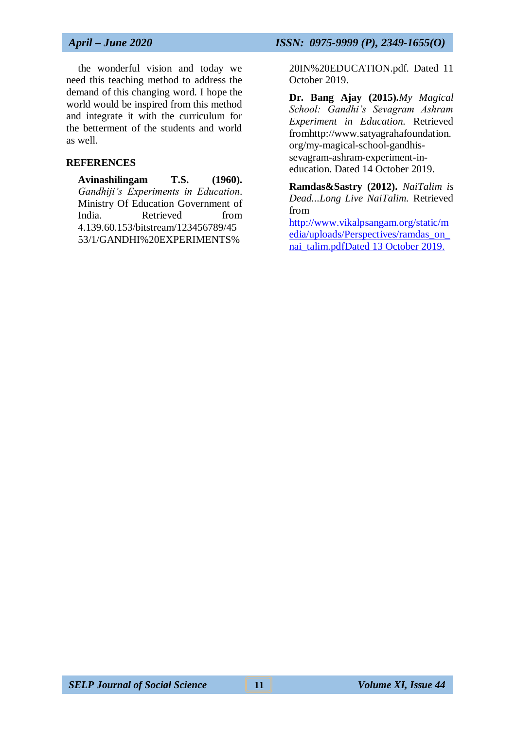the wonderful vision and today we need this teaching method to address the demand of this changing word. I hope the world would be inspired from this method and integrate it with the curriculum for the betterment of the students and world as well.

## REFERENCES

**Avinashilingam T.S. (1960).** *Gandhiji's Experiments in Education*. Ministry Of Education Government of India. Retrieved from 4.139.60.153/bitstream/123456789/4553/1/GANDHI%20EXPERIMENTS%20IN%20EDUCATION.pdf. Dated 11 October 2019.

**Dr. Bang Ajay (2015).** *My Magical School: Gandhi's Sevagram Ashram Experiment in Education.* Retrieved fromhttp://www.satyagrahafoundation.org/my-magical-school-gandhis-sevagram-ashram-experiment-in-education. Dated 14 October 2019.

**Ramdas&Sastry (2012).** *NaiTalim is Dead...Long Live NaiTalim.* Retrieved from http://www.vikalpsangam.org/static/media/uploads/Perspectives/ramdas_on_nai_talim.pdfDated 13 October 2019.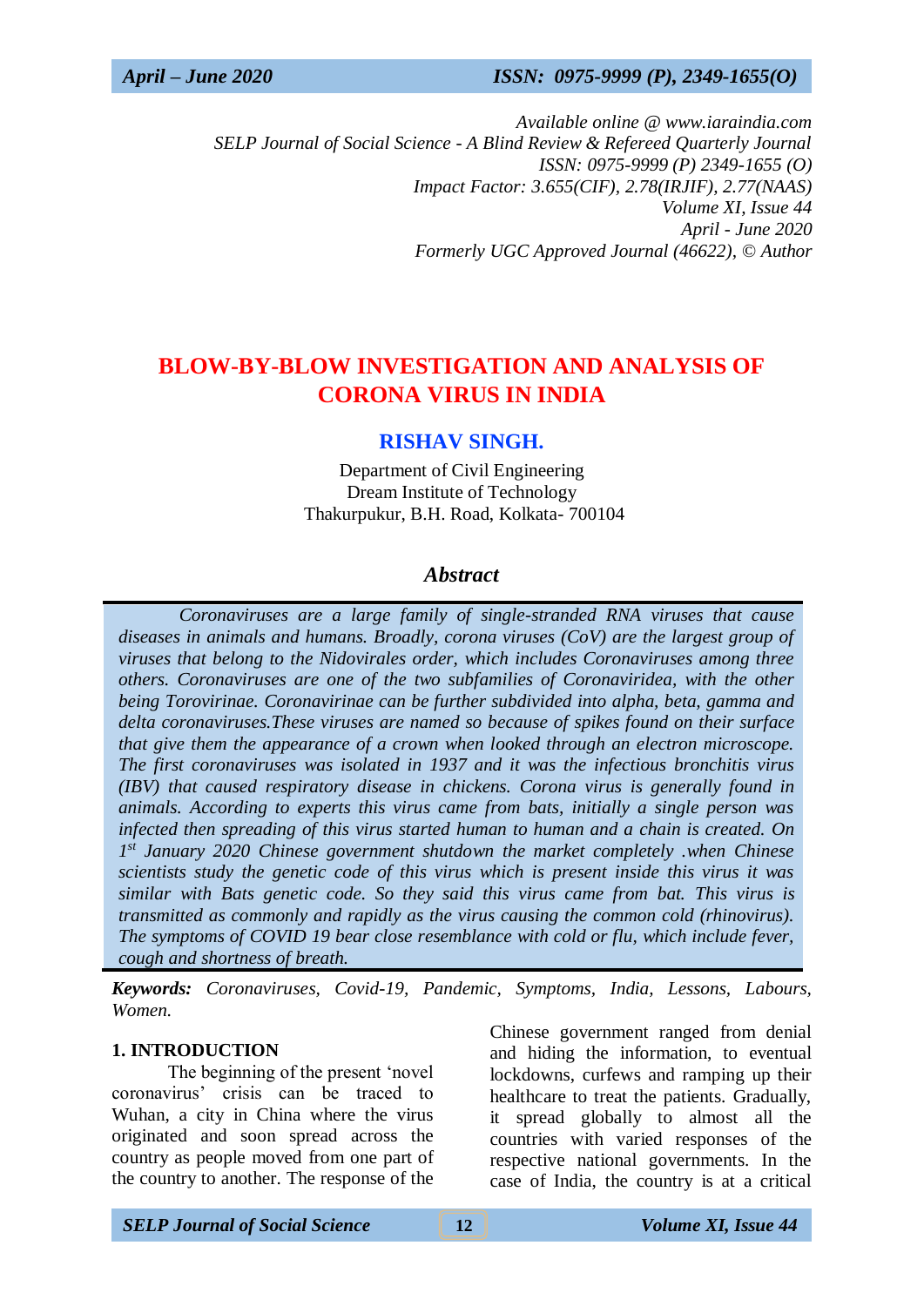*Available online @ www.iaraindia.com*
*SELP Journal of Social Science - A Blind Review & Refereed Quarterly Journal*
*ISSN: 0975-9999 (P) 2349-1655 (O)*
*Impact Factor: 3.655(CIF), 2.78(IRJIF), 2.77(NAAS)*
*Volume XI, Issue 44*
*April - June 2020*
*Formerly UGC Approved Journal (46622),* © *Author*

# BLOW-BY-BLOW INVESTIGATION AND ANALYSIS OF CORONA VIRUS IN INDIA

**RISHAV SINGH.**

Department of Civil Engineering
Dream Institute of Technology
Thakurpukur, B.H. Road, Kolkata- 700104

## *Abstract*

*Coronaviruses are a large family of single-stranded RNA viruses that cause diseases in animals and humans. Broadly, corona viruses (CoV) are the largest group of viruses that belong to the Nidovirales order, which includes Coronaviruses among three others. Coronaviruses are one of the two subfamilies of Coronaviridea, with the other being Torovirinae. Coronavirinae can be further subdivided into alpha, beta, gamma and delta coronaviruses.These viruses are named so because of spikes found on their surface that give them the appearance of a crown when looked through an electron microscope. The first coronaviruses was isolated in 1937 and it was the infectious bronchitis virus (IBV) that caused respiratory disease in chickens. Corona virus is generally found in animals. According to experts this virus came from bats, initially a single person was infected then spreading of this virus started human to human and a chain is created. On 1st January 2020 Chinese government shutdown the market completely .when Chinese scientists study the genetic code of this virus which is present inside this virus it was similar with Bats genetic code. So they said this virus came from bat. This virus is transmitted as commonly and rapidly as the virus causing the common cold (rhinovirus). The symptoms of COVID 19 bear close resemblance with cold or flu, which include fever, cough and shortness of breath.*

***Keywords:*** *Coronaviruses, Covid-19, Pandemic, Symptoms, India, Lessons, Labours, Women.*

### 1. INTRODUCTION

The beginning of the present 'novel coronavirus' crisis can be traced to Wuhan, a city in China where the virus originated and soon spread across the country as people moved from one part of the country to another. The response of the Chinese government ranged from denial and hiding the information, to eventual lockdowns, curfews and ramping up their healthcare to treat the patients. Gradually, it spread globally to almost all the countries with varied responses of the respective national governments. In the case of India, the country is at a critical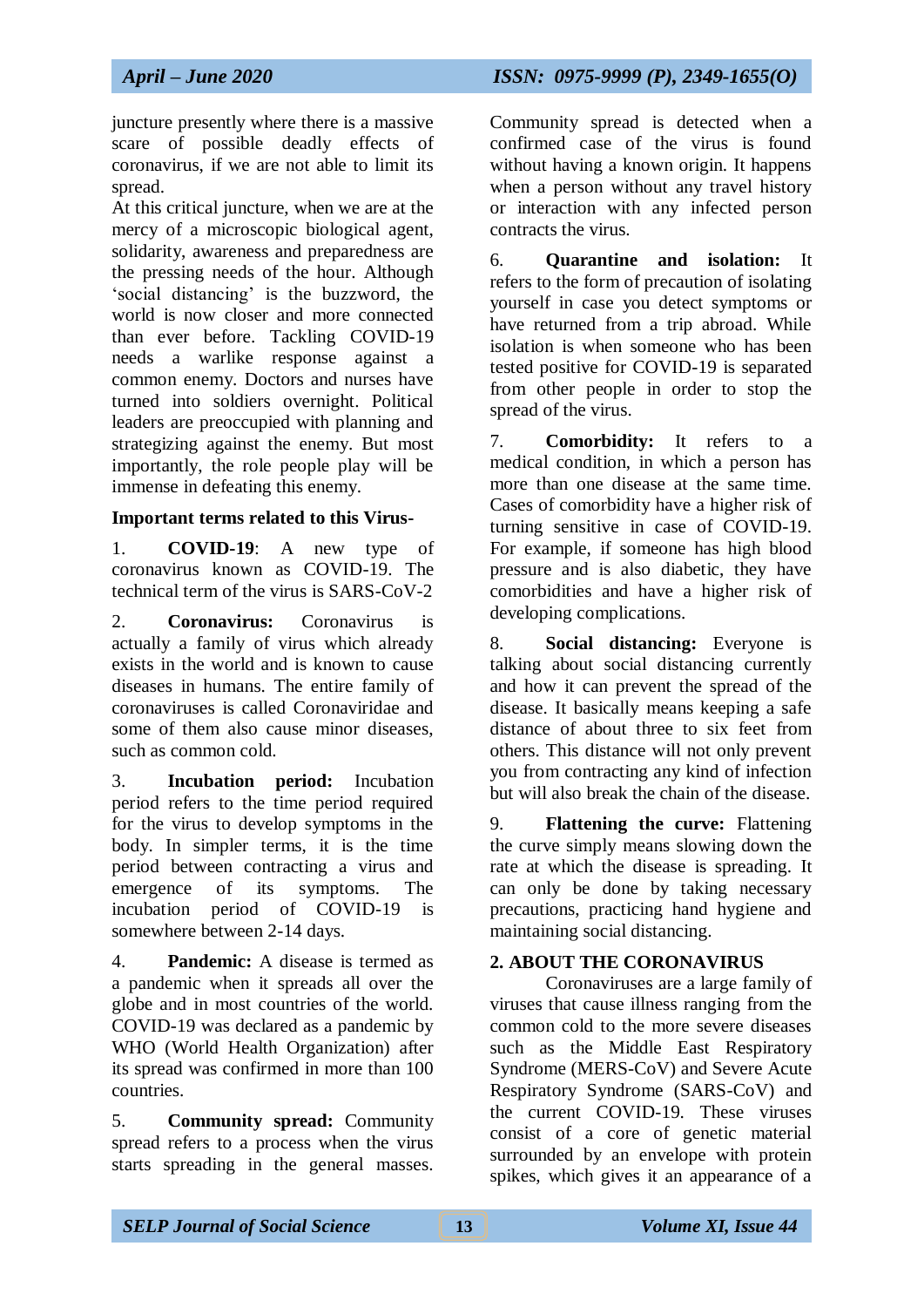juncture presently where there is a massive scare of possible deadly effects of coronavirus, if we are not able to limit its spread.

At this critical juncture, when we are at the mercy of a microscopic biological agent, solidarity, awareness and preparedness are the pressing needs of the hour. Although 'social distancing' is the buzzword, the world is now closer and more connected than ever before. Tackling COVID-19 needs a warlike response against a common enemy. Doctors and nurses have turned into soldiers overnight. Political leaders are preoccupied with planning and strategizing against the enemy. But most importantly, the role people play will be immense in defeating this enemy.

**Important terms related to this Virus-**

1. **COVID-19**: A new type of coronavirus known as COVID-19. The technical term of the virus is SARS-CoV-2

2. **Coronavirus:** Coronavirus is actually a family of virus which already exists in the world and is known to cause diseases in humans. The entire family of coronaviruses is called Coronaviridae and some of them also cause minor diseases, such as common cold.

3. **Incubation period:** Incubation period refers to the time period required for the virus to develop symptoms in the body. In simpler terms, it is the time period between contracting a virus and emergence of its symptoms. The incubation period of COVID-19 is somewhere between 2-14 days.

4. **Pandemic:** A disease is termed as a pandemic when it spreads all over the globe and in most countries of the world. COVID-19 was declared as a pandemic by WHO (World Health Organization) after its spread was confirmed in more than 100 countries.

5. **Community spread:** Community spread refers to a process when the virus starts spreading in the general masses. Community spread is detected when a confirmed case of the virus is found without having a known origin. It happens when a person without any travel history or interaction with any infected person contracts the virus.

6. **Quarantine and isolation:** It refers to the form of precaution of isolating yourself in case you detect symptoms or have returned from a trip abroad. While isolation is when someone who has been tested positive for COVID-19 is separated from other people in order to stop the spread of the virus.

7. **Comorbidity:** It refers to a medical condition, in which a person has more than one disease at the same time. Cases of comorbidity have a higher risk of turning sensitive in case of COVID-19. For example, if someone has high blood pressure and is also diabetic, they have comorbidities and have a higher risk of developing complications.

8. **Social distancing:** Everyone is talking about social distancing currently and how it can prevent the spread of the disease. It basically means keeping a safe distance of about three to six feet from others. This distance will not only prevent you from contracting any kind of infection but will also break the chain of the disease.

9. **Flattening the curve:** Flattening the curve simply means slowing down the rate at which the disease is spreading. It can only be done by taking necessary precautions, practicing hand hygiene and maintaining social distancing.

## 2. ABOUT THE CORONAVIRUS

Coronaviruses are a large family of viruses that cause illness ranging from the common cold to the more severe diseases such as the Middle East Respiratory Syndrome (MERS-CoV) and Severe Acute Respiratory Syndrome (SARS-CoV) and the current COVID-19. These viruses consist of a core of genetic material surrounded by an envelope with protein spikes, which gives it an appearance of a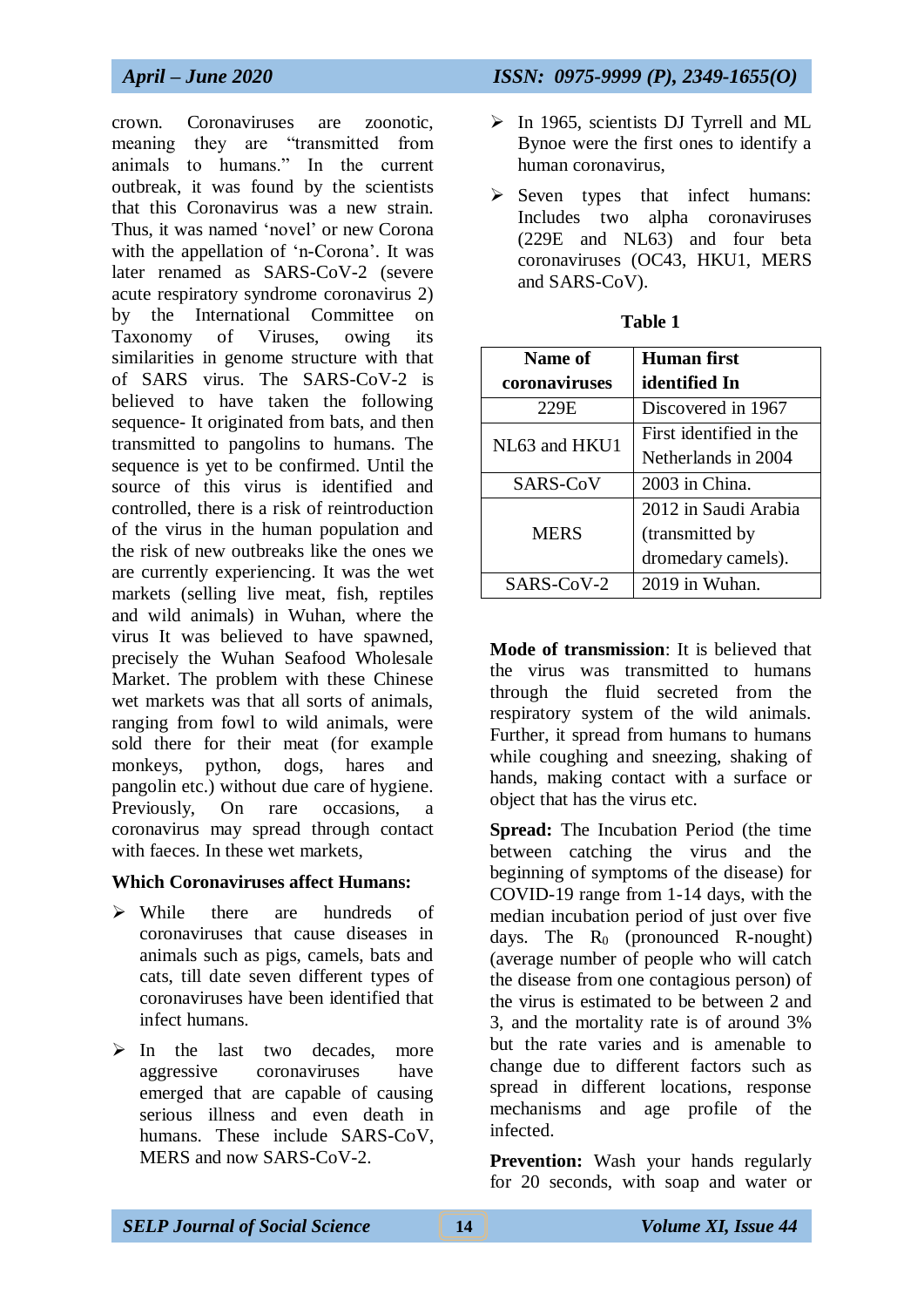crown. Coronaviruses are zoonotic, meaning they are "transmitted from animals to humans." In the current outbreak, it was found by the scientists that this Coronavirus was a new strain. Thus, it was named 'novel' or new Corona with the appellation of 'n-Corona'. It was later renamed as SARS-CoV-2 (severe acute respiratory syndrome coronavirus 2) by the International Committee on Taxonomy of Viruses, owing its similarities in genome structure with that of SARS virus. The SARS-CoV-2 is believed to have taken the following sequence- It originated from bats, and then transmitted to pangolins to humans. The sequence is yet to be confirmed. Until the source of this virus is identified and controlled, there is a risk of reintroduction of the virus in the human population and the risk of new outbreaks like the ones we are currently experiencing. It was the wet markets (selling live meat, fish, reptiles and wild animals) in Wuhan, where the virus It was believed to have spawned, precisely the Wuhan Seafood Wholesale Market. The problem with these Chinese wet markets was that all sorts of animals, ranging from fowl to wild animals, were sold there for their meat (for example monkeys, python, dogs, hares and pangolin etc.) without due care of hygiene. Previously, On rare occasions, a coronavirus may spread through contact with faeces. In these wet markets,

**Which Coronaviruses affect Humans:**

- While there are hundreds of coronaviruses that cause diseases in animals such as pigs, camels, bats and cats, till date seven different types of coronaviruses have been identified that infect humans.
- In the last two decades, more aggressive coronaviruses have emerged that are capable of causing serious illness and even death in humans. These include SARS-CoV, MERS and now SARS-CoV-2.
- In 1965, scientists DJ Tyrrell and ML Bynoe were the first ones to identify a human coronavirus,
- Seven types that infect humans: Includes two alpha coronaviruses (229E and NL63) and four beta coronaviruses (OC43, HKU1, MERS and SARS-CoV).

**Table 1**

| Name of coronaviruses | Human first identified In |
|---|---|
| 229E | Discovered in 1967 |
| NL63 and HKU1 | First identified in the Netherlands in 2004 |
| SARS-CoV | 2003 in China. |
| MERS | 2012 in Saudi Arabia (transmitted by dromedary camels). |
| SARS-CoV-2 | 2019 in Wuhan. |

**Mode of transmission**: It is believed that the virus was transmitted to humans through the fluid secreted from the respiratory system of the wild animals. Further, it spread from humans to humans while coughing and sneezing, shaking of hands, making contact with a surface or object that has the virus etc.

**Spread:** The Incubation Period (the time between catching the virus and the beginning of symptoms of the disease) for COVID-19 range from 1-14 days, with the median incubation period of just over five days. The $R_0$ (pronounced R-nought) (average number of people who will catch the disease from one contagious person) of the virus is estimated to be between 2 and 3, and the mortality rate is of around 3% but the rate varies and is amenable to change due to different factors such as spread in different locations, response mechanisms and age profile of the infected.

**Prevention:** Wash your hands regularly for 20 seconds, with soap and water or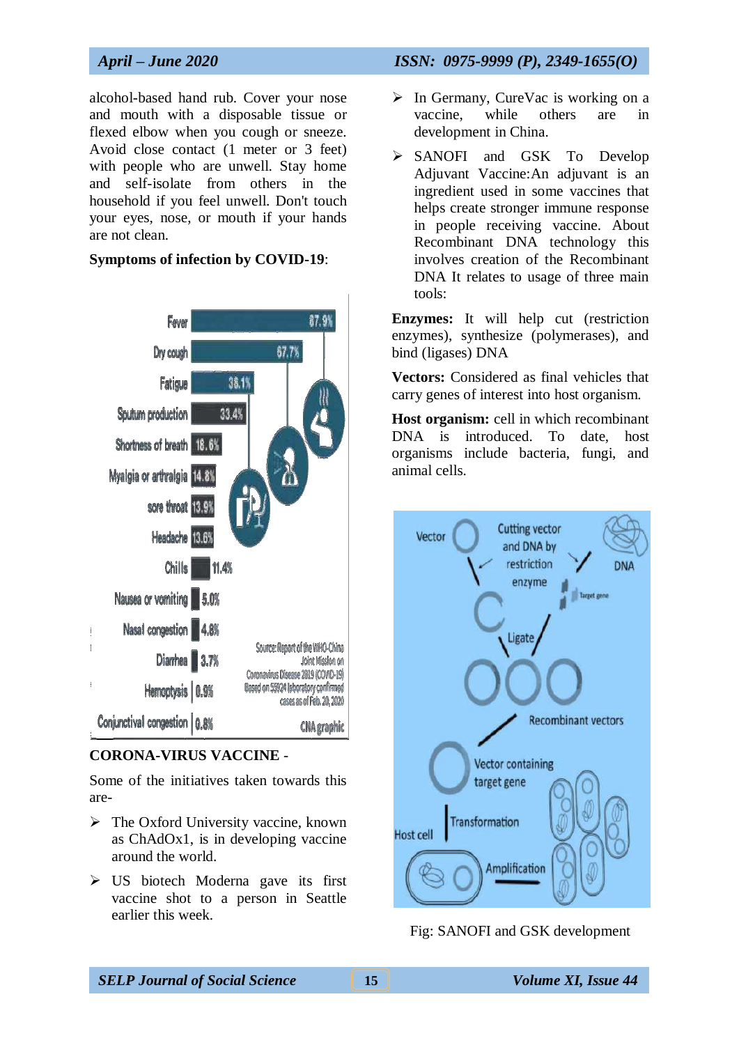alcohol-based hand rub. Cover your nose and mouth with a disposable tissue or flexed elbow when you cough or sneeze. Avoid close contact (1 meter or 3 feet) with people who are unwell. Stay home and self-isolate from others in the household if you feel unwell. Don't touch your eyes, nose, or mouth if your hands are not clean.

**Symptoms of infection by COVID-19**:

| Symptom | Percentage |
|---|---|
| Fever | 87.9% |
| Dry cough | 67.7% |
| Fatigue | 38.1% |
| Sputum production | 33.4% |
| Shortness of breath | 18.6% |
| Myalgia or arthralgia | 14.8% |
| sore throat | 13.9% |
| Headache | 13.6% |
| Chills | 11.4% |
| Nausea or vomiting | 5.0% |
| Nasal congestion | 4.8% |
| Diarrhea | 3.7% |
| Hemoptysis | 0.9% |
| Conjunctival congestion | 0.8% |

Source: Report of the WHO-China Joint Mission on Coronavirus Disease 2019 (COVID-19) Based on 55924 laboratory confirmed cases as of Feb. 20, 2020

CNA graphic

**CORONA-VIRUS VACCINE** -

Some of the initiatives taken towards this are-

- The Oxford University vaccine, known as ChAdOx1, is in developing vaccine around the world.
- US biotech Moderna gave its first vaccine shot to a person in Seattle earlier this week.
- In Germany, CureVac is working on a vaccine, while others are in development in China.
- SANOFI and GSK To Develop Adjuvant Vaccine:An adjuvant is an ingredient used in some vaccines that helps create stronger immune response in people receiving vaccine. About Recombinant DNA technology this involves creation of the Recombinant DNA It relates to usage of three main tools:

**Enzymes:** It will help cut (restriction enzymes), synthesize (polymerases), and bind (ligases) DNA

**Vectors:** Considered as final vehicles that carry genes of interest into host organism.

**Host organism:** cell in which recombinant DNA is introduced. To date, host organisms include bacteria, fungi, and animal cells.

Fig: SANOFI and GSK development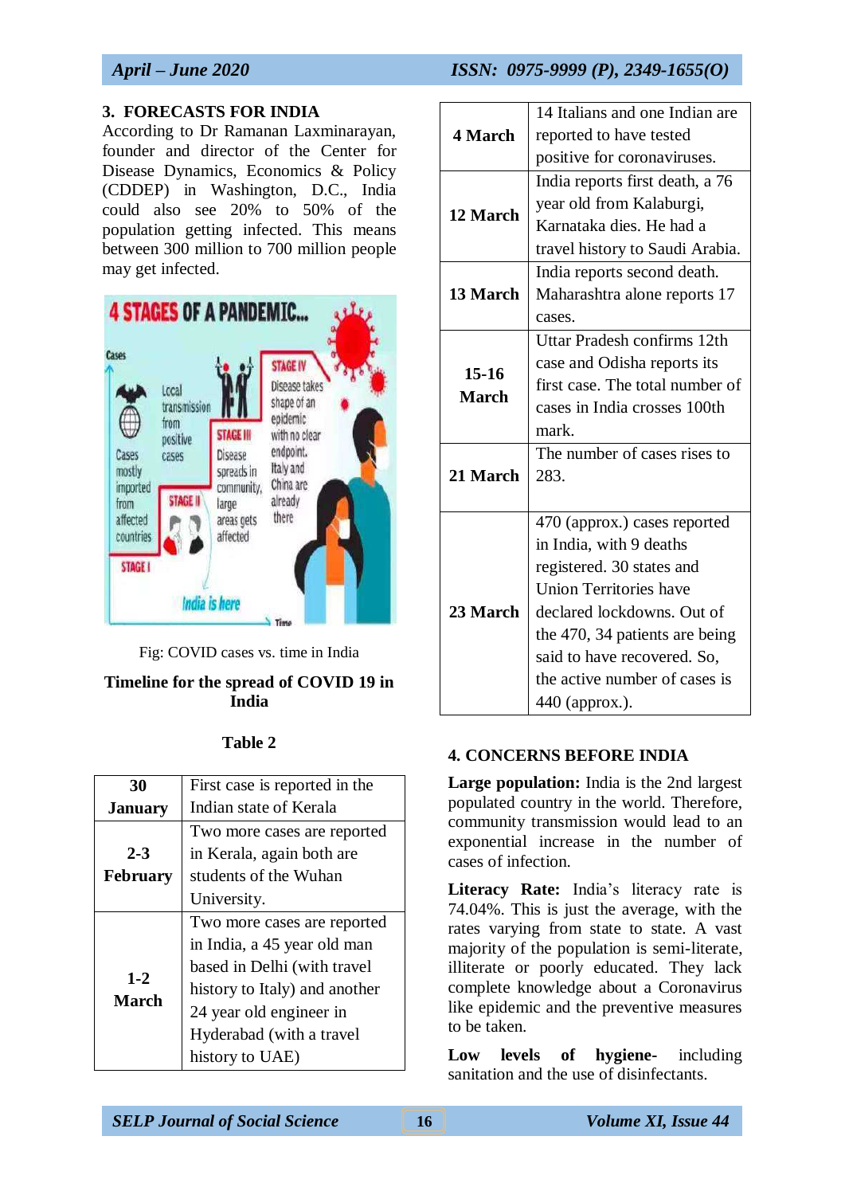## 3. FORECASTS FOR INDIA

According to Dr Ramanan Laxminarayan, founder and director of the Center for Disease Dynamics, Economics & Policy (CDDEP) in Washington, D.C., India could also see 20% to 50% of the population getting infected. This means between 300 million to 700 million people may get infected.

Fig: COVID cases vs. time in India

**Timeline for the spread of COVID 19 in India**

**Table 2**

| | |
|---|---|
| **30 January** | First case is reported in the Indian state of Kerala |
| **2-3 February** | Two more cases are reported in Kerala, again both are students of the Wuhan University. |
| **1-2 March** | Two more cases are reported in India, a 45 year old man based in Delhi (with travel history to Italy) and another 24 year old engineer in Hyderabad (with a travel history to UAE) |
| **4 March** | 14 Italians and one Indian are reported to have tested positive for coronaviruses. |
| **12 March** | India reports first death, a 76 year old from Kalaburgi, Karnataka dies. He had a travel history to Saudi Arabia. |
| **13 March** | India reports second death. Maharashtra alone reports 17 cases. |
| **15-16 March** | Uttar Pradesh confirms 12th case and Odisha reports its first case. The total number of cases in India crosses 100th mark. |
| **21 March** | The number of cases rises to 283. |
| **23 March** | 470 (approx.) cases reported in India, with 9 deaths registered. 30 states and Union Territories have declared lockdowns. Out of the 470, 34 patients are being said to have recovered. So, the active number of cases is 440 (approx.). |

## 4. CONCERNS BEFORE INDIA

**Large population:** India is the 2nd largest populated country in the world. Therefore, community transmission would lead to an exponential increase in the number of cases of infection.

**Literacy Rate:** India's literacy rate is 74.04%. This is just the average, with the rates varying from state to state. A vast majority of the population is semi-literate, illiterate or poorly educated. They lack complete knowledge about a Coronavirus like epidemic and the preventive measures to be taken.

**Low levels of hygiene-** including sanitation and the use of disinfectants.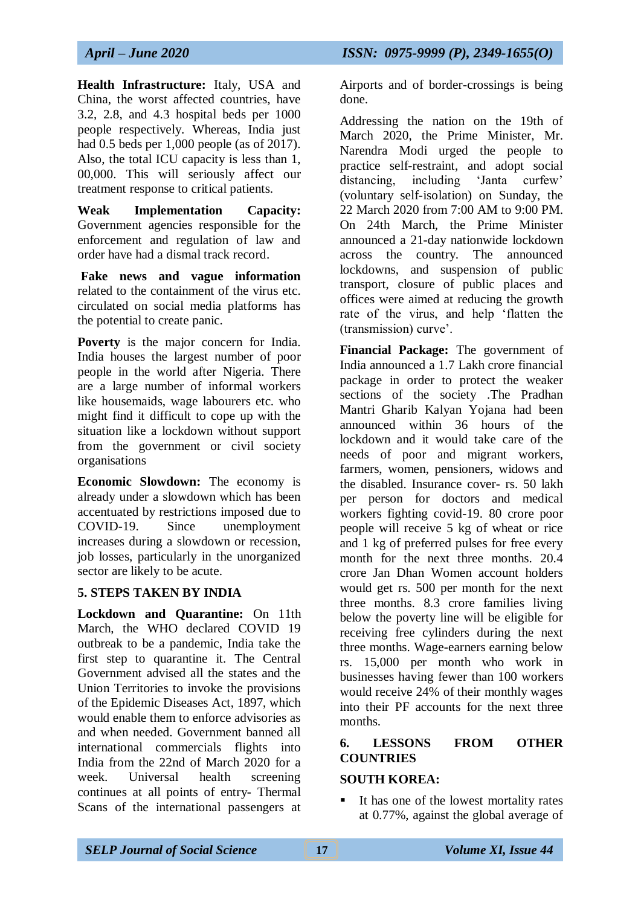**Health Infrastructure:** Italy, USA and China, the worst affected countries, have 3.2, 2.8, and 4.3 hospital beds per 1000 people respectively. Whereas, India just had 0.5 beds per 1,000 people (as of 2017). Also, the total ICU capacity is less than 1, 00,000. This will seriously affect our treatment response to critical patients.

**Weak Implementation Capacity:** Government agencies responsible for the enforcement and regulation of law and order have had a dismal track record.

**Fake news and vague information** related to the containment of the virus etc. circulated on social media platforms has the potential to create panic.

**Poverty** is the major concern for India. India houses the largest number of poor people in the world after Nigeria. There are a large number of informal workers like housemaids, wage labourers etc. who might find it difficult to cope up with the situation like a lockdown without support from the government or civil society organisations

**Economic Slowdown:** The economy is already under a slowdown which has been accentuated by restrictions imposed due to COVID-19. Since unemployment increases during a slowdown or recession, job losses, particularly in the unorganized sector are likely to be acute.

## 5. STEPS TAKEN BY INDIA

**Lockdown and Quarantine:** On 11th March, the WHO declared COVID 19 outbreak to be a pandemic, India take the first step to quarantine it. The Central Government advised all the states and the Union Territories to invoke the provisions of the Epidemic Diseases Act, 1897, which would enable them to enforce advisories as and when needed. Government banned all international commercials flights into India from the 22nd of March 2020 for a week. Universal health screening continues at all points of entry- Thermal Scans of the international passengers at Airports and of border-crossings is being done.

Addressing the nation on the 19th of March 2020, the Prime Minister, Mr. Narendra Modi urged the people to practice self-restraint, and adopt social distancing, including 'Janta curfew' (voluntary self-isolation) on Sunday, the 22 March 2020 from 7:00 AM to 9:00 PM. On 24th March, the Prime Minister announced a 21-day nationwide lockdown across the country. The announced lockdowns, and suspension of public transport, closure of public places and offices were aimed at reducing the growth rate of the virus, and help 'flatten the (transmission) curve'.

**Financial Package:** The government of India announced a 1.7 Lakh crore financial package in order to protect the weaker sections of the society .The Pradhan Mantri Gharib Kalyan Yojana had been announced within 36 hours of the lockdown and it would take care of the needs of poor and migrant workers, farmers, women, pensioners, widows and the disabled. Insurance cover- rs. 50 lakh per person for doctors and medical workers fighting covid-19. 80 crore poor people will receive 5 kg of wheat or rice and 1 kg of preferred pulses for free every month for the next three months. 20.4 crore Jan Dhan Women account holders would get rs. 500 per month for the next three months. 8.3 crore families living below the poverty line will be eligible for receiving free cylinders during the next three months. Wage-earners earning below rs. 15,000 per month who work in businesses having fewer than 100 workers would receive 24% of their monthly wages into their PF accounts for the next three months.

## 6. LESSONS FROM OTHER COUNTRIES

### SOUTH KOREA:

- It has one of the lowest mortality rates at 0.77%, against the global average of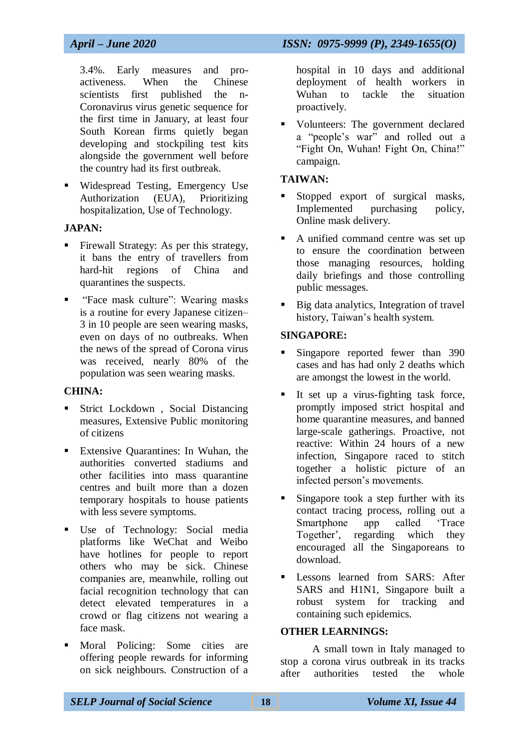3.4%. Early measures and pro-activeness. When the Chinese scientists first published the n-Coronavirus virus genetic sequence for the first time in January, at least four South Korean firms quietly began developing and stockpiling test kits alongside the government well before the country had its first outbreak.

- Widespread Testing, Emergency Use Authorization (EUA), Prioritizing hospitalization, Use of Technology.

**JAPAN:**

- Firewall Strategy: As per this strategy, it bans the entry of travellers from hard-hit regions of China and quarantines the suspects.
- "Face mask culture": Wearing masks is a routine for every Japanese citizen– 3 in 10 people are seen wearing masks, even on days of no outbreaks. When the news of the spread of Corona virus was received, nearly 80% of the population was seen wearing masks.

**CHINA:**

- Strict Lockdown , Social Distancing measures, Extensive Public monitoring of citizens
- Extensive Quarantines: In Wuhan, the authorities converted stadiums and other facilities into mass quarantine centres and built more than a dozen temporary hospitals to house patients with less severe symptoms.
- Use of Technology: Social media platforms like WeChat and Weibo have hotlines for people to report others who may be sick. Chinese companies are, meanwhile, rolling out facial recognition technology that can detect elevated temperatures in a crowd or flag citizens not wearing a face mask.
- Moral Policing: Some cities are offering people rewards for informing on sick neighbours. Construction of a hospital in 10 days and additional deployment of health workers in Wuhan to tackle the situation proactively.
- Volunteers: The government declared a "people's war" and rolled out a "Fight On, Wuhan! Fight On, China!" campaign.

**TAIWAN:**

- Stopped export of surgical masks, Implemented purchasing policy, Online mask delivery.
- A unified command centre was set up to ensure the coordination between those managing resources, holding daily briefings and those controlling public messages.
- Big data analytics, Integration of travel history, Taiwan's health system.

**SINGAPORE:**

- Singapore reported fewer than 390 cases and has had only 2 deaths which are amongst the lowest in the world.
- It set up a virus-fighting task force, promptly imposed strict hospital and home quarantine measures, and banned large-scale gatherings. Proactive, not reactive: Within 24 hours of a new infection, Singapore raced to stitch together a holistic picture of an infected person's movements.
- Singapore took a step further with its contact tracing process, rolling out a Smartphone app called 'Trace Together', regarding which they encouraged all the Singaporeans to download.
- Lessons learned from SARS: After SARS and H1N1, Singapore built a robust system for tracking and containing such epidemics.

**OTHER LEARNINGS:**

A small town in Italy managed to stop a corona virus outbreak in its tracks after authorities tested the whole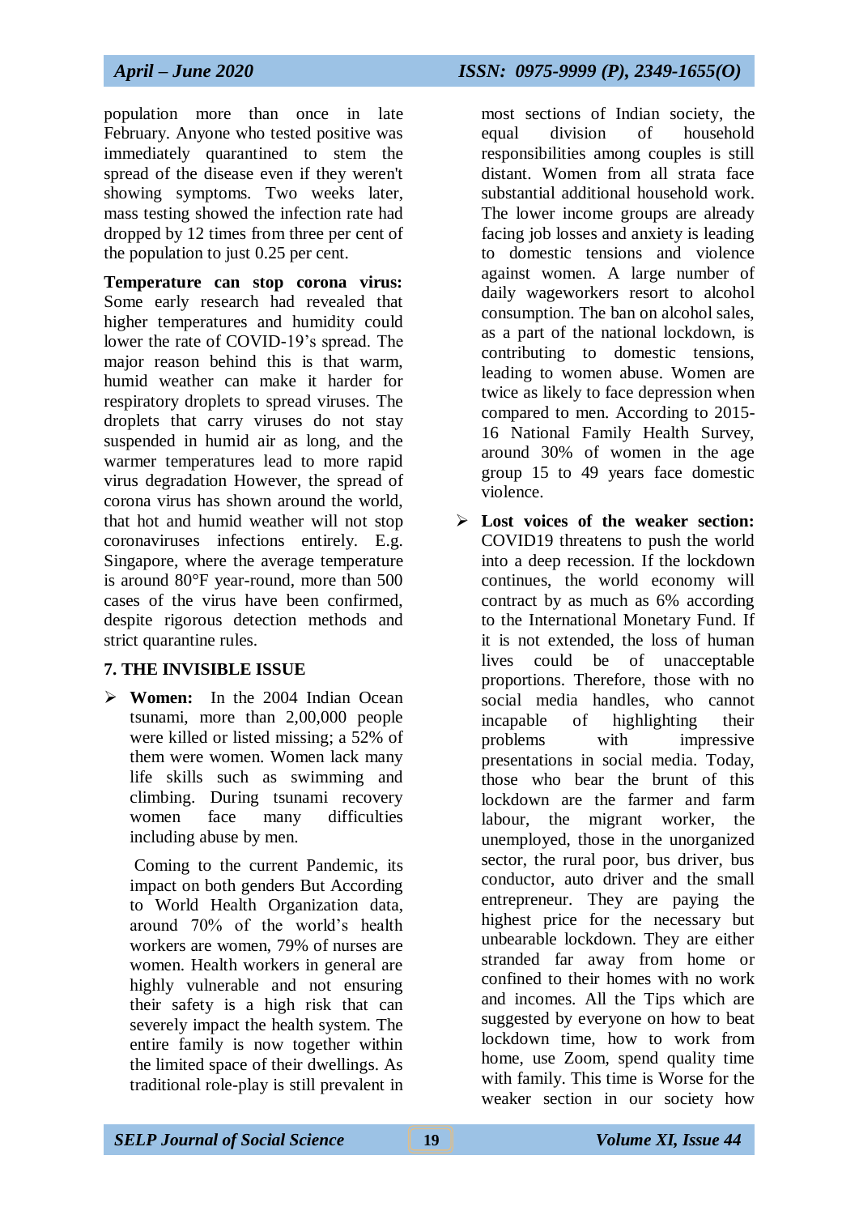population more than once in late February. Anyone who tested positive was immediately quarantined to stem the spread of the disease even if they weren't showing symptoms. Two weeks later, mass testing showed the infection rate had dropped by 12 times from three per cent of the population to just 0.25 per cent.

**Temperature can stop corona virus:** Some early research had revealed that higher temperatures and humidity could lower the rate of COVID-19's spread. The major reason behind this is that warm, humid weather can make it harder for respiratory droplets to spread viruses. The droplets that carry viruses do not stay suspended in humid air as long, and the warmer temperatures lead to more rapid virus degradation However, the spread of corona virus has shown around the world, that hot and humid weather will not stop coronaviruses infections entirely. E.g. Singapore, where the average temperature is around 80°F year-round, more than 500 cases of the virus have been confirmed, despite rigorous detection methods and strict quarantine rules.

## 7. THE INVISIBLE ISSUE

- **Women:** In the 2004 Indian Ocean tsunami, more than 2,00,000 people were killed or listed missing; a 52% of them were women. Women lack many life skills such as swimming and climbing. During tsunami recovery women face many difficulties including abuse by men.

  Coming to the current Pandemic, its impact on both genders But According to World Health Organization data, around 70% of the world's health workers are women, 79% of nurses are women. Health workers in general are highly vulnerable and not ensuring their safety is a high risk that can severely impact the health system. The entire family is now together within the limited space of their dwellings. As traditional role-play is still prevalent in most sections of Indian society, the equal division of household responsibilities among couples is still distant. Women from all strata face substantial additional household work. The lower income groups are already facing job losses and anxiety is leading to domestic tensions and violence against women. A large number of daily wageworkers resort to alcohol consumption. The ban on alcohol sales, as a part of the national lockdown, is contributing to domestic tensions, leading to women abuse. Women are twice as likely to face depression when compared to men. According to 2015-16 National Family Health Survey, around 30% of women in the age group 15 to 49 years face domestic violence.

- **Lost voices of the weaker section:** COVID19 threatens to push the world into a deep recession. If the lockdown continues, the world economy will contract by as much as 6% according to the International Monetary Fund. If it is not extended, the loss of human lives could be of unacceptable proportions. Therefore, those with no social media handles, who cannot incapable of highlighting their problems with impressive presentations in social media. Today, those who bear the brunt of this lockdown are the farmer and farm labour, the migrant worker, the unemployed, those in the unorganized sector, the rural poor, bus driver, bus conductor, auto driver and the small entrepreneur. They are paying the highest price for the necessary but unbearable lockdown. They are either stranded far away from home or confined to their homes with no work and incomes. All the Tips which are suggested by everyone on how to beat lockdown time, how to work from home, use Zoom, spend quality time with family. This time is Worse for the weaker section in our society how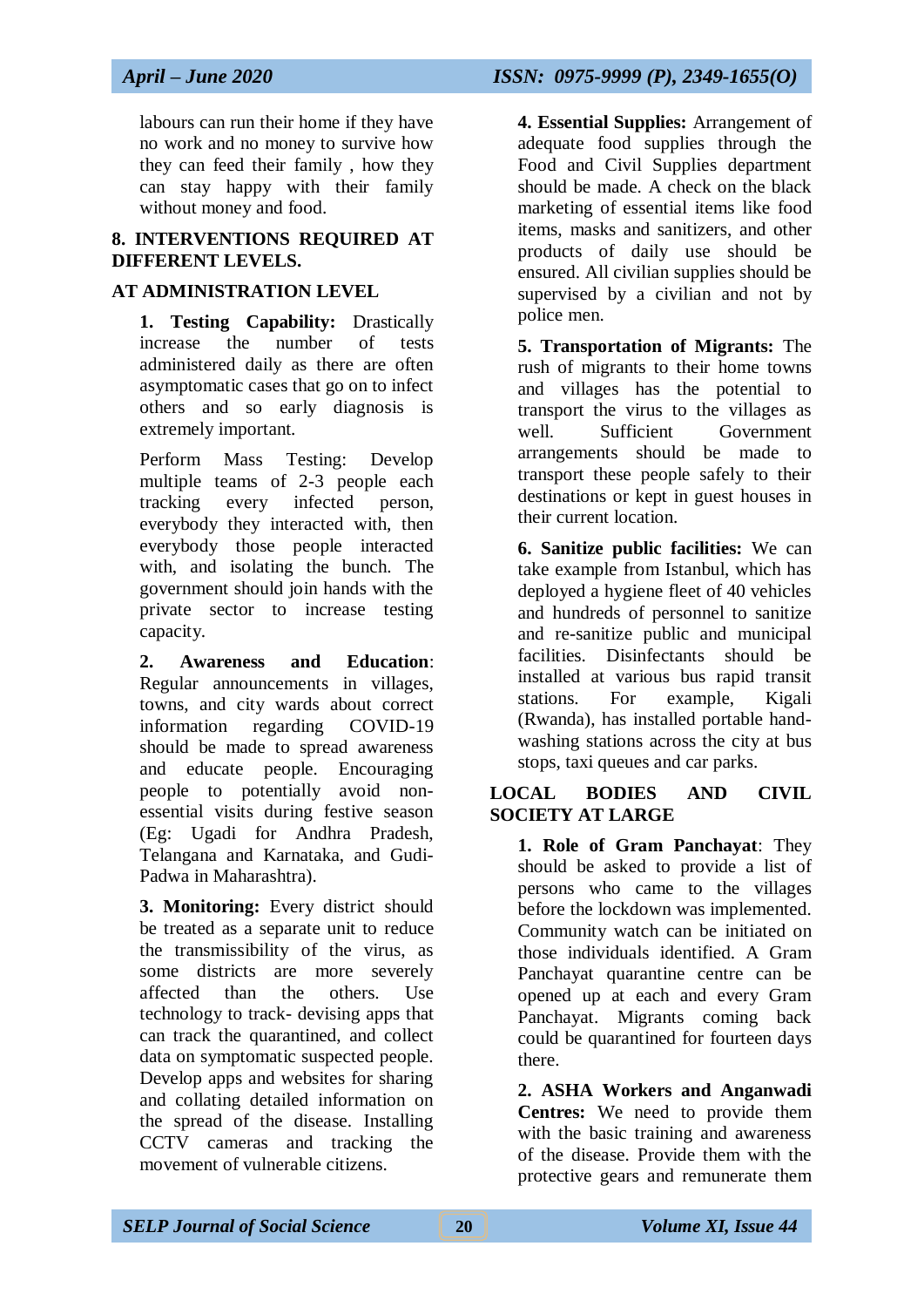labours can run their home if they have no work and no money to survive how they can feed their family , how they can stay happy with their family without money and food.

## 8. INTERVENTIONS REQUIRED AT DIFFERENT LEVELS.

### AT ADMINISTRATION LEVEL

**1. Testing Capability:** Drastically increase the number of tests administered daily as there are often asymptomatic cases that go on to infect others and so early diagnosis is extremely important.

Perform Mass Testing: Develop multiple teams of 2-3 people each tracking every infected person, everybody they interacted with, then everybody those people interacted with, and isolating the bunch. The government should join hands with the private sector to increase testing capacity.

**2. Awareness and Education**: Regular announcements in villages, towns, and city wards about correct information regarding COVID-19 should be made to spread awareness and educate people. Encouraging people to potentially avoid non-essential visits during festive season (Eg: Ugadi for Andhra Pradesh, Telangana and Karnataka, and Gudi-Padwa in Maharashtra).

**3. Monitoring:** Every district should be treated as a separate unit to reduce the transmissibility of the virus, as some districts are more severely affected than the others. Use technology to track- devising apps that can track the quarantined, and collect data on symptomatic suspected people. Develop apps and websites for sharing and collating detailed information on the spread of the disease. Installing CCTV cameras and tracking the movement of vulnerable citizens.

**4. Essential Supplies:** Arrangement of adequate food supplies through the Food and Civil Supplies department should be made. A check on the black marketing of essential items like food items, masks and sanitizers, and other products of daily use should be ensured. All civilian supplies should be supervised by a civilian and not by police men.

**5. Transportation of Migrants:** The rush of migrants to their home towns and villages has the potential to transport the virus to the villages as well. Sufficient Government arrangements should be made to transport these people safely to their destinations or kept in guest houses in their current location.

**6. Sanitize public facilities:** We can take example from Istanbul, which has deployed a hygiene fleet of 40 vehicles and hundreds of personnel to sanitize and re-sanitize public and municipal facilities. Disinfectants should be installed at various bus rapid transit stations. For example, Kigali (Rwanda), has installed portable hand-washing stations across the city at bus stops, taxi queues and car parks.

### LOCAL BODIES AND CIVIL SOCIETY AT LARGE

**1. Role of Gram Panchayat**: They should be asked to provide a list of persons who came to the villages before the lockdown was implemented. Community watch can be initiated on those individuals identified. A Gram Panchayat quarantine centre can be opened up at each and every Gram Panchayat. Migrants coming back could be quarantined for fourteen days there.

**2. ASHA Workers and Anganwadi Centres:** We need to provide them with the basic training and awareness of the disease. Provide them with the protective gears and remunerate them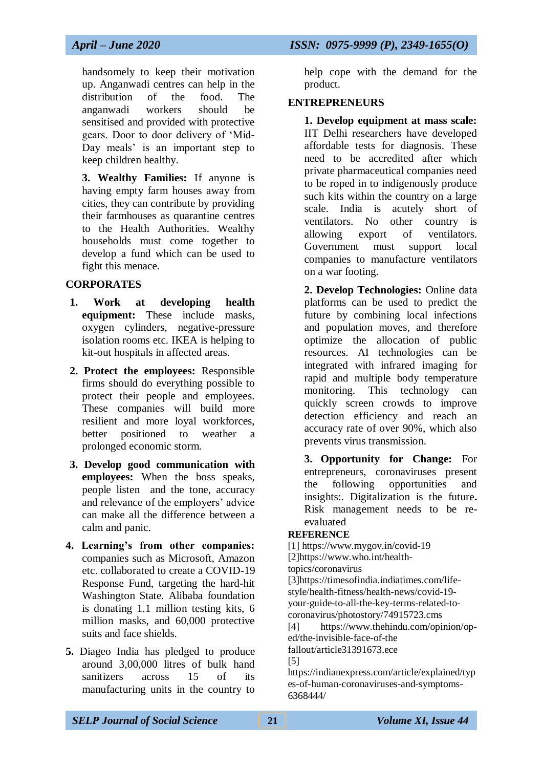handsomely to keep their motivation up. Anganwadi centres can help in the distribution of the food. The anganwadi workers should be sensitised and provided with protective gears. Door to door delivery of 'Mid-Day meals' is an important step to keep children healthy.

**3. Wealthy Families:** If anyone is having empty farm houses away from cities, they can contribute by providing their farmhouses as quarantine centres to the Health Authorities. Wealthy households must come together to develop a fund which can be used to fight this menace.

## CORPORATES

1. **Work at developing health equipment:** These include masks, oxygen cylinders, negative-pressure isolation rooms etc. IKEA is helping to kit-out hospitals in affected areas.
2. **Protect the employees:** Responsible firms should do everything possible to protect their people and employees. These companies will build more resilient and more loyal workforces, better positioned to weather a prolonged economic storm.
3. **Develop good communication with employees:** When the boss speaks, people listen and the tone, accuracy and relevance of the employers' advice can make all the difference between a calm and panic.
4. **Learning's from other companies:** companies such as Microsoft, Amazon etc. collaborated to create a COVID-19 Response Fund, targeting the hard-hit Washington State. Alibaba foundation is donating 1.1 million testing kits, 6 million masks, and 60,000 protective suits and face shields.
5. Diageo India has pledged to produce around 3,00,000 litres of bulk hand sanitizers across 15 of its manufacturing units in the country to help cope with the demand for the product.

## ENTREPRENEURS

**1. Develop equipment at mass scale:** IIT Delhi researchers have developed affordable tests for diagnosis. These need to be accredited after which private pharmaceutical companies need to be roped in to indigenously produce such kits within the country on a large scale. India is acutely short of ventilators. No other country is allowing export of ventilators. Government must support local companies to manufacture ventilators on a war footing.

**2. Develop Technologies:** Online data platforms can be used to predict the future by combining local infections and population moves, and therefore optimize the allocation of public resources. AI technologies can be integrated with infrared imaging for rapid and multiple body temperature monitoring. This technology can quickly screen crowds to improve detection efficiency and reach an accuracy rate of over 90%, which also prevents virus transmission.

**3. Opportunity for Change:** For entrepreneurs, coronaviruses present the following opportunities and insights:. Digitalization is the future**.** Risk management needs to be re-evaluated

## REFERENCE

[1] https://www.mygov.in/covid-19
[2]https://www.who.int/health-topics/coronavirus
[3]https://timesofindia.indiatimes.com/life-style/health-fitness/health-news/covid-19-your-guide-to-all-the-key-terms-related-to-coronavirus/photostory/74915723.cms
[4] https://www.thehindu.com/opinion/op-ed/the-invisible-face-of-the fallout/article31391673.ece
[5] https://indianexpress.com/article/explained/types-of-human-coronaviruses-and-symptoms-6368444/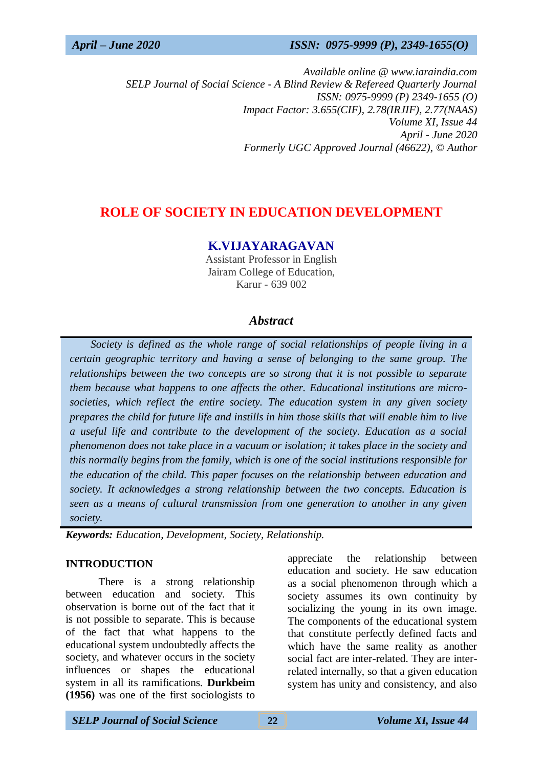*Available online @ www.iaraindia.com*
*SELP Journal of Social Science - A Blind Review & Refereed Quarterly Journal*
*ISSN: 0975-9999 (P) 2349-1655 (O)*
*Impact Factor: 3.655(CIF), 2.78(IRJIF), 2.77(NAAS)*
*Volume XI, Issue 44*
*April - June 2020*
*Formerly UGC Approved Journal (46622), © Author*

# ROLE OF SOCIETY IN EDUCATION DEVELOPMENT

**K.VIJAYARAGAVAN**
Assistant Professor in English
Jairam College of Education,
Karur - 639 002

## *Abstract*

*Society is defined as the whole range of social relationships of people living in a certain geographic territory and having a sense of belonging to the same group. The relationships between the two concepts are so strong that it is not possible to separate them because what happens to one affects the other. Educational institutions are micro-societies, which reflect the entire society. The education system in any given society prepares the child for future life and instills in him those skills that will enable him to live a useful life and contribute to the development of the society. Education as a social phenomenon does not take place in a vacuum or isolation; it takes place in the society and this normally begins from the family, which is one of the social institutions responsible for the education of the child. This paper focuses on the relationship between education and society. It acknowledges a strong relationship between the two concepts. Education is seen as a means of cultural transmission from one generation to another in any given society.*

***Keywords:*** *Education, Development, Society, Relationship.*

### INTRODUCTION

There is a strong relationship between education and society. This observation is borne out of the fact that it is not possible to separate. This is because of the fact that what happens to the educational system undoubtedly affects the society, and whatever occurs in the society influences or shapes the educational system in all its ramifications. **Durkbeim (1956)** was one of the first sociologists to appreciate the relationship between education and society. He saw education as a social phenomenon through which a society assumes its own continuity by socializing the young in its own image. The components of the educational system that constitute perfectly defined facts and which have the same reality as another social fact are inter-related. They are inter-related internally, so that a given education system has unity and consistency, and also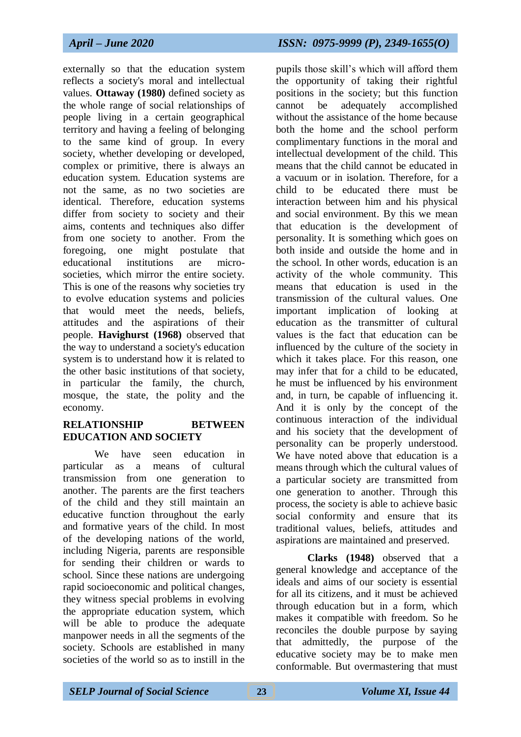externally so that the education system reflects a society's moral and intellectual values. **Ottaway (1980)** defined society as the whole range of social relationships of people living in a certain geographical territory and having a feeling of belonging to the same kind of group. In every society, whether developing or developed, complex or primitive, there is always an education system. Education systems are not the same, as no two societies are identical. Therefore, education systems differ from society to society and their aims, contents and techniques also differ from one society to another. From the foregoing, one might postulate that educational institutions are micro-societies, which mirror the entire society. This is one of the reasons why societies try to evolve education systems and policies that would meet the needs, beliefs, attitudes and the aspirations of their people. **Havighurst (1968)** observed that the way to understand a society's education system is to understand how it is related to the other basic institutions of that society, in particular the family, the church, mosque, the state, the polity and the economy.

## RELATIONSHIP BETWEEN EDUCATION AND SOCIETY

We have seen education in particular as a means of cultural transmission from one generation to another. The parents are the first teachers of the child and they still maintain an educative function throughout the early and formative years of the child. In most of the developing nations of the world, including Nigeria, parents are responsible for sending their children or wards to school. Since these nations are undergoing rapid socioeconomic and political changes, they witness special problems in evolving the appropriate education system, which will be able to produce the adequate manpower needs in all the segments of the society. Schools are established in many societies of the world so as to instill in the pupils those skill's which will afford them the opportunity of taking their rightful positions in the society; but this function cannot be adequately accomplished without the assistance of the home because both the home and the school perform complimentary functions in the moral and intellectual development of the child. This means that the child cannot be educated in a vacuum or in isolation. Therefore, for a child to be educated there must be interaction between him and his physical and social environment. By this we mean that education is the development of personality. It is something which goes on both inside and outside the home and in the school. In other words, education is an activity of the whole community. This means that education is used in the transmission of the cultural values. One important implication of looking at education as the transmitter of cultural values is the fact that education can be influenced by the culture of the society in which it takes place. For this reason, one may infer that for a child to be educated, he must be influenced by his environment and, in turn, be capable of influencing it. And it is only by the concept of the continuous interaction of the individual and his society that the development of personality can be properly understood. We have noted above that education is a means through which the cultural values of a particular society are transmitted from one generation to another. Through this process, the society is able to achieve basic social conformity and ensure that its traditional values, beliefs, attitudes and aspirations are maintained and preserved.

**Clarks (1948)** observed that a general knowledge and acceptance of the ideals and aims of our society is essential for all its citizens, and it must be achieved through education but in a form, which makes it compatible with freedom. So he reconciles the double purpose by saying that admittedly, the purpose of the educative society may be to make men conformable. But overmastering that must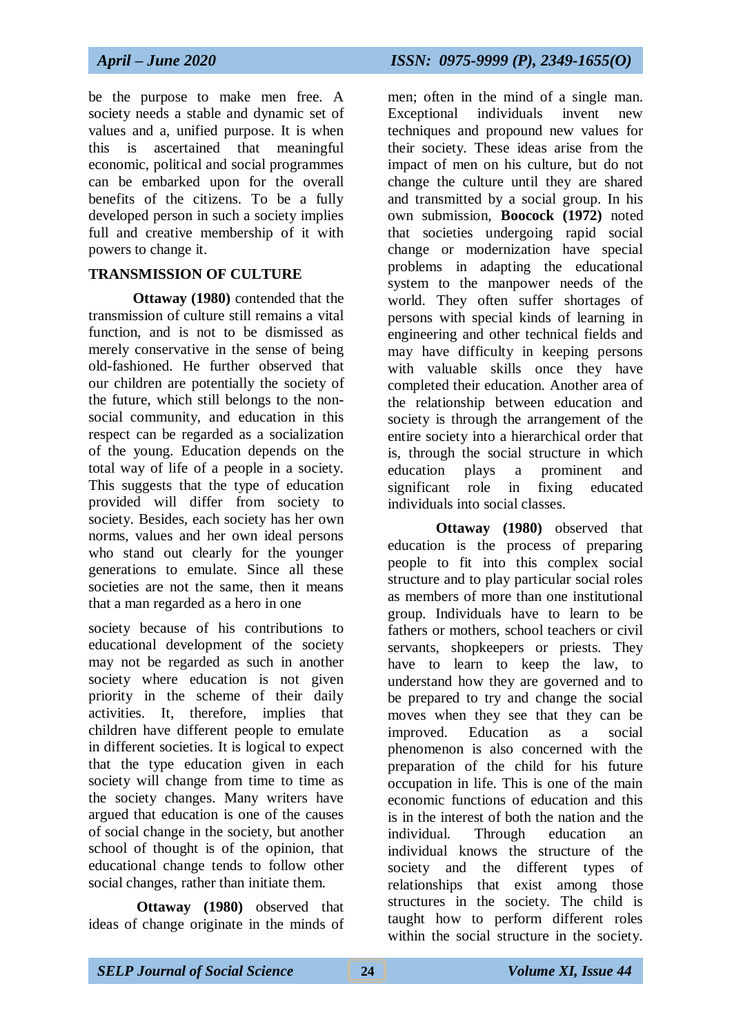be the purpose to make men free. A society needs a stable and dynamic set of values and a, unified purpose. It is when this is ascertained that meaningful economic, political and social programmes can be embarked upon for the overall benefits of the citizens. To be a fully developed person in such a society implies full and creative membership of it with powers to change it.

## TRANSMISSION OF CULTURE

**Ottaway (1980)** contended that the transmission of culture still remains a vital function, and is not to be dismissed as merely conservative in the sense of being old-fashioned. He further observed that our children are potentially the society of the future, which still belongs to the non-social community, and education in this respect can be regarded as a socialization of the young. Education depends on the total way of life of a people in a society. This suggests that the type of education provided will differ from society to society. Besides, each society has her own norms, values and her own ideal persons who stand out clearly for the younger generations to emulate. Since all these societies are not the same, then it means that a man regarded as a hero in one society because of his contributions to educational development of the society may not be regarded as such in another society where education is not given priority in the scheme of their daily activities. It, therefore, implies that children have different people to emulate in different societies. It is logical to expect that the type education given in each society will change from time to time as the society changes. Many writers have argued that education is one of the causes of social change in the society, but another school of thought is of the opinion, that educational change tends to follow other social changes, rather than initiate them.

**Ottaway (1980)** observed that ideas of change originate in the minds of men; often in the mind of a single man. Exceptional individuals invent new techniques and propound new values for their society. These ideas arise from the impact of men on his culture, but do not change the culture until they are shared and transmitted by a social group. In his own submission, **Boocock (1972)** noted that societies undergoing rapid social change or modernization have special problems in adapting the educational system to the manpower needs of the world. They often suffer shortages of persons with special kinds of learning in engineering and other technical fields and may have difficulty in keeping persons with valuable skills once they have completed their education. Another area of the relationship between education and society is through the arrangement of the entire society into a hierarchical order that is, through the social structure in which education plays a prominent and significant role in fixing educated individuals into social classes.

**Ottaway (1980)** observed that education is the process of preparing people to fit into this complex social structure and to play particular social roles as members of more than one institutional group. Individuals have to learn to be fathers or mothers, school teachers or civil servants, shopkeepers or priests. They have to learn to keep the law, to understand how they are governed and to be prepared to try and change the social moves when they see that they can be improved. Education as a social phenomenon is also concerned with the preparation of the child for his future occupation in life. This is one of the main economic functions of education and this is in the interest of both the nation and the individual. Through education an individual knows the structure of the society and the different types of relationships that exist among those structures in the society. The child is taught how to perform different roles within the social structure in the society.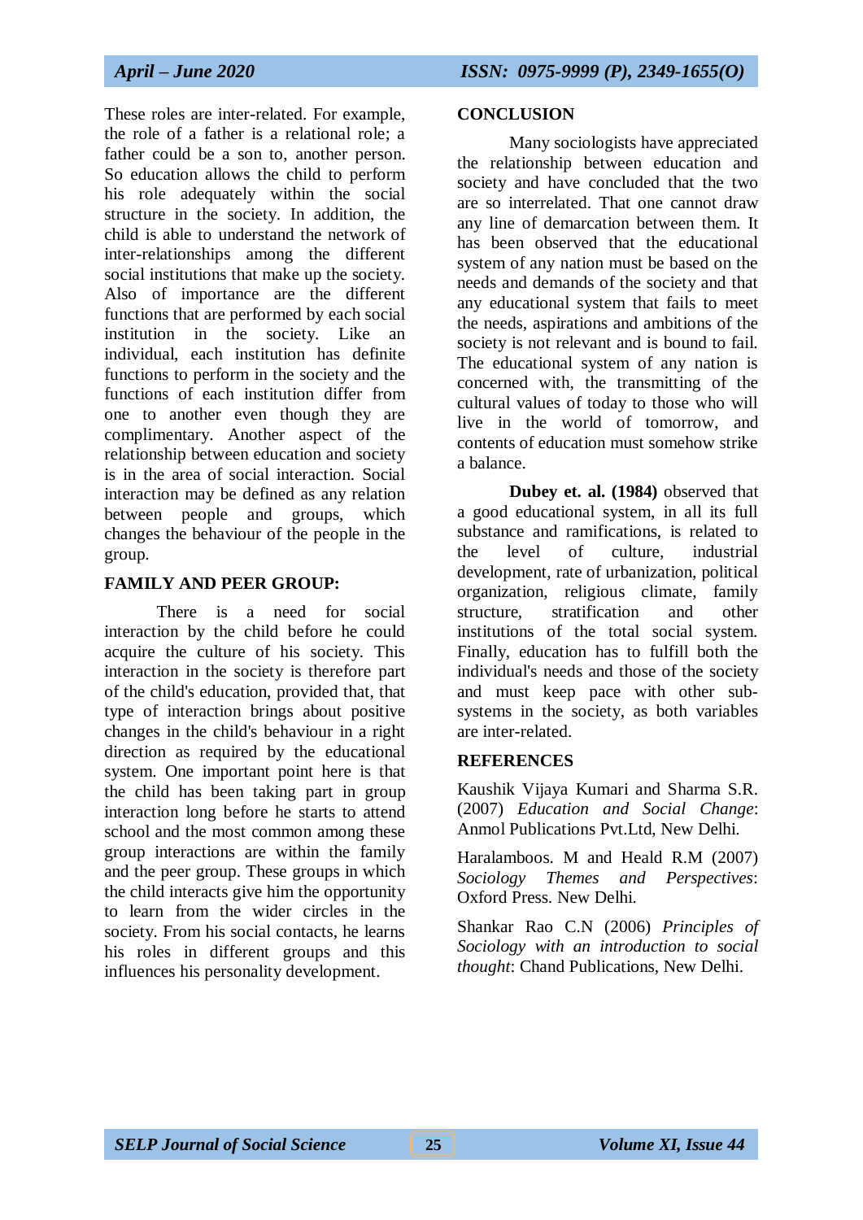These roles are inter-related. For example, the role of a father is a relational role; a father could be a son to, another person. So education allows the child to perform his role adequately within the social structure in the society. In addition, the child is able to understand the network of inter-relationships among the different social institutions that make up the society. Also of importance are the different functions that are performed by each social institution in the society. Like an individual, each institution has definite functions to perform in the society and the functions of each institution differ from one to another even though they are complimentary. Another aspect of the relationship between education and society is in the area of social interaction. Social interaction may be defined as any relation between people and groups, which changes the behaviour of the people in the group.

## FAMILY AND PEER GROUP:

There is a need for social interaction by the child before he could acquire the culture of his society. This interaction in the society is therefore part of the child's education, provided that, that type of interaction brings about positive changes in the child's behaviour in a right direction as required by the educational system. One important point here is that the child has been taking part in group interaction long before he starts to attend school and the most common among these group interactions are within the family and the peer group. These groups in which the child interacts give him the opportunity to learn from the wider circles in the society. From his social contacts, he learns his roles in different groups and this influences his personality development.

## CONCLUSION

Many sociologists have appreciated the relationship between education and society and have concluded that the two are so interrelated. That one cannot draw any line of demarcation between them. It has been observed that the educational system of any nation must be based on the needs and demands of the society and that any educational system that fails to meet the needs, aspirations and ambitions of the society is not relevant and is bound to fail. The educational system of any nation is concerned with, the transmitting of the cultural values of today to those who will live in the world of tomorrow, and contents of education must somehow strike a balance.

**Dubey et. al. (1984)** observed that a good educational system, in all its full substance and ramifications, is related to the level of culture, industrial development, rate of urbanization, political organization, religious climate, family structure, stratification and other institutions of the total social system. Finally, education has to fulfill both the individual's needs and those of the society and must keep pace with other sub-systems in the society, as both variables are inter-related.

## REFERENCES

Kaushik Vijaya Kumari and Sharma S.R. (2007) *Education and Social Change*: Anmol Publications Pvt.Ltd, New Delhi.

Haralamboos. M and Heald R.M (2007) *Sociology Themes and Perspectives*: Oxford Press. New Delhi.

Shankar Rao C.N (2006) *Principles of Sociology with an introduction to social thought*: Chand Publications, New Delhi.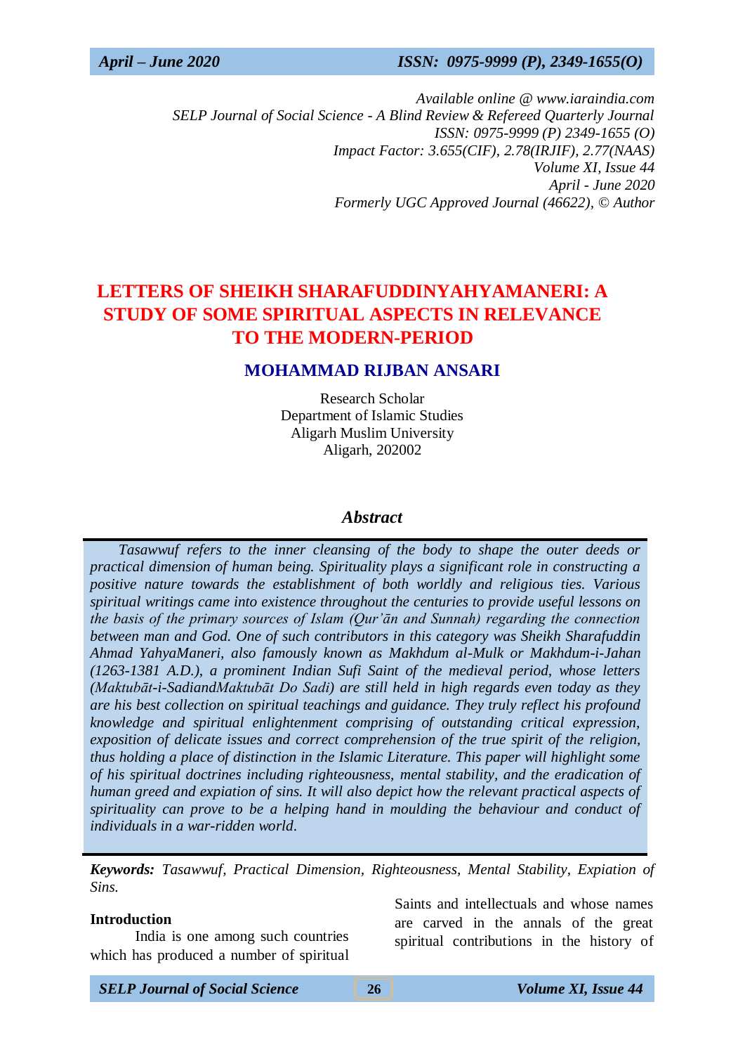Available online @ www.iaraindia.com
SELP Journal of Social Science - A Blind Review & Refereed Quarterly Journal
ISSN: 0975-9999 (P) 2349-1655 (O)
Impact Factor: 3.655(CIF), 2.78(IRJIF), 2.77(NAAS)
Volume XI, Issue 44
April - June 2020
Formerly UGC Approved Journal (46622), © Author

# LETTERS OF SHEIKH SHARAFUDDINYAHYAMANERI: A STUDY OF SOME SPIRITUAL ASPECTS IN RELEVANCE TO THE MODERN-PERIOD

## MOHAMMAD RIJBAN ANSARI

Research Scholar
Department of Islamic Studies
Aligarh Muslim University
Aligarh, 202002

### *Abstract*

*Tasawwuf refers to the inner cleansing of the body to shape the outer deeds or practical dimension of human being. Spirituality plays a significant role in constructing a positive nature towards the establishment of both worldly and religious ties. Various spiritual writings came into existence throughout the centuries to provide useful lessons on the basis of the primary sources of Islam (Qur'ān and Sunnah) regarding the connection between man and God. One of such contributors in this category was Sheikh Sharafuddin Ahmad YahyaManeri, also famously known as Makhdum al-Mulk or Makhdum-i-Jahan (1263-1381 A.D.), a prominent Indian Sufi Saint of the medieval period, whose letters (Maktubāt-i-SadiandMaktubāt Do Sadi) are still held in high regards even today as they are his best collection on spiritual teachings and guidance. They truly reflect his profound knowledge and spiritual enlightenment comprising of outstanding critical expression, exposition of delicate issues and correct comprehension of the true spirit of the religion, thus holding a place of distinction in the Islamic Literature. This paper will highlight some of his spiritual doctrines including righteousness, mental stability, and the eradication of human greed and expiation of sins. It will also depict how the relevant practical aspects of spirituality can prove to be a helping hand in moulding the behaviour and conduct of individuals in a war-ridden world.*

***Keywords:*** *Tasawwuf, Practical Dimension, Righteousness, Mental Stability, Expiation of Sins.*

### Introduction

India is one among such countries which has produced a number of spiritual Saints and intellectuals and whose names are carved in the annals of the great spiritual contributions in the history of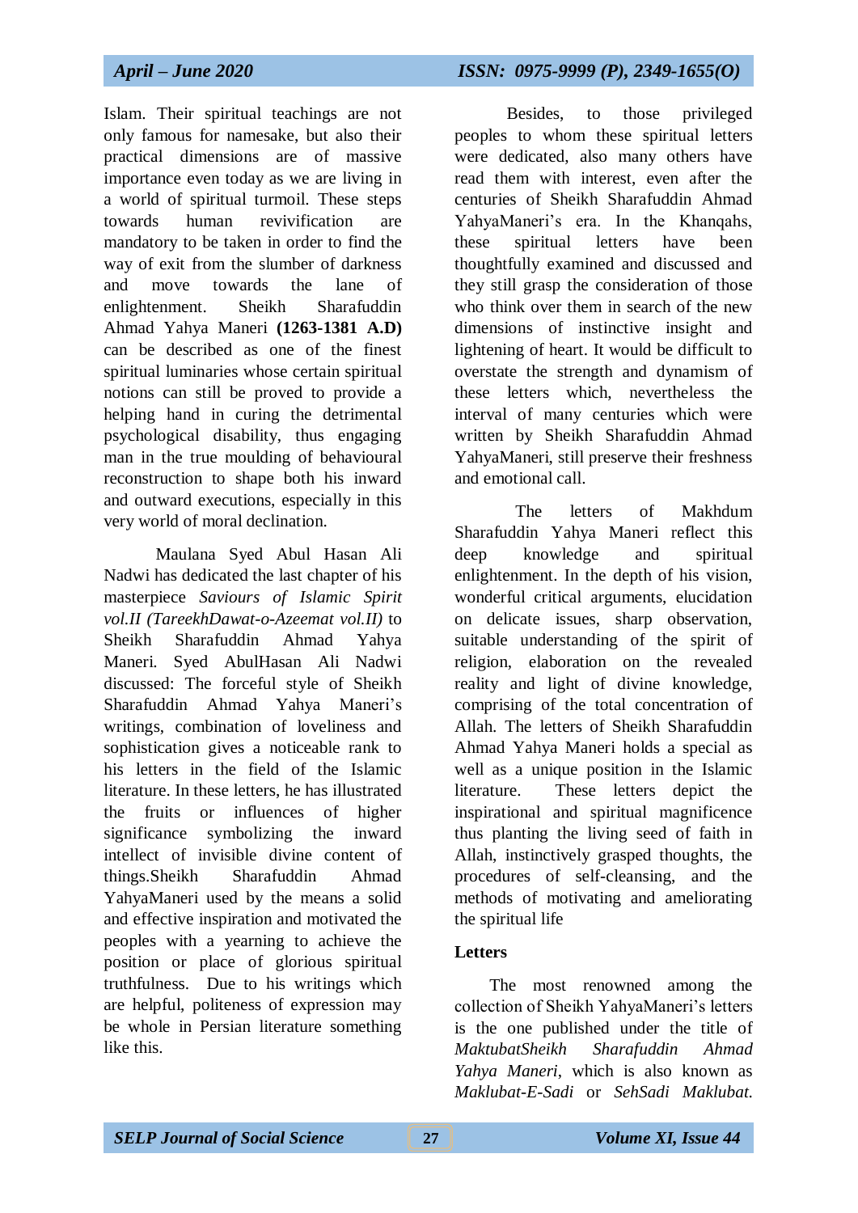Islam. Their spiritual teachings are not only famous for namesake, but also their practical dimensions are of massive importance even today as we are living in a world of spiritual turmoil. These steps towards human revivification are mandatory to be taken in order to find the way of exit from the slumber of darkness and move towards the lane of enlightenment. Sheikh Sharafuddin Ahmad Yahya Maneri **(1263-1381 A.D)** can be described as one of the finest spiritual luminaries whose certain spiritual notions can still be proved to provide a helping hand in curing the detrimental psychological disability, thus engaging man in the true moulding of behavioural reconstruction to shape both his inward and outward executions, especially in this very world of moral declination.

Maulana Syed Abul Hasan Ali Nadwi has dedicated the last chapter of his masterpiece *Saviours of Islamic Spirit vol.II (TareekhDawat-o-Azeemat vol.II)* to Sheikh Sharafuddin Ahmad Yahya Maneri. Syed AbulHasan Ali Nadwi discussed: The forceful style of Sheikh Sharafuddin Ahmad Yahya Maneri's writings, combination of loveliness and sophistication gives a noticeable rank to his letters in the field of the Islamic literature. In these letters, he has illustrated the fruits or influences of higher significance symbolizing the inward intellect of invisible divine content of things.Sheikh Sharafuddin Ahmad YahyaManeri used by the means a solid and effective inspiration and motivated the peoples with a yearning to achieve the position or place of glorious spiritual truthfulness. Due to his writings which are helpful, politeness of expression may be whole in Persian literature something like this.

Besides, to those privileged peoples to whom these spiritual letters were dedicated, also many others have read them with interest, even after the centuries of Sheikh Sharafuddin Ahmad YahyaManeri's era. In the Khanqahs, these spiritual letters have been thoughtfully examined and discussed and they still grasp the consideration of those who think over them in search of the new dimensions of instinctive insight and lightening of heart. It would be difficult to overstate the strength and dynamism of these letters which, nevertheless the interval of many centuries which were written by Sheikh Sharafuddin Ahmad YahyaManeri, still preserve their freshness and emotional call.

The letters of Makhdum Sharafuddin Yahya Maneri reflect this deep knowledge and spiritual enlightenment. In the depth of his vision, wonderful critical arguments, elucidation on delicate issues, sharp observation, suitable understanding of the spirit of religion, elaboration on the revealed reality and light of divine knowledge, comprising of the total concentration of Allah. The letters of Sheikh Sharafuddin Ahmad Yahya Maneri holds a special as well as a unique position in the Islamic literature. These letters depict the inspirational and spiritual magnificence thus planting the living seed of faith in Allah, instinctively grasped thoughts, the procedures of self-cleansing, and the methods of motivating and ameliorating the spiritual life

**Letters**

The most renowned among the collection of Sheikh YahyaManeri's letters is the one published under the title of *MaktubatSheikh Sharafuddin Ahmad Yahya Maneri*, which is also known as *Maklubat-E-Sadi* or *SehSadi Maklubat.*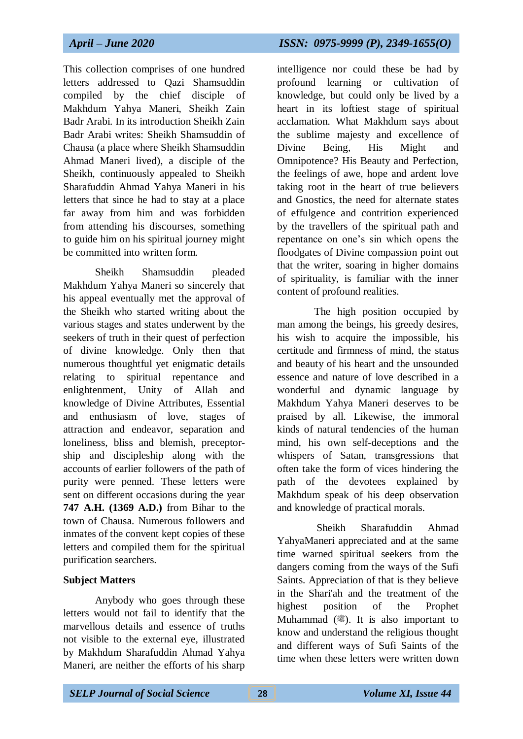This collection comprises of one hundred letters addressed to Qazi Shamsuddin compiled by the chief disciple of Makhdum Yahya Maneri, Sheikh Zain Badr Arabi. In its introduction Sheikh Zain Badr Arabi writes: Sheikh Shamsuddin of Chausa (a place where Sheikh Shamsuddin Ahmad Maneri lived), a disciple of the Sheikh, continuously appealed to Sheikh Sharafuddin Ahmad Yahya Maneri in his letters that since he had to stay at a place far away from him and was forbidden from attending his discourses, something to guide him on his spiritual journey might be committed into written form.

Sheikh Shamsuddin pleaded Makhdum Yahya Maneri so sincerely that his appeal eventually met the approval of the Sheikh who started writing about the various stages and states underwent by the seekers of truth in their quest of perfection of divine knowledge. Only then that numerous thoughtful yet enigmatic details relating to spiritual repentance and enlightenment, Unity of Allah and knowledge of Divine Attributes, Essential and enthusiasm of love, stages of attraction and endeavor, separation and loneliness, bliss and blemish, preceptor-ship and discipleship along with the accounts of earlier followers of the path of purity were penned. These letters were sent on different occasions during the year **747 A.H. (1369 A.D.)** from Bihar to the town of Chausa. Numerous followers and inmates of the convent kept copies of these letters and compiled them for the spiritual purification searchers.

**Subject Matters**

Anybody who goes through these letters would not fail to identify that the marvellous details and essence of truths not visible to the external eye, illustrated by Makhdum Sharafuddin Ahmad Yahya Maneri, are neither the efforts of his sharp intelligence nor could these be had by profound learning or cultivation of knowledge, but could only be lived by a heart in its loftiest stage of spiritual acclamation. What Makhdum says about the sublime majesty and excellence of Divine Being, His Might and Omnipotence? His Beauty and Perfection, the feelings of awe, hope and ardent love taking root in the heart of true believers and Gnostics, the need for alternate states of effulgence and contrition experienced by the travellers of the spiritual path and repentance on one's sin which opens the floodgates of Divine compassion point out that the writer, soaring in higher domains of spirituality, is familiar with the inner content of profound realities.

The high position occupied by man among the beings, his greedy desires, his wish to acquire the impossible, his certitude and firmness of mind, the status and beauty of his heart and the unsounded essence and nature of love described in a wonderful and dynamic language by Makhdum Yahya Maneri deserves to be praised by all. Likewise, the immoral kinds of natural tendencies of the human mind, his own self-deceptions and the whispers of Satan, transgressions that often take the form of vices hindering the path of the devotees explained by Makhdum speak of his deep observation and knowledge of practical morals.

Sheikh Sharafuddin Ahmad YahyaManeri appreciated and at the same time warned spiritual seekers from the dangers coming from the ways of the Sufi Saints. Appreciation of that is they believe in the Shari'ah and the treatment of the highest position of the Prophet Muhammad (ﷺ). It is also important to know and understand the religious thought and different ways of Sufi Saints of the time when these letters were written down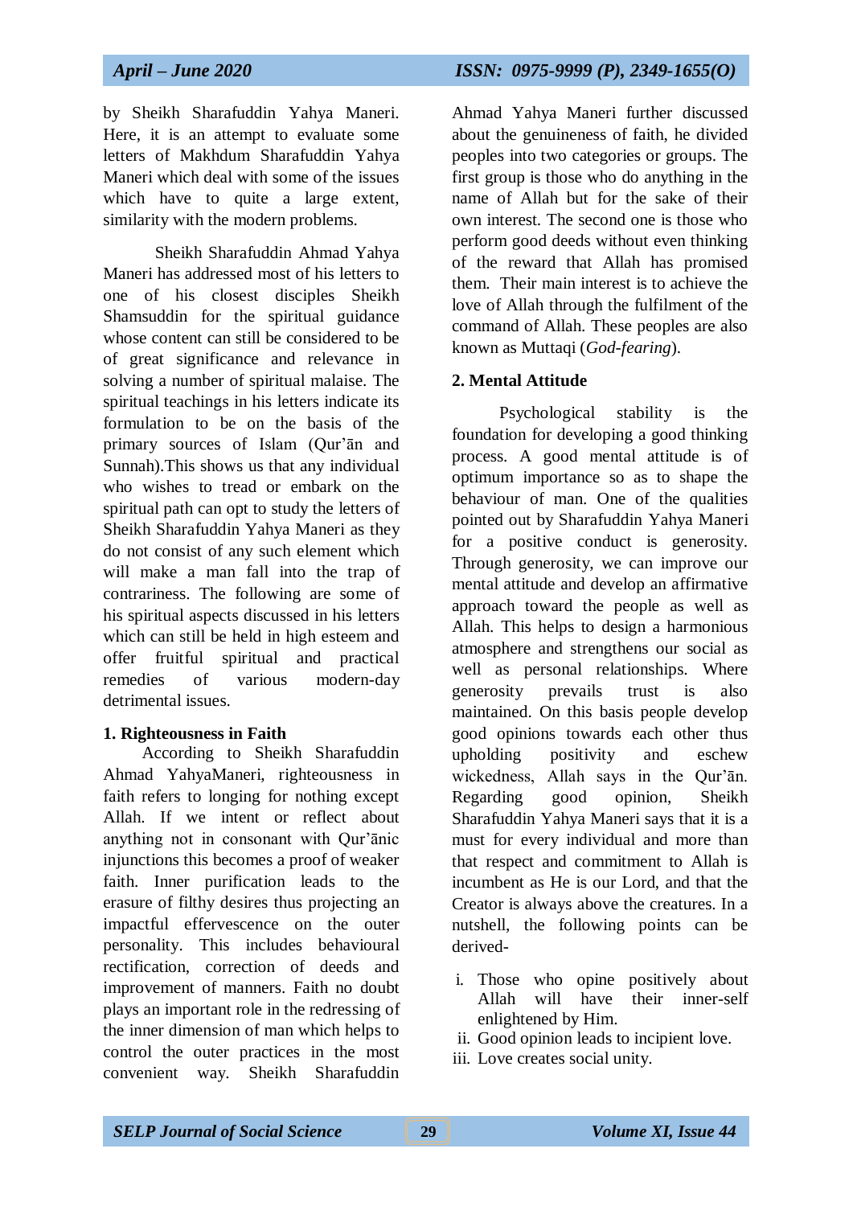by Sheikh Sharafuddin Yahya Maneri. Here, it is an attempt to evaluate some letters of Makhdum Sharafuddin Yahya Maneri which deal with some of the issues which have to quite a large extent, similarity with the modern problems.

Sheikh Sharafuddin Ahmad Yahya Maneri has addressed most of his letters to one of his closest disciples Sheikh Shamsuddin for the spiritual guidance whose content can still be considered to be of great significance and relevance in solving a number of spiritual malaise. The spiritual teachings in his letters indicate its formulation to be on the basis of the primary sources of Islam (Qur'ān and Sunnah).This shows us that any individual who wishes to tread or embark on the spiritual path can opt to study the letters of Sheikh Sharafuddin Yahya Maneri as they do not consist of any such element which will make a man fall into the trap of contrariness. The following are some of his spiritual aspects discussed in his letters which can still be held in high esteem and offer fruitful spiritual and practical remedies of various modern-day detrimental issues.

**1. Righteousness in Faith**

According to Sheikh Sharafuddin Ahmad YahyaManeri, righteousness in faith refers to longing for nothing except Allah. If we intent or reflect about anything not in consonant with Qur'ānic injunctions this becomes a proof of weaker faith. Inner purification leads to the erasure of filthy desires thus projecting an impactful effervescence on the outer personality. This includes behavioural rectification, correction of deeds and improvement of manners. Faith no doubt plays an important role in the redressing of the inner dimension of man which helps to control the outer practices in the most convenient way. Sheikh Sharafuddin Ahmad Yahya Maneri further discussed about the genuineness of faith, he divided peoples into two categories or groups. The first group is those who do anything in the name of Allah but for the sake of their own interest. The second one is those who perform good deeds without even thinking of the reward that Allah has promised them. Their main interest is to achieve the love of Allah through the fulfilment of the command of Allah. These peoples are also known as Muttaqi (*God-fearing*).

**2. Mental Attitude**

Psychological stability is the foundation for developing a good thinking process. A good mental attitude is of optimum importance so as to shape the behaviour of man. One of the qualities pointed out by Sharafuddin Yahya Maneri for a positive conduct is generosity. Through generosity, we can improve our mental attitude and develop an affirmative approach toward the people as well as Allah. This helps to design a harmonious atmosphere and strengthens our social as well as personal relationships. Where generosity prevails trust is also maintained. On this basis people develop good opinions towards each other thus upholding positivity and eschew wickedness, Allah says in the Qur'ān. Regarding good opinion, Sheikh Sharafuddin Yahya Maneri says that it is a must for every individual and more than that respect and commitment to Allah is incumbent as He is our Lord, and that the Creator is always above the creatures. In a nutshell, the following points can be derived-

i. Those who opine positively about Allah will have their inner-self enlightened by Him.
ii. Good opinion leads to incipient love.
iii. Love creates social unity.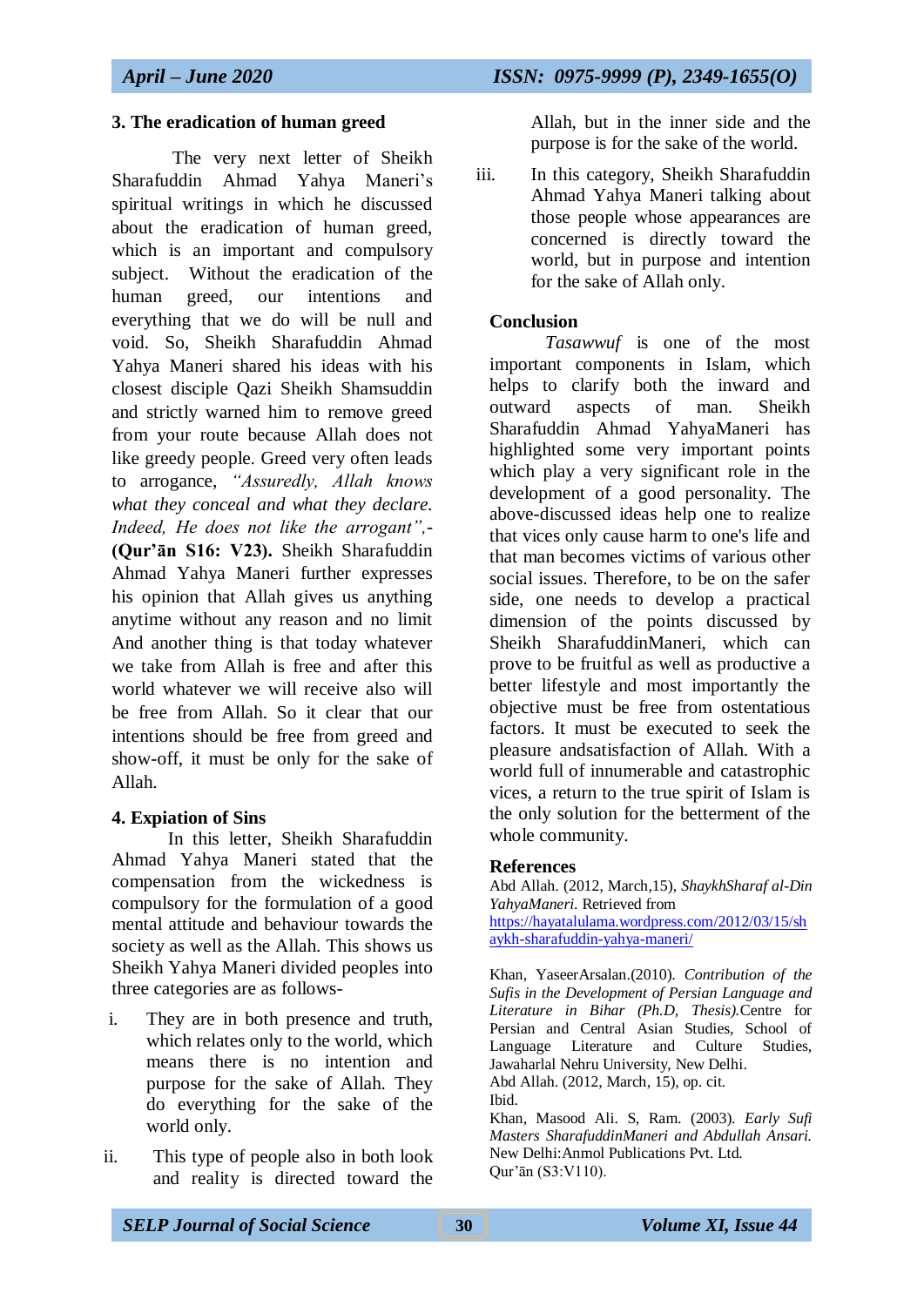### 3. The eradication of human greed

The very next letter of Sheikh Sharafuddin Ahmad Yahya Maneri's spiritual writings in which he discussed about the eradication of human greed, which is an important and compulsory subject. Without the eradication of the human greed, our intentions and everything that we do will be null and void. So, Sheikh Sharafuddin Ahmad Yahya Maneri shared his ideas with his closest disciple Qazi Sheikh Shamsuddin and strictly warned him to remove greed from your route because Allah does not like greedy people. Greed very often leads to arrogance, *"Assuredly, Allah knows what they conceal and what they declare. Indeed, He does not like the arrogant",-* **(Qur'ān S16: V23).** Sheikh Sharafuddin Ahmad Yahya Maneri further expresses his opinion that Allah gives us anything anytime without any reason and no limit And another thing is that today whatever we take from Allah is free and after this world whatever we will receive also will be free from Allah. So it clear that our intentions should be free from greed and show-off, it must be only for the sake of Allah.

### 4. Expiation of Sins

In this letter, Sheikh Sharafuddin Ahmad Yahya Maneri stated that the compensation from the wickedness is compulsory for the formulation of a good mental attitude and behaviour towards the society as well as the Allah. This shows us Sheikh Yahya Maneri divided peoples into three categories are as follows-

i. They are in both presence and truth, which relates only to the world, which means there is no intention and purpose for the sake of Allah. They do everything for the sake of the world only.

ii. This type of people also in both look and reality is directed toward the Allah, but in the inner side and the purpose is for the sake of the world.

iii. In this category, Sheikh Sharafuddin Ahmad Yahya Maneri talking about those people whose appearances are concerned is directly toward the world, but in purpose and intention for the sake of Allah only.

### Conclusion

*Tasawwuf* is one of the most important components in Islam, which helps to clarify both the inward and outward aspects of man. Sheikh Sharafuddin Ahmad YahyaManeri has highlighted some very important points which play a very significant role in the development of a good personality. The above-discussed ideas help one to realize that vices only cause harm to one's life and that man becomes victims of various other social issues. Therefore, to be on the safer side, one needs to develop a practical dimension of the points discussed by Sheikh SharafuddinManeri, which can prove to be fruitful as well as productive a better lifestyle and most importantly the objective must be free from ostentatious factors. It must be executed to seek the pleasure andsatisfaction of Allah. With a world full of innumerable and catastrophic vices, a return to the true spirit of Islam is the only solution for the betterment of the whole community.

### References

Abd Allah. (2012, March,15), *ShaykhSharaf al-Din YahyaManeri*. Retrieved from https://hayatalulama.wordpress.com/2012/03/15/shaykh-sharafuddin-yahya-maneri/

Khan, YaseerArsalan.(2010). *Contribution of the Sufis in the Development of Persian Language and Literature in Bihar (Ph.D, Thesis).*Centre for Persian and Central Asian Studies, School of Language Literature and Culture Studies, Jawaharlal Nehru University, New Delhi.

Abd Allah. (2012, March, 15), op. cit.

Ibid.

Khan, Masood Ali. S, Ram. (2003). *Early Sufi Masters SharafuddinManeri and Abdullah Ansari.* New Delhi:Anmol Publications Pvt. Ltd.

Qur'ān (S3:V110).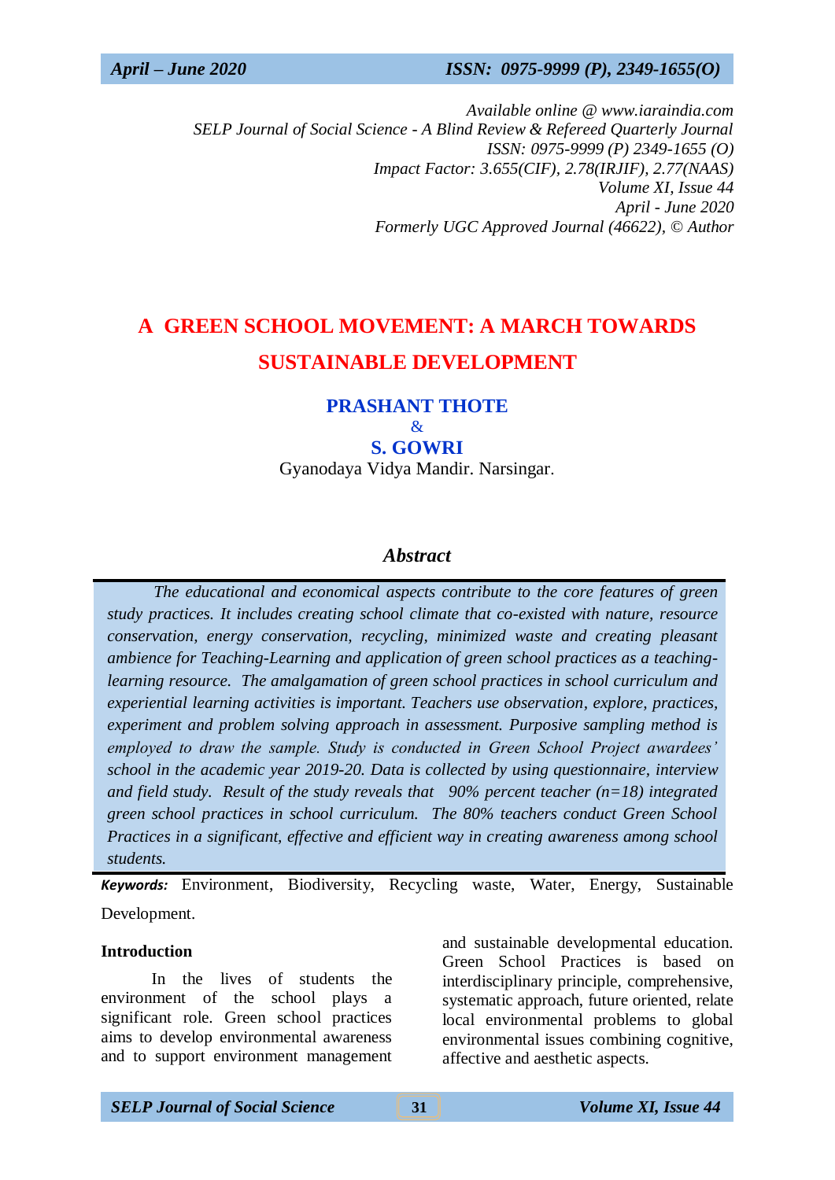Available online @ www.iaraindia.com
SELP Journal of Social Science - A Blind Review & Refereed Quarterly Journal
ISSN: 0975-9999 (P) 2349-1655 (O)
Impact Factor: 3.655(CIF), 2.78(IRJIF), 2.77(NAAS)
Volume XI, Issue 44
April - June 2020
Formerly UGC Approved Journal (46622), © Author

# A GREEN SCHOOL MOVEMENT: A MARCH TOWARDS SUSTAINABLE DEVELOPMENT

**PRASHANT THOTE**
&
**S. GOWRI**
Gyanodaya Vidya Mandir. Narsingar.

## *Abstract*

*The educational and economical aspects contribute to the core features of green study practices. It includes creating school climate that co-existed with nature, resource conservation, energy conservation, recycling, minimized waste and creating pleasant ambience for Teaching-Learning and application of green school practices as a teaching-learning resource. The amalgamation of green school practices in school curriculum and experiential learning activities is important. Teachers use observation, explore, practices, experiment and problem solving approach in assessment. Purposive sampling method is employed to draw the sample. Study is conducted in Green School Project awardees' school in the academic year 2019-20. Data is collected by using questionnaire, interview and field study. Result of the study reveals that 90% percent teacher (n=18) integrated green school practices in school curriculum. The 80% teachers conduct Green School Practices in a significant, effective and efficient way in creating awareness among school students.*

***Keywords:*** Environment, Biodiversity, Recycling waste, Water, Energy, Sustainable Development.

### Introduction

In the lives of students the environment of the school plays a significant role. Green school practices aims to develop environmental awareness and to support environment management and sustainable developmental education. Green School Practices is based on interdisciplinary principle, comprehensive, systematic approach, future oriented, relate local environmental problems to global environmental issues combining cognitive, affective and aesthetic aspects.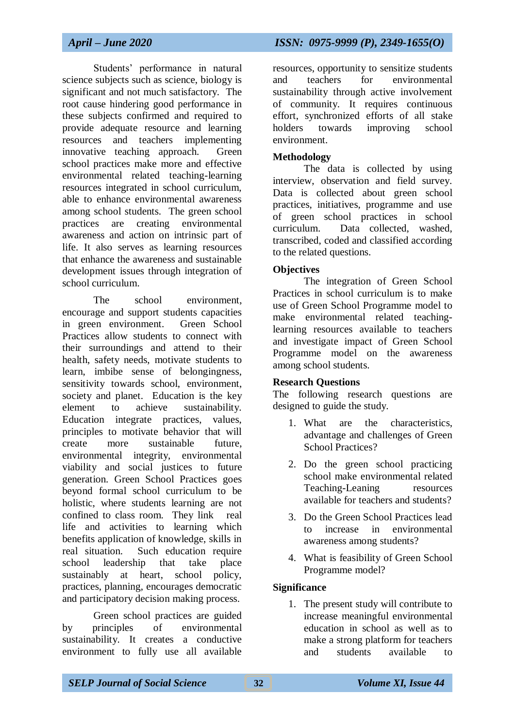Students' performance in natural science subjects such as science, biology is significant and not much satisfactory. The root cause hindering good performance in these subjects confirmed and required to provide adequate resource and learning resources and teachers implementing innovative teaching approach. Green school practices make more and effective environmental related teaching-learning resources integrated in school curriculum, able to enhance environmental awareness among school students. The green school practices are creating environmental awareness and action on intrinsic part of life. It also serves as learning resources that enhance the awareness and sustainable development issues through integration of school curriculum.

The school environment, encourage and support students capacities in green environment. Green School Practices allow students to connect with their surroundings and attend to their health, safety needs, motivate students to learn, imbibe sense of belongingness, sensitivity towards school, environment, society and planet. Education is the key element to achieve sustainability. Education integrate practices, values, principles to motivate behavior that will create more sustainable future, environmental integrity, environmental viability and social justices to future generation. Green School Practices goes beyond formal school curriculum to be holistic, where students learning are not confined to class room. They link real life and activities to learning which benefits application of knowledge, skills in real situation. Such education require school leadership that take place sustainably at heart, school policy, practices, planning, encourages democratic and participatory decision making process.

Green school practices are guided by principles of environmental sustainability. It creates a conductive environment to fully use all available resources, opportunity to sensitize students and teachers for environmental sustainability through active involvement of community. It requires continuous effort, synchronized efforts of all stake holders towards improving school environment.

## Methodology

The data is collected by using interview, observation and field survey. Data is collected about green school practices, initiatives, programme and use of green school practices in school curriculum. Data collected, washed, transcribed, coded and classified according to the related questions.

## Objectives

The integration of Green School Practices in school curriculum is to make use of Green School Programme model to make environmental related teaching-learning resources available to teachers and investigate impact of Green School Programme model on the awareness among school students.

## Research Questions

The following research questions are designed to guide the study.

1. What are the characteristics, advantage and challenges of Green School Practices?
2. Do the green school practicing school make environmental related Teaching-Leaning resources available for teachers and students?
3. Do the Green School Practices lead to increase in environmental awareness among students?
4. What is feasibility of Green School Programme model?

## Significance

1. The present study will contribute to increase meaningful environmental education in school as well as to make a strong platform for teachers and students available to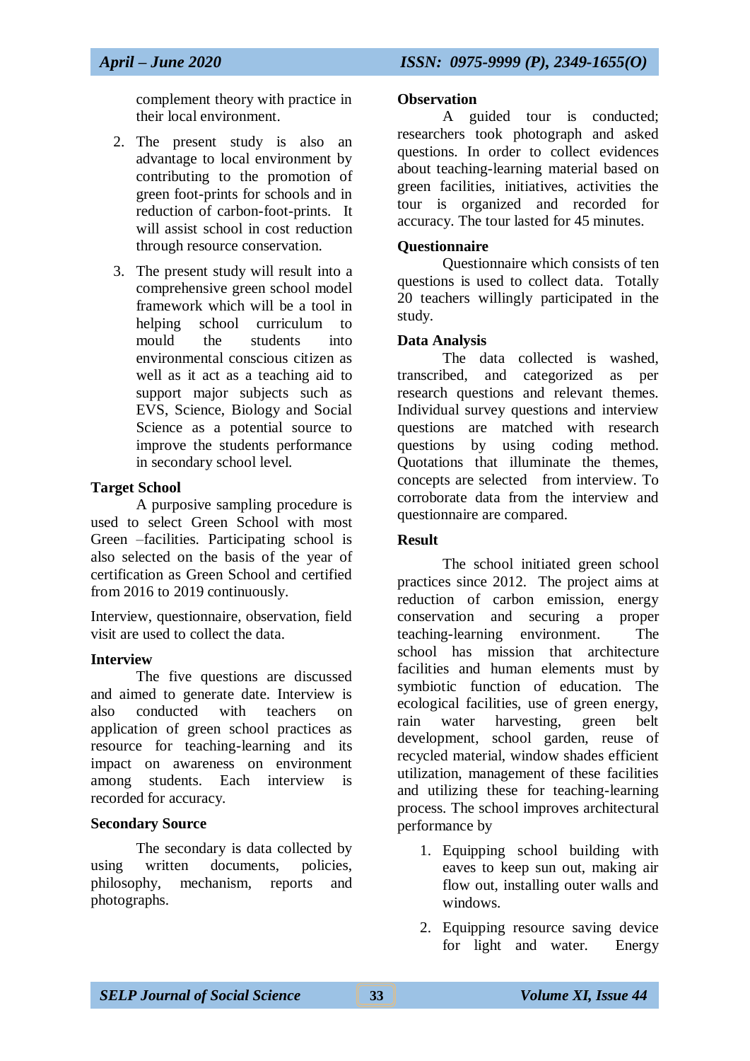complement theory with practice in their local environment.

2. The present study is also an advantage to local environment by contributing to the promotion of green foot-prints for schools and in reduction of carbon-foot-prints. It will assist school in cost reduction through resource conservation.

3. The present study will result into a comprehensive green school model framework which will be a tool in helping school curriculum to mould the students into environmental conscious citizen as well as it act as a teaching aid to support major subjects such as EVS, Science, Biology and Social Science as a potential source to improve the students performance in secondary school level.

**Target School**

A purposive sampling procedure is used to select Green School with most Green –facilities. Participating school is also selected on the basis of the year of certification as Green School and certified from 2016 to 2019 continuously.

Interview, questionnaire, observation, field visit are used to collect the data.

**Interview**

The five questions are discussed and aimed to generate date. Interview is also conducted with teachers on application of green school practices as resource for teaching-learning and its impact on awareness on environment among students. Each interview is recorded for accuracy.

**Secondary Source**

The secondary is data collected by using written documents, policies, philosophy, mechanism, reports and photographs.

**Observation**

A guided tour is conducted; researchers took photograph and asked questions. In order to collect evidences about teaching-learning material based on green facilities, initiatives, activities the tour is organized and recorded for accuracy. The tour lasted for 45 minutes.

**Questionnaire**

Questionnaire which consists of ten questions is used to collect data. Totally 20 teachers willingly participated in the study.

**Data Analysis**

The data collected is washed, transcribed, and categorized as per research questions and relevant themes. Individual survey questions and interview questions are matched with research questions by using coding method. Quotations that illuminate the themes, concepts are selected from interview. To corroborate data from the interview and questionnaire are compared.

**Result**

The school initiated green school practices since 2012. The project aims at reduction of carbon emission, energy conservation and securing a proper teaching-learning environment. The school has mission that architecture facilities and human elements must by symbiotic function of education. The ecological facilities, use of green energy, rain water harvesting, green belt development, school garden, reuse of recycled material, window shades efficient utilization, management of these facilities and utilizing these for teaching-learning process. The school improves architectural performance by

1. Equipping school building with eaves to keep sun out, making air flow out, installing outer walls and windows.

2. Equipping resource saving device for light and water. Energy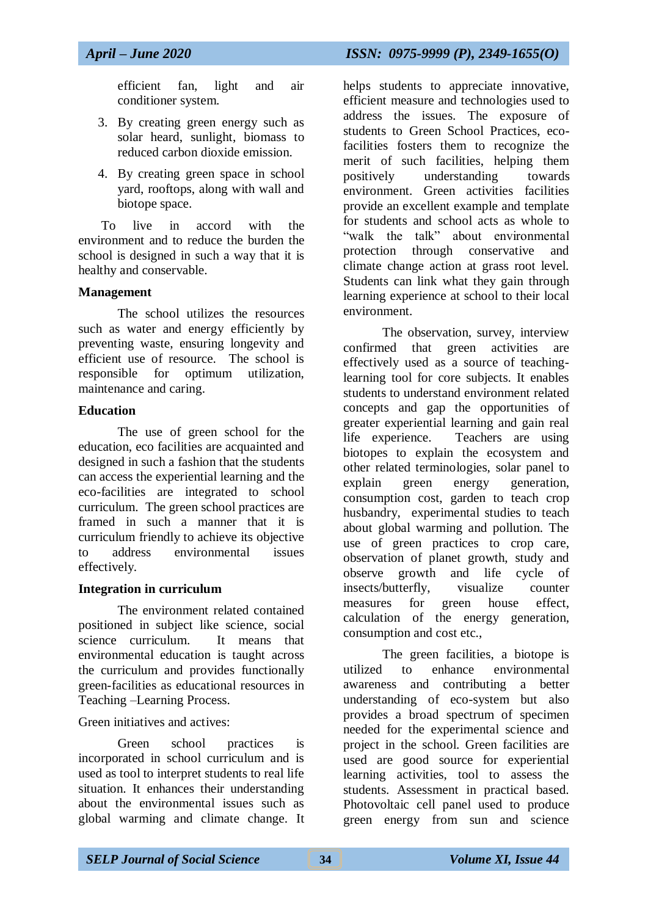efficient fan, light and air conditioner system.

3. By creating green energy such as solar heard, sunlight, biomass to reduced carbon dioxide emission.
4. By creating green space in school yard, rooftops, along with wall and biotope space.

To live in accord with the environment and to reduce the burden the school is designed in such a way that it is healthy and conservable.

**Management**

The school utilizes the resources such as water and energy efficiently by preventing waste, ensuring longevity and efficient use of resource. The school is responsible for optimum utilization, maintenance and caring.

**Education**

The use of green school for the education, eco facilities are acquainted and designed in such a fashion that the students can access the experiential learning and the eco-facilities are integrated to school curriculum. The green school practices are framed in such a manner that it is curriculum friendly to achieve its objective to address environmental issues effectively.

**Integration in curriculum**

The environment related contained positioned in subject like science, social science curriculum. It means that environmental education is taught across the curriculum and provides functionally green-facilities as educational resources in Teaching –Learning Process.

Green initiatives and actives:

Green school practices is incorporated in school curriculum and is used as tool to interpret students to real life situation. It enhances their understanding about the environmental issues such as global warming and climate change. It helps students to appreciate innovative, efficient measure and technologies used to address the issues. The exposure of students to Green School Practices, eco-facilities fosters them to recognize the merit of such facilities, helping them positively understanding towards environment. Green activities facilities provide an excellent example and template for students and school acts as whole to "walk the talk" about environmental protection through conservative and climate change action at grass root level. Students can link what they gain through learning experience at school to their local environment.

The observation, survey, interview confirmed that green activities are effectively used as a source of teaching-learning tool for core subjects. It enables students to understand environment related concepts and gap the opportunities of greater experiential learning and gain real life experience. Teachers are using biotopes to explain the ecosystem and other related terminologies, solar panel to explain green energy generation, consumption cost, garden to teach crop husbandry, experimental studies to teach about global warming and pollution. The use of green practices to crop care, observation of planet growth, study and observe growth and life cycle of insects/butterfly, visualize counter measures for green house effect, calculation of the energy generation, consumption and cost etc.,

The green facilities, a biotope is utilized to enhance environmental awareness and contributing a better understanding of eco-system but also provides a broad spectrum of specimen needed for the experimental science and project in the school. Green facilities are used are good source for experiential learning activities, tool to assess the students. Assessment in practical based. Photovoltaic cell panel used to produce green energy from sun and science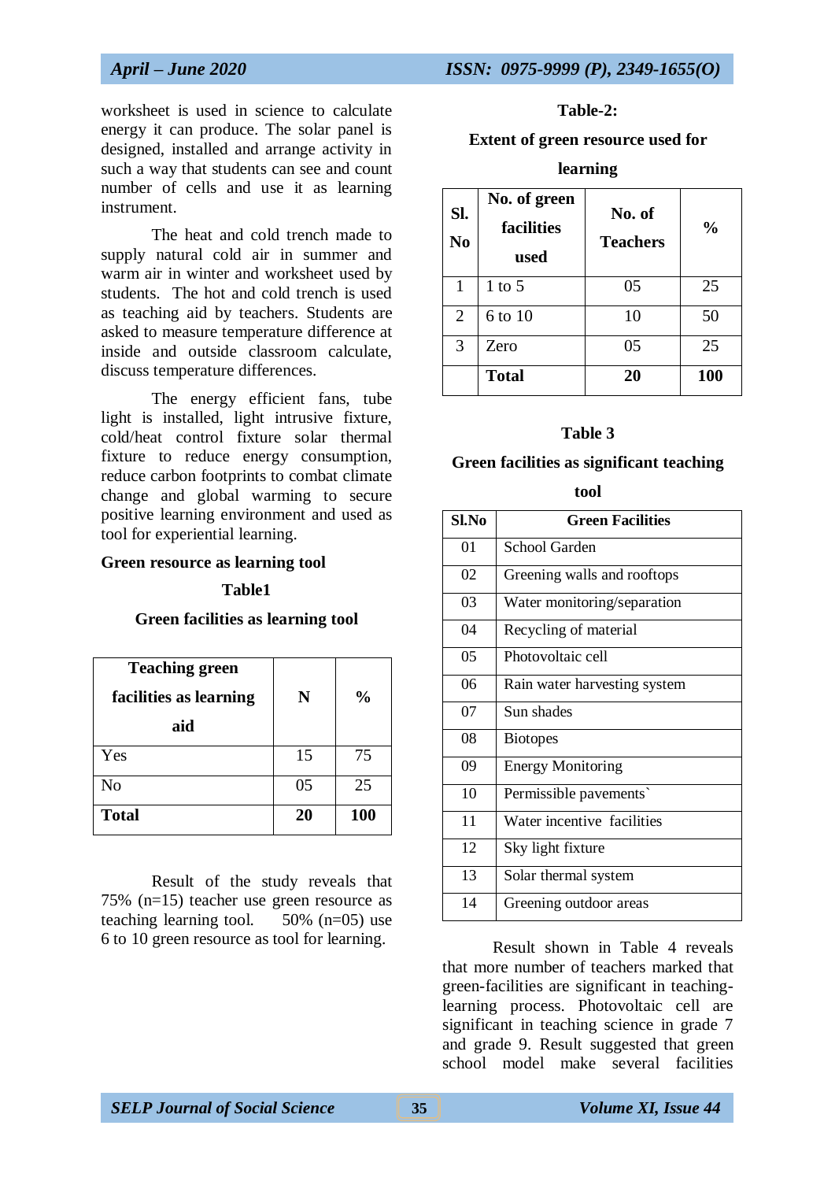worksheet is used in science to calculate energy it can produce. The solar panel is designed, installed and arrange activity in such a way that students can see and count number of cells and use it as learning instrument.

The heat and cold trench made to supply natural cold air in summer and warm air in winter and worksheet used by students. The hot and cold trench is used as teaching aid by teachers. Students are asked to measure temperature difference at inside and outside classroom calculate, discuss temperature differences.

The energy efficient fans, tube light is installed, light intrusive fixture, cold/heat control fixture solar thermal fixture to reduce energy consumption, reduce carbon footprints to combat climate change and global warming to secure positive learning environment and used as tool for experiential learning.

**Green resource as learning tool**

**Table1**

**Green facilities as learning tool**

| Teaching green facilities as learning aid | N | % |
|---|---|---|
| Yes | 15 | 75 |
| No | 05 | 25 |
| **Total** | **20** | **100** |

Result of the study reveals that 75% (n=15) teacher use green resource as teaching learning tool. 50% (n=05) use 6 to 10 green resource as tool for learning.

**Table-2:**

**Extent of green resource used for learning**

| Sl. No | No. of green facilities used | No. of Teachers | % |
|---|---|---|---|
| 1 | 1 to 5 | 05 | 25 |
| 2 | 6 to 10 | 10 | 50 |
| 3 | Zero | 05 | 25 |
| | **Total** | **20** | **100** |

**Table 3**

**Green facilities as significant teaching tool**

| Sl.No | Green Facilities |
|---|---|
| 01 | School Garden |
| 02 | Greening walls and rooftops |
| 03 | Water monitoring/separation |
| 04 | Recycling of material |
| 05 | Photovoltaic cell |
| 06 | Rain water harvesting system |
| 07 | Sun shades |
| 08 | Biotopes |
| 09 | Energy Monitoring |
| 10 | Permissible pavements` |
| 11 | Water incentive facilities |
| 12 | Sky light fixture |
| 13 | Solar thermal system |
| 14 | Greening outdoor areas |

Result shown in Table 4 reveals that more number of teachers marked that green-facilities are significant in teaching-learning process. Photovoltaic cell are significant in teaching science in grade 7 and grade 9. Result suggested that green school model make several facilities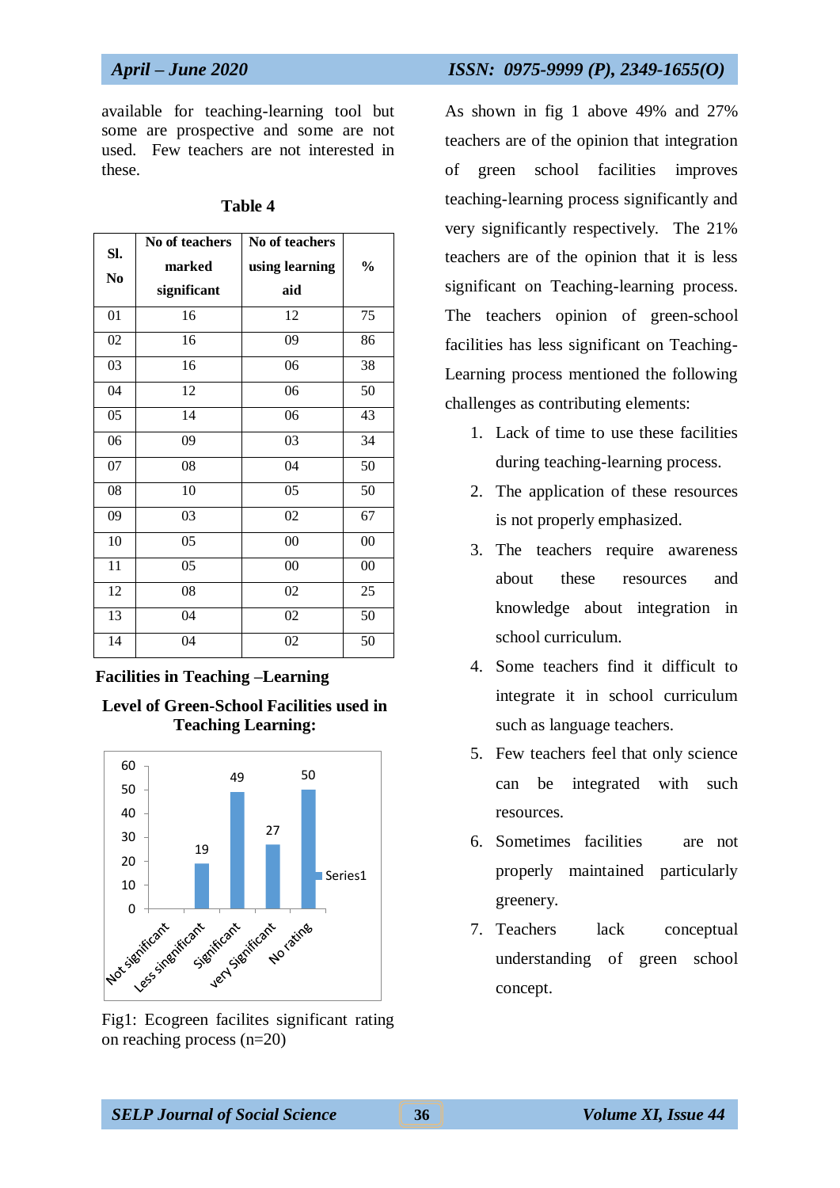available for teaching-learning tool but some are prospective and some are not used. Few teachers are not interested in these.

**Table 4**

| Sl. No | No of teachers marked significant | No of teachers using learning aid | % |
|---|---|---|---|
| 01 | 16 | 12 | 75 |
| 02 | 16 | 09 | 86 |
| 03 | 16 | 06 | 38 |
| 04 | 12 | 06 | 50 |
| 05 | 14 | 06 | 43 |
| 06 | 09 | 03 | 34 |
| 07 | 08 | 04 | 50 |
| 08 | 10 | 05 | 50 |
| 09 | 03 | 02 | 67 |
| 10 | 05 | 00 | 00 |
| 11 | 05 | 00 | 00 |
| 12 | 08 | 02 | 25 |
| 13 | 04 | 02 | 50 |
| 14 | 04 | 02 | 50 |

**Facilities in Teaching –Learning**

**Level of Green-School Facilities used in Teaching Learning:**

| Rating | Series1 |
|---|---|
| Not significant | |
| Less singnificant | 19 |
| Significant | 49 |
| very Significant | 27 |
| No rating | 50 |

Fig1: Ecogreen facilites significant rating on reaching process (n=20)

As shown in fig 1 above 49% and 27% teachers are of the opinion that integration of green school facilities improves teaching-learning process significantly and very significantly respectively. The 21% teachers are of the opinion that it is less significant on Teaching-learning process. The teachers opinion of green-school facilities has less significant on Teaching-Learning process mentioned the following challenges as contributing elements:

1. Lack of time to use these facilities during teaching-learning process.
2. The application of these resources is not properly emphasized.
3. The teachers require awareness about these resources and knowledge about integration in school curriculum.
4. Some teachers find it difficult to integrate it in school curriculum such as language teachers.
5. Few teachers feel that only science can be integrated with such resources.
6. Sometimes facilities are not properly maintained particularly greenery.
7. Teachers lack conceptual understanding of green school concept.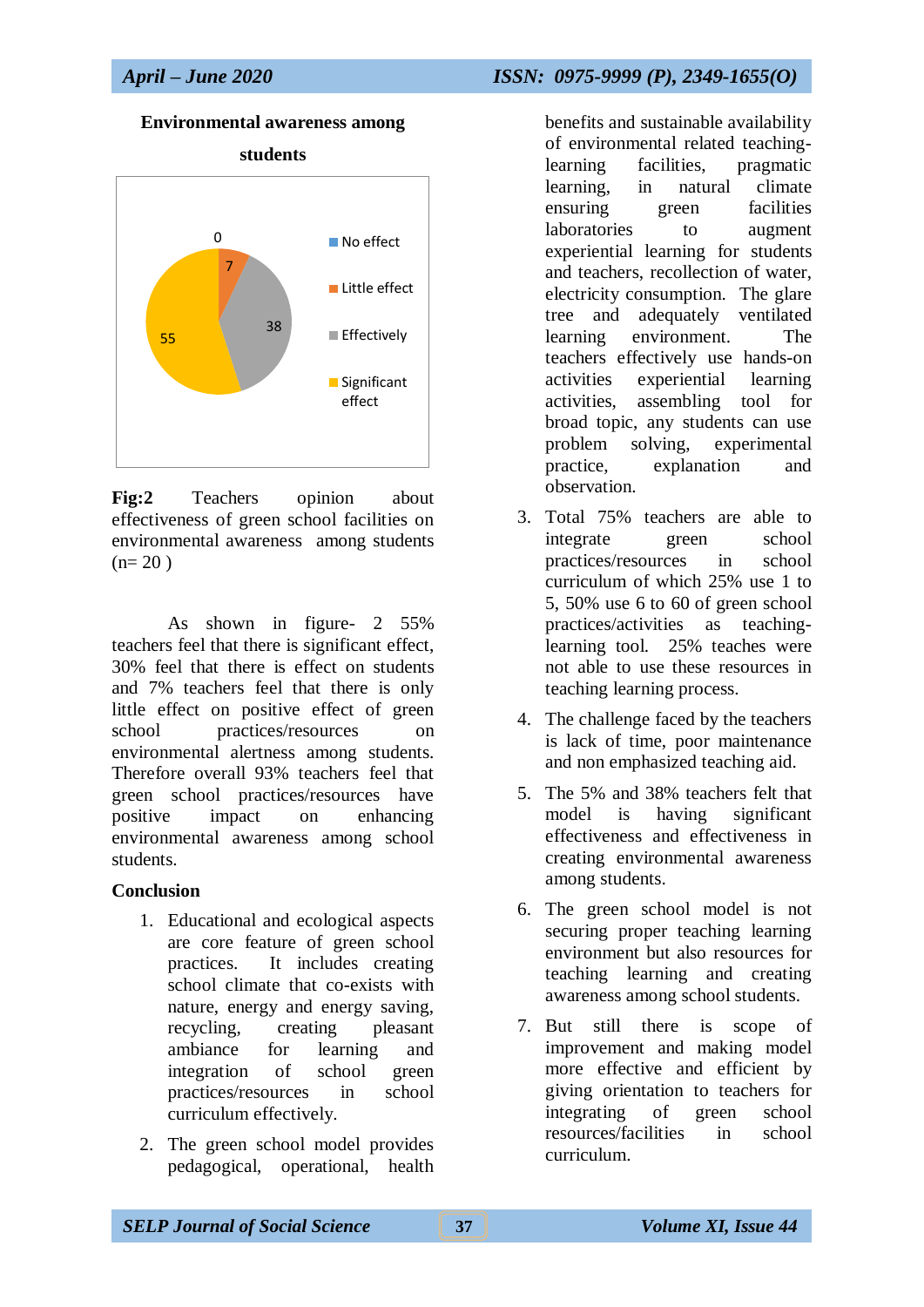**Environmental awareness among students**

| Category | Value |
|---|---|
| No effect | 0 |
| Little effect | 7 |
| Effectively | 38 |
| Significant effect | 55 |

**Fig:2** Teachers opinion about effectiveness of green school facilities on environmental awareness among students (n= 20 )

As shown in figure- 2 55% teachers feel that there is significant effect, 30% feel that there is effect on students and 7% teachers feel that there is only little effect on positive effect of green school practices/resources on environmental alertness among students. Therefore overall 93% teachers feel that green school practices/resources have positive impact on enhancing environmental awareness among school students.

## Conclusion

1. Educational and ecological aspects are core feature of green school practices. It includes creating school climate that co-exists with nature, energy and energy saving, recycling, creating pleasant ambiance for learning and integration of school green practices/resources in school curriculum effectively.
2. The green school model provides pedagogical, operational, health benefits and sustainable availability of environmental related teaching-learning facilities, pragmatic learning, in natural climate ensuring green facilities laboratories to augment experiential learning for students and teachers, recollection of water, electricity consumption. The glare tree and adequately ventilated learning environment. The teachers effectively use hands-on activities experiential learning activities, assembling tool for broad topic, any students can use problem solving, experimental practice, explanation and observation.
3. Total 75% teachers are able to integrate green school practices/resources in school curriculum of which 25% use 1 to 5, 50% use 6 to 60 of green school practices/activities as teaching-learning tool. 25% teaches were not able to use these resources in teaching learning process.
4. The challenge faced by the teachers is lack of time, poor maintenance and non emphasized teaching aid.
5. The 5% and 38% teachers felt that model is having significant effectiveness and effectiveness in creating environmental awareness among students.
6. The green school model is not securing proper teaching learning environment but also resources for teaching learning and creating awareness among school students.
7. But still there is scope of improvement and making model more effective and efficient by giving orientation to teachers for integrating of green school resources/facilities in school curriculum.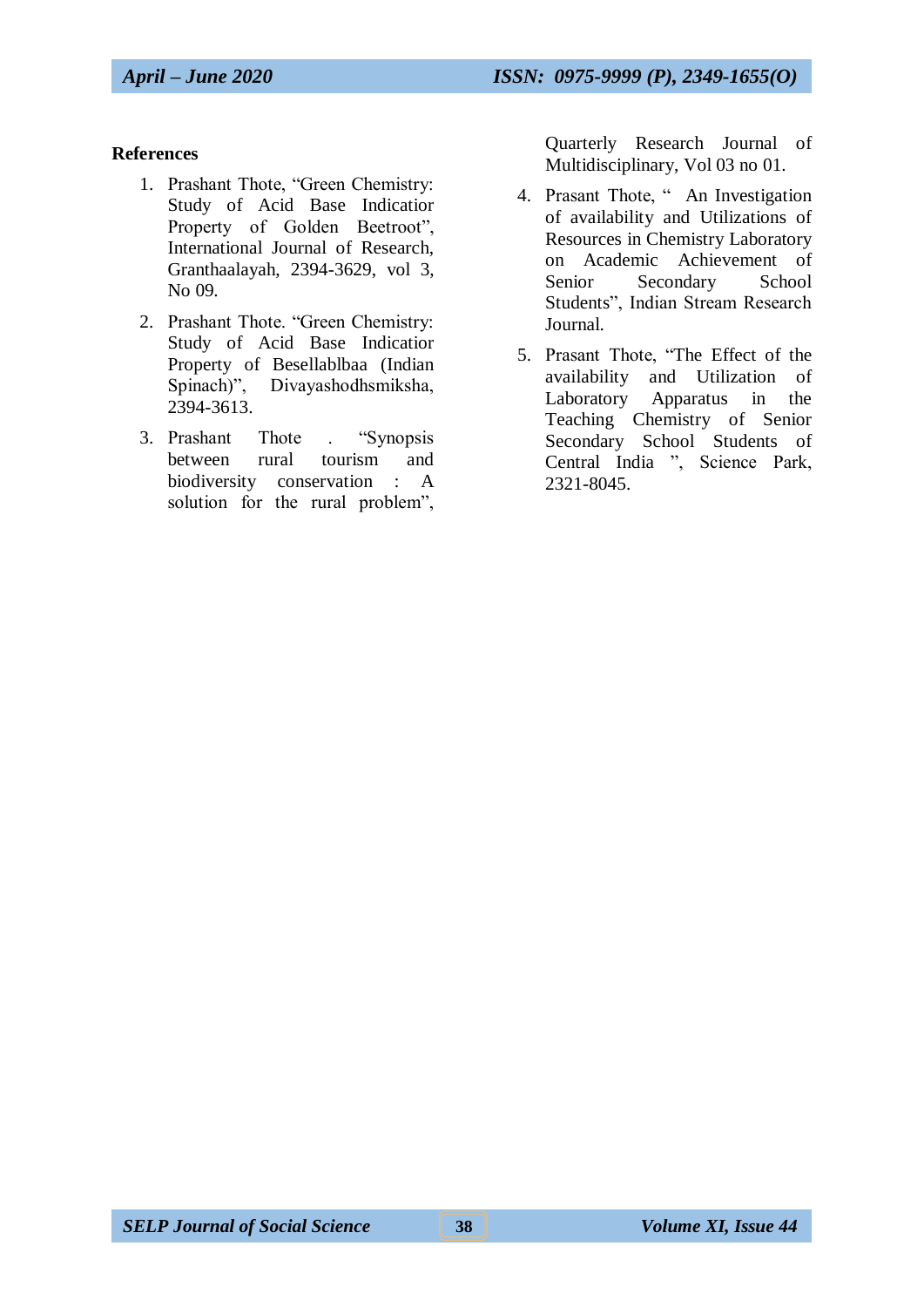**References**

1. Prashant Thote, "Green Chemistry: Study of Acid Base Indicator Property of Golden Beetroot", International Journal of Research, Granthaalayah, 2394-3629, vol 3, No 09.
2. Prashant Thote. "Green Chemistry: Study of Acid Base Indicator Property of Besellablbaa (Indian Spinach)", Divayashodhsmiksha, 2394-3613.
3. Prashant Thote . "Synopsis between rural tourism and biodiversity conservation : A solution for the rural problem", Quarterly Research Journal of Multidisciplinary, Vol 03 no 01.
4. Prasant Thote, " An Investigation of availability and Utilizations of Resources in Chemistry Laboratory on Academic Achievement of Senior Secondary School Students", Indian Stream Research Journal.
5. Prasant Thote, "The Effect of the availability and Utilization of Laboratory Apparatus in the Teaching Chemistry of Senior Secondary School Students of Central India ", Science Park, 2321-8045.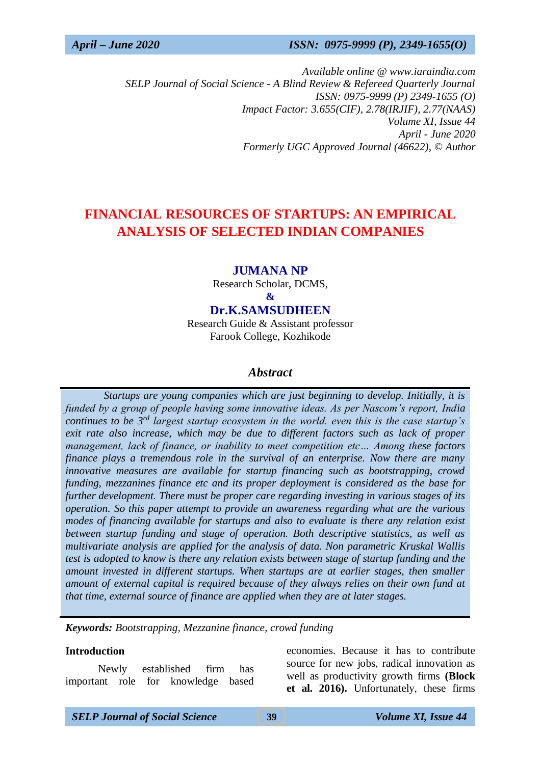Available online @ www.iaraindia.com
SELP Journal of Social Science - A Blind Review & Refereed Quarterly Journal
ISSN: 0975-9999 (P) 2349-1655 (O)
Impact Factor: 3.655(CIF), 2.78(IRJIF), 2.77(NAAS)
Volume XI, Issue 44
April - June 2020
Formerly UGC Approved Journal (46622), © Author

# FINANCIAL RESOURCES OF STARTUPS: AN EMPIRICAL ANALYSIS OF SELECTED INDIAN COMPANIES

**JUMANA NP**
Research Scholar, DCMS,

**&**

**Dr.K.SAMSUDHEEN**
Research Guide & Assistant professor
Farook College, Kozhikode

## *Abstract*

*Startups are young companies which are just beginning to develop. Initially, it is funded by a group of people having some innovative ideas. As per Nascom's report, India continues to be 3rd largest startup ecosystem in the world. even this is the case startup's exit rate also increase, which may be due to different factors such as lack of proper management, lack of finance, or inability to meet competition etc… Among these factors finance plays a tremendous role in the survival of an enterprise. Now there are many innovative measures are available for startup financing such as bootstrapping, crowd funding, mezzanines finance etc and its proper deployment is considered as the base for further development. There must be proper care regarding investing in various stages of its operation. So this paper attempt to provide an awareness regarding what are the various modes of financing available for startups and also to evaluate is there any relation exist between startup funding and stage of operation. Both descriptive statistics, as well as multivariate analysis are applied for the analysis of data. Non parametric Kruskal Wallis test is adopted to know is there any relation exists between stage of startup funding and the amount invested in different startups. When startups are at earlier stages, then smaller amount of external capital is required because of they always relies on their own fund at that time, external source of finance are applied when they are at later stages.*

***Keywords:*** *Bootstrapping, Mezzanine finance, crowd funding*

### Introduction

Newly established firm has important role for knowledge based economies. Because it has to contribute source for new jobs, radical innovation as well as productivity growth firms **(Block et al. 2016).** Unfortunately, these firms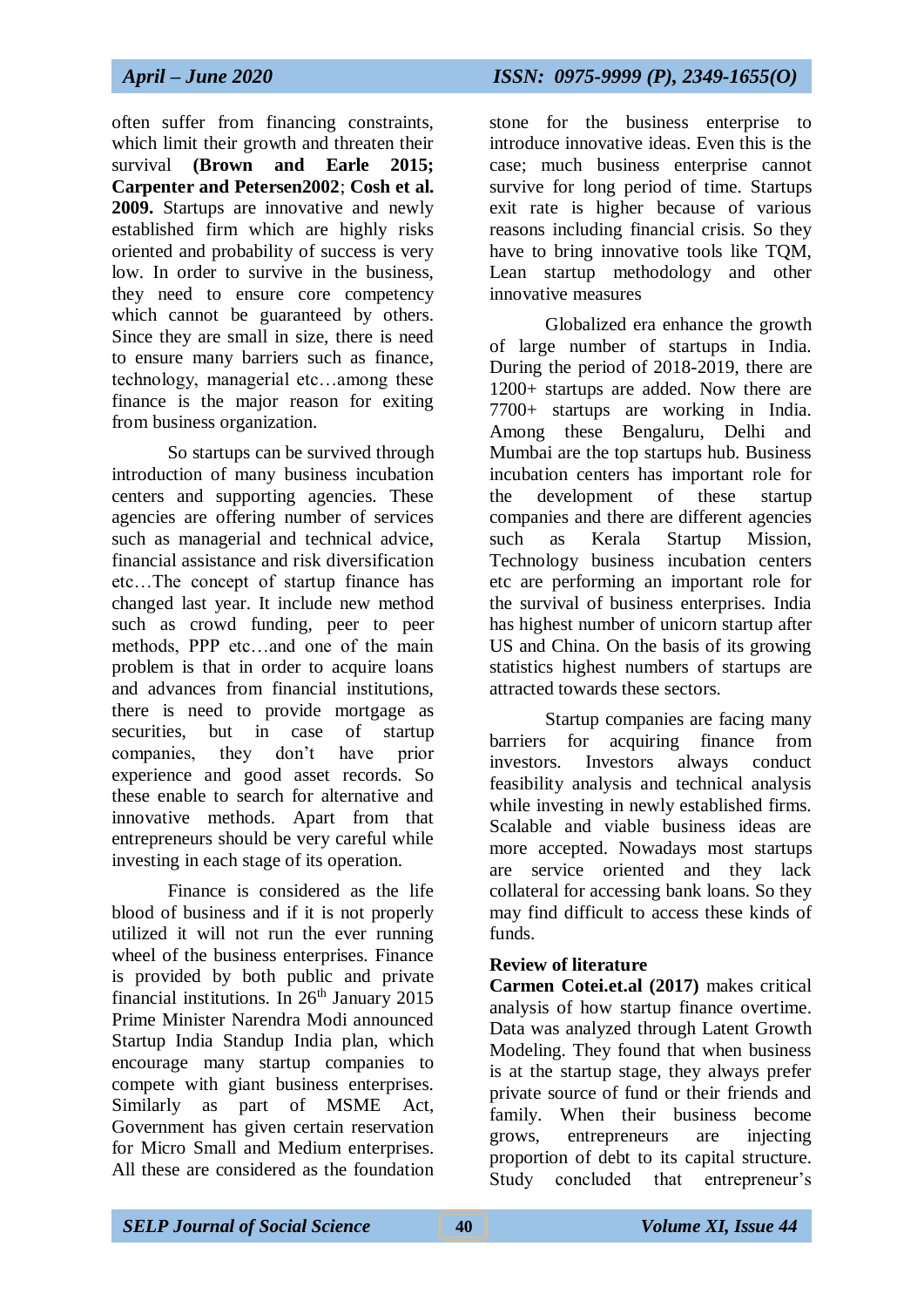often suffer from financing constraints, which limit their growth and threaten their survival **(Brown and Earle 2015; Carpenter and Petersen2002**; **Cosh et al. 2009.** Startups are innovative and newly established firm which are highly risks oriented and probability of success is very low. In order to survive in the business, they need to ensure core competency which cannot be guaranteed by others. Since they are small in size, there is need to ensure many barriers such as finance, technology, managerial etc…among these finance is the major reason for exiting from business organization.

So startups can be survived through introduction of many business incubation centers and supporting agencies. These agencies are offering number of services such as managerial and technical advice, financial assistance and risk diversification etc…The concept of startup finance has changed last year. It include new method such as crowd funding, peer to peer methods, PPP etc…and one of the main problem is that in order to acquire loans and advances from financial institutions, there is need to provide mortgage as securities, but in case of startup companies, they don't have prior experience and good asset records. So these enable to search for alternative and innovative methods. Apart from that entrepreneurs should be very careful while investing in each stage of its operation.

Finance is considered as the life blood of business and if it is not properly utilized it will not run the ever running wheel of the business enterprises. Finance is provided by both public and private financial institutions. In 26th January 2015 Prime Minister Narendra Modi announced Startup India Standup India plan, which encourage many startup companies to compete with giant business enterprises. Similarly as part of MSME Act, Government has given certain reservation for Micro Small and Medium enterprises. All these are considered as the foundation stone for the business enterprise to introduce innovative ideas. Even this is the case; much business enterprise cannot survive for long period of time. Startups exit rate is higher because of various reasons including financial crisis. So they have to bring innovative tools like TQM, Lean startup methodology and other innovative measures

Globalized era enhance the growth of large number of startups in India. During the period of 2018-2019, there are 1200+ startups are added. Now there are 7700+ startups are working in India. Among these Bengaluru, Delhi and Mumbai are the top startups hub. Business incubation centers has important role for the development of these startup companies and there are different agencies such as Kerala Startup Mission, Technology business incubation centers etc are performing an important role for the survival of business enterprises. India has highest number of unicorn startup after US and China. On the basis of its growing statistics highest numbers of startups are attracted towards these sectors.

Startup companies are facing many barriers for acquiring finance from investors. Investors always conduct feasibility analysis and technical analysis while investing in newly established firms. Scalable and viable business ideas are more accepted. Nowadays most startups are service oriented and they lack collateral for accessing bank loans. So they may find difficult to access these kinds of funds.

**Review of literature**

**Carmen Cotei.et.al (2017)** makes critical analysis of how startup finance overtime. Data was analyzed through Latent Growth Modeling. They found that when business is at the startup stage, they always prefer private source of fund or their friends and family. When their business become grows, entrepreneurs are injecting proportion of debt to its capital structure. Study concluded that entrepreneur's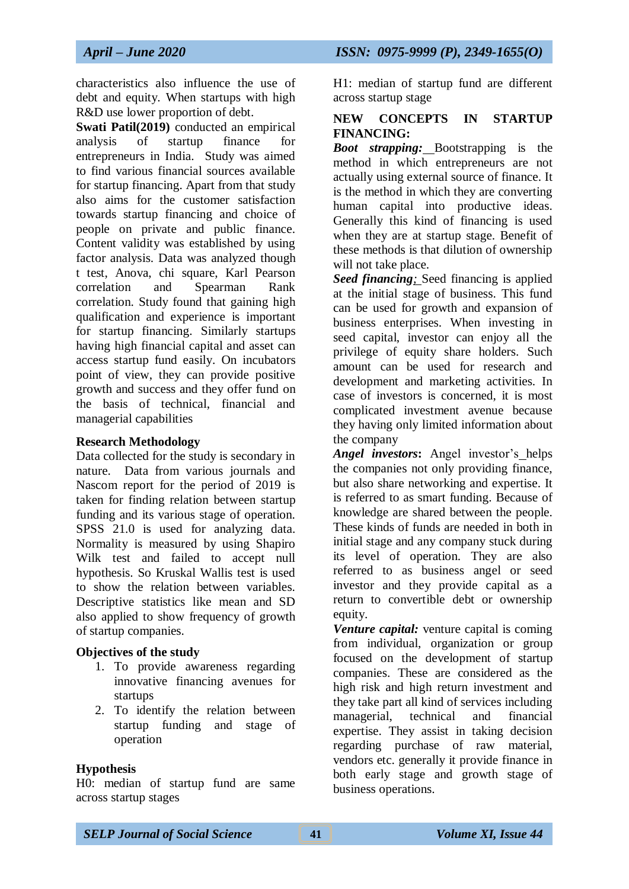characteristics also influence the use of debt and equity. When startups with high R&D use lower proportion of debt.

**Swati Patil(2019)** conducted an empirical analysis of startup finance for entrepreneurs in India. Study was aimed to find various financial sources available for startup financing. Apart from that study also aims for the customer satisfaction towards startup financing and choice of people on private and public finance. Content validity was established by using factor analysis. Data was analyzed though t test, Anova, chi square, Karl Pearson correlation and Spearman Rank correlation. Study found that gaining high qualification and experience is important for startup financing. Similarly startups having high financial capital and asset can access startup fund easily. On incubators point of view, they can provide positive growth and success and they offer fund on the basis of technical, financial and managerial capabilities

## Research Methodology

Data collected for the study is secondary in nature. Data from various journals and Nascom report for the period of 2019 is taken for finding relation between startup funding and its various stage of operation. SPSS 21.0 is used for analyzing data. Normality is measured by using Shapiro Wilk test and failed to accept null hypothesis. So Kruskal Wallis test is used to show the relation between variables. Descriptive statistics like mean and SD also applied to show frequency of growth of startup companies.

## Objectives of the study

1. To provide awareness regarding innovative financing avenues for startups
2. To identify the relation between startup funding and stage of operation

## Hypothesis

H0: median of startup fund are same across startup stages

H1: median of startup fund are different across startup stage

## NEW CONCEPTS IN STARTUP FINANCING:

***Boot strapping:*** Bootstrapping is the method in which entrepreneurs are not actually using external source of finance. It is the method in which they are converting human capital into productive ideas. Generally this kind of financing is used when they are at startup stage. Benefit of these methods is that dilution of ownership will not take place.

***Seed financing;*** Seed financing is applied at the initial stage of business. This fund can be used for growth and expansion of business enterprises. When investing in seed capital, investor can enjoy all the privilege of equity share holders. Such amount can be used for research and development and marketing activities. In case of investors is concerned, it is most complicated investment avenue because they having only limited information about the company

***Angel investors*****:** Angel investor's helps the companies not only providing finance, but also share networking and expertise. It is referred to as smart funding. Because of knowledge are shared between the people. These kinds of funds are needed in both in initial stage and any company stuck during its level of operation. They are also referred to as business angel or seed investor and they provide capital as a return to convertible debt or ownership equity.

***Venture capital:*** venture capital is coming from individual, organization or group focused on the development of startup companies. These are considered as the high risk and high return investment and they take part all kind of services including managerial, technical and financial expertise. They assist in taking decision regarding purchase of raw material, vendors etc. generally it provide finance in both early stage and growth stage of business operations.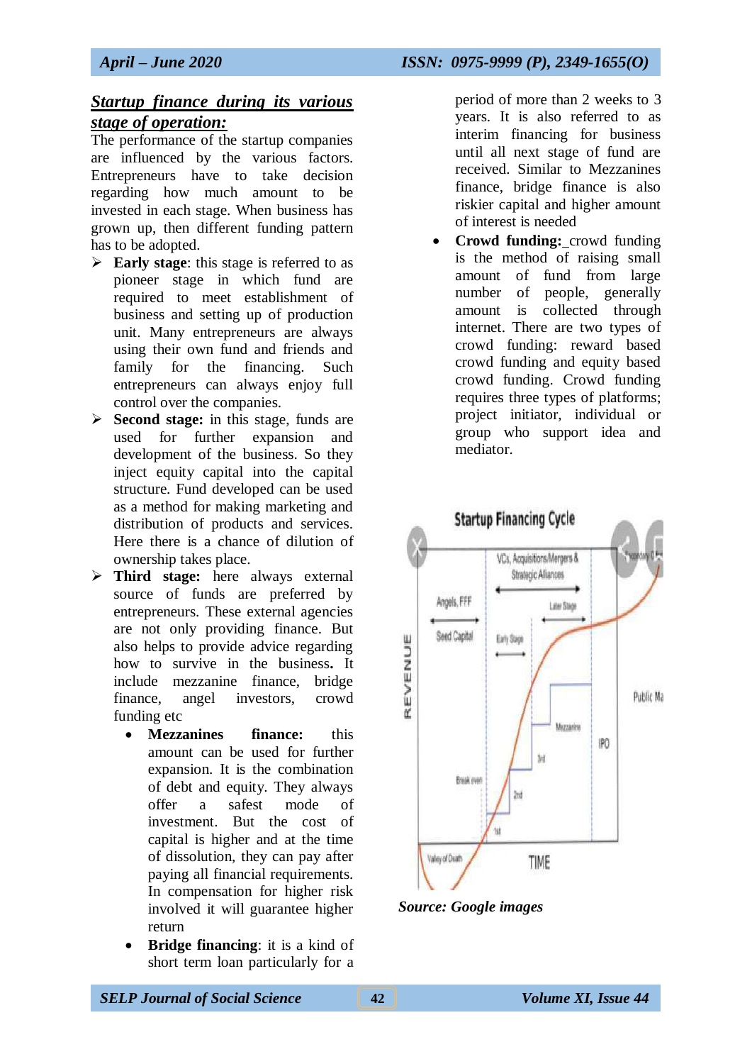## *Startup finance during its various stage of operation:*

The performance of the startup companies are influenced by the various factors. Entrepreneurs have to take decision regarding how much amount to be invested in each stage. When business has grown up, then different funding pattern has to be adopted.

- **Early stage**: this stage is referred to as pioneer stage in which fund are required to meet establishment of business and setting up of production unit. Many entrepreneurs are always using their own fund and friends and family for the financing. Such entrepreneurs can always enjoy full control over the companies.
- **Second stage:** in this stage, funds are used for further expansion and development of the business. So they inject equity capital into the capital structure. Fund developed can be used as a method for making marketing and distribution of products and services. Here there is a chance of dilution of ownership takes place.
- **Third stage:** here always external source of funds are preferred by entrepreneurs. These external agencies are not only providing finance. But also helps to provide advice regarding how to survive in the business**.** It include mezzanine finance, bridge finance, angel investors, crowd funding etc
    - **Mezzanines finance:** this amount can be used for further expansion. It is the combination of debt and equity. They always offer a safest mode of investment. But the cost of capital is higher and at the time of dissolution, they can pay after paying all financial requirements. In compensation for higher risk involved it will guarantee higher return
    - **Bridge financing**: it is a kind of short term loan particularly for a period of more than 2 weeks to 3 years. It is also referred to as interim financing for business until all next stage of fund are received. Similar to Mezzanines finance, bridge finance is also riskier capital and higher amount of interest is needed
    - **Crowd funding:** crowd funding is the method of raising small amount of fund from large number of people, generally amount is collected through internet. There are two types of crowd funding: reward based crowd funding and equity based crowd funding. Crowd funding requires three types of platforms; project initiator, individual or group who support idea and mediator.

*Source: Google images*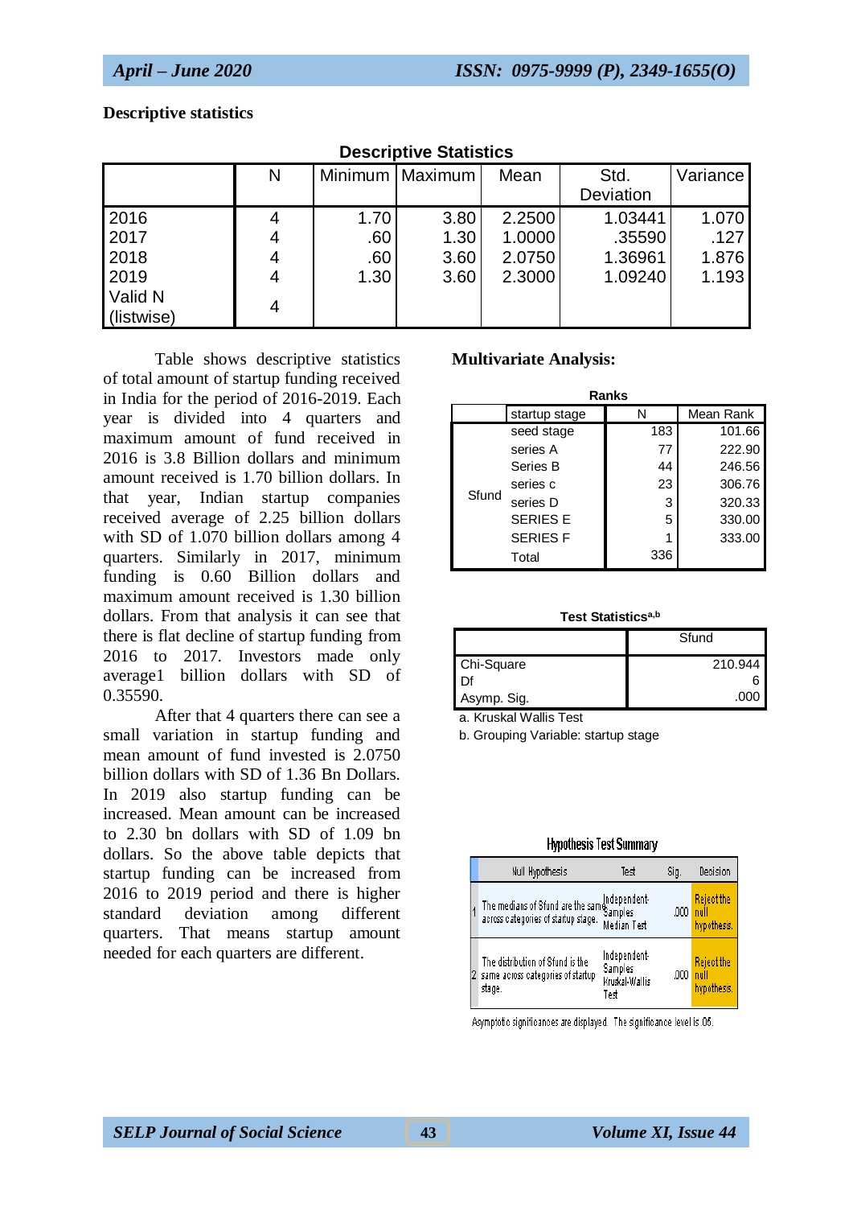**Descriptive statistics**

**Descriptive Statistics**

| | N | Minimum | Maximum | Mean | Std. Deviation | Variance |
|---|---|---|---|---|---|---|
| 2016 | 4 | 1.70 | 3.80 | 2.2500 | 1.03441 | 1.070 |
| 2017 | 4 | .60 | 1.30 | 1.0000 | .35590 | .127 |
| 2018 | 4 | .60 | 3.60 | 2.0750 | 1.36961 | 1.876 |
| 2019 | 4 | 1.30 | 3.60 | 2.3000 | 1.09240 | 1.193 |
| Valid N (listwise) | 4 | | | | | |

Table shows descriptive statistics of total amount of startup funding received in India for the period of 2016-2019. Each year is divided into 4 quarters and maximum amount of fund received in 2016 is 3.8 Billion dollars and minimum amount received is 1.70 billion dollars. In that year, Indian startup companies received average of 2.25 billion dollars with SD of 1.070 billion dollars among 4 quarters. Similarly in 2017, minimum funding is 0.60 Billion dollars and maximum amount received is 1.30 billion dollars. From that analysis it can see that there is flat decline of startup funding from 2016 to 2017. Investors made only average1 billion dollars with SD of 0.35590.

After that 4 quarters there can see a small variation in startup funding and mean amount of fund invested is 2.0750 billion dollars with SD of 1.36 Bn Dollars. In 2019 also startup funding can be increased. Mean amount can be increased to 2.30 bn dollars with SD of 1.09 bn dollars. So the above table depicts that startup funding can be increased from 2016 to 2019 period and there is higher standard deviation among different quarters. That means startup amount needed for each quarters are different.

**Multivariate Analysis:**

**Ranks**

| | startup stage | N | Mean Rank |
|---|---|---|---|
| Sfund | seed stage | 183 | 101.66 |
| | series A | 77 | 222.90 |
| | Series B | 44 | 246.56 |
| | series c | 23 | 306.76 |
| | series D | 3 | 320.33 |
| | SERIES E | 5 | 330.00 |
| | SERIES F | 1 | 333.00 |
| | Total | 336 | |

**Test Statistics**[a,b]

| | Sfund |
|---|---|
| Chi-Square | 210.944 |
| Df | 6 |
| Asymp. Sig. | .000 |

a. Kruskal Wallis Test

b. Grouping Variable: startup stage

**Hypothesis Test Summary**

| | Null Hypothesis | Test | Sig. | Decision |
|---|---|---|---|---|
| 1 | The medians of Sfund are the same across categories of startup stage. | Independent-Samples Median Test | .000 | Reject the null hypothesis. |
| 2 | The distribution of Sfund is the same across categories of startup stage. | Independent-Samples Kruskal-Wallis Test | .000 | Reject the null hypothesis. |

Asymptotic significances are displayed. The significance level is .05.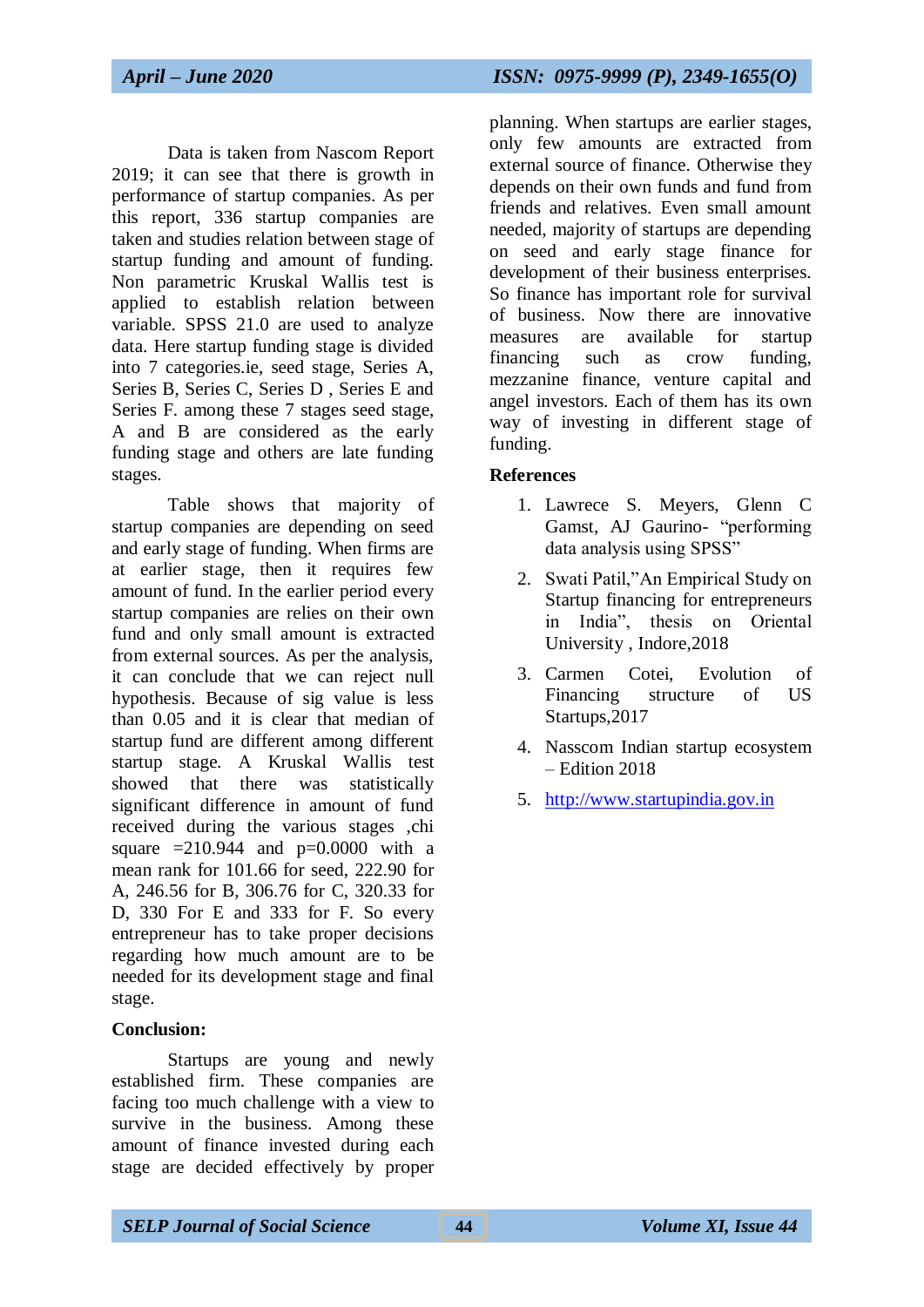Data is taken from Nascom Report 2019; it can see that there is growth in performance of startup companies. As per this report, 336 startup companies are taken and studies relation between stage of startup funding and amount of funding. Non parametric Kruskal Wallis test is applied to establish relation between variable. SPSS 21.0 are used to analyze data. Here startup funding stage is divided into 7 categories.ie, seed stage, Series A, Series B, Series C, Series D , Series E and Series F. among these 7 stages seed stage, A and B are considered as the early funding stage and others are late funding stages.

Table shows that majority of startup companies are depending on seed and early stage of funding. When firms are at earlier stage, then it requires few amount of fund. In the earlier period every startup companies are relies on their own fund and only small amount is extracted from external sources. As per the analysis, it can conclude that we can reject null hypothesis. Because of sig value is less than 0.05 and it is clear that median of startup fund are different among different startup stage. A Kruskal Wallis test showed that there was statistically significant difference in amount of fund received during the various stages ,chi square =210.944 and p=0.0000 with a mean rank for 101.66 for seed, 222.90 for A, 246.56 for B, 306.76 for C, 320.33 for D, 330 For E and 333 for F. So every entrepreneur has to take proper decisions regarding how much amount are to be needed for its development stage and final stage.

**Conclusion:**

Startups are young and newly established firm. These companies are facing too much challenge with a view to survive in the business. Among these amount of finance invested during each stage are decided effectively by proper planning. When startups are earlier stages, only few amounts are extracted from external source of finance. Otherwise they depends on their own funds and fund from friends and relatives. Even small amount needed, majority of startups are depending on seed and early stage finance for development of their business enterprises. So finance has important role for survival of business. Now there are innovative measures are available for startup financing such as crow funding, mezzanine finance, venture capital and angel investors. Each of them has its own way of investing in different stage of funding.

**References**

1. Lawrece S. Meyers, Glenn C Gamst, AJ Gaurino- "performing data analysis using SPSS"
2. Swati Patil,"An Empirical Study on Startup financing for entrepreneurs in India", thesis on Oriental University , Indore,2018
3. Carmen Cotei, Evolution of Financing structure of US Startups,2017
4. Nasscom Indian startup ecosystem – Edition 2018
5. http://www.startupindia.gov.in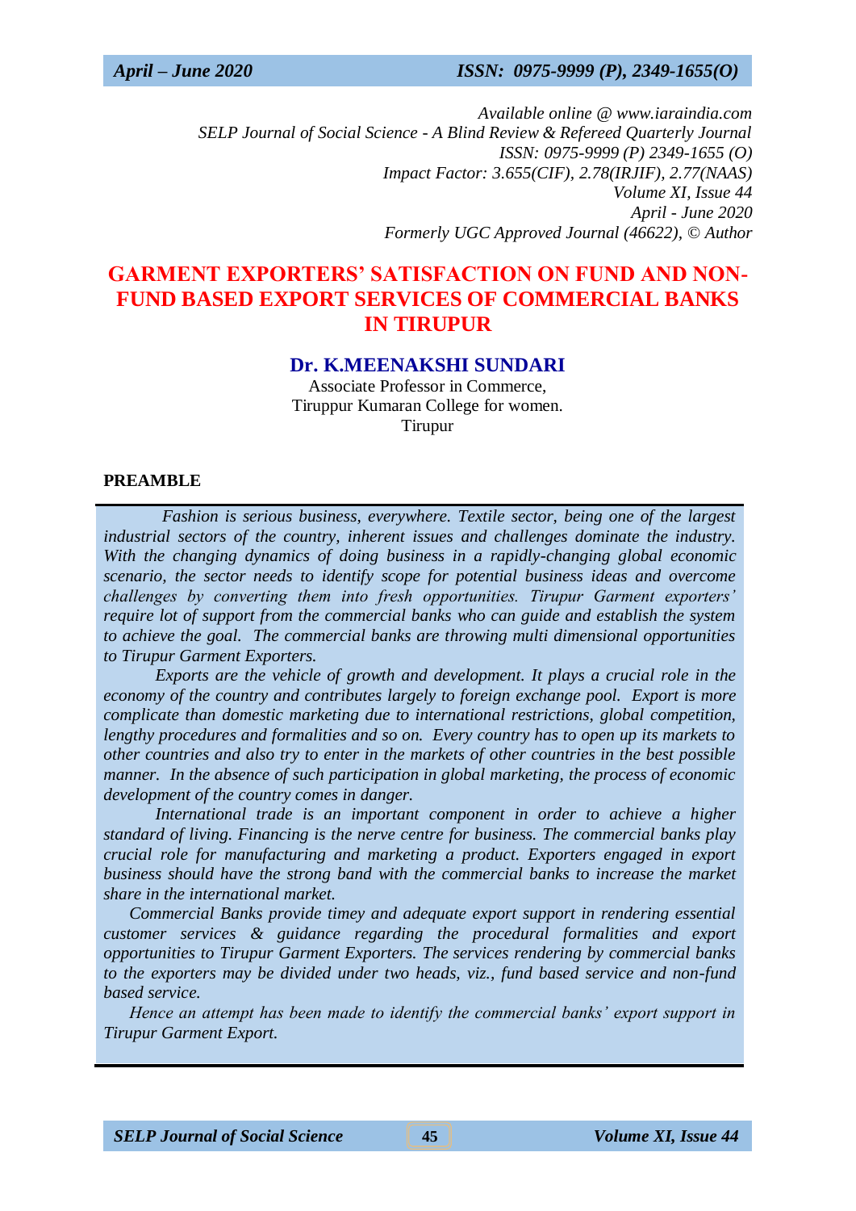*Available online @ www.iaraindia.com*
*SELP Journal of Social Science - A Blind Review & Refereed Quarterly Journal*
*ISSN: 0975-9999 (P) 2349-1655 (O)*
*Impact Factor: 3.655(CIF), 2.78(IRJIF), 2.77(NAAS)*
*Volume XI, Issue 44*
*April - June 2020*
*Formerly UGC Approved Journal (46622), © Author*

# GARMENT EXPORTERS' SATISFACTION ON FUND AND NON-FUND BASED EXPORT SERVICES OF COMMERCIAL BANKS IN TIRUPUR

**Dr. K.MEENAKSHI SUNDARI**
Associate Professor in Commerce,
Tiruppur Kumaran College for women.
Tirupur

## PREAMBLE

*Fashion is serious business, everywhere. Textile sector, being one of the largest industrial sectors of the country, inherent issues and challenges dominate the industry. With the changing dynamics of doing business in a rapidly-changing global economic scenario, the sector needs to identify scope for potential business ideas and overcome challenges by converting them into fresh opportunities. Tirupur Garment exporters' require lot of support from the commercial banks who can guide and establish the system to achieve the goal. The commercial banks are throwing multi dimensional opportunities to Tirupur Garment Exporters.*

*Exports are the vehicle of growth and development. It plays a crucial role in the economy of the country and contributes largely to foreign exchange pool. Export is more complicate than domestic marketing due to international restrictions, global competition, lengthy procedures and formalities and so on. Every country has to open up its markets to other countries and also try to enter in the markets of other countries in the best possible manner. In the absence of such participation in global marketing, the process of economic development of the country comes in danger.*

*International trade is an important component in order to achieve a higher standard of living. Financing is the nerve centre for business. The commercial banks play crucial role for manufacturing and marketing a product. Exporters engaged in export business should have the strong band with the commercial banks to increase the market share in the international market.*

*Commercial Banks provide timey and adequate export support in rendering essential customer services & guidance regarding the procedural formalities and export opportunities to Tirupur Garment Exporters. The services rendering by commercial banks to the exporters may be divided under two heads, viz., fund based service and non-fund based service.*

*Hence an attempt has been made to identify the commercial banks' export support in Tirupur Garment Export.*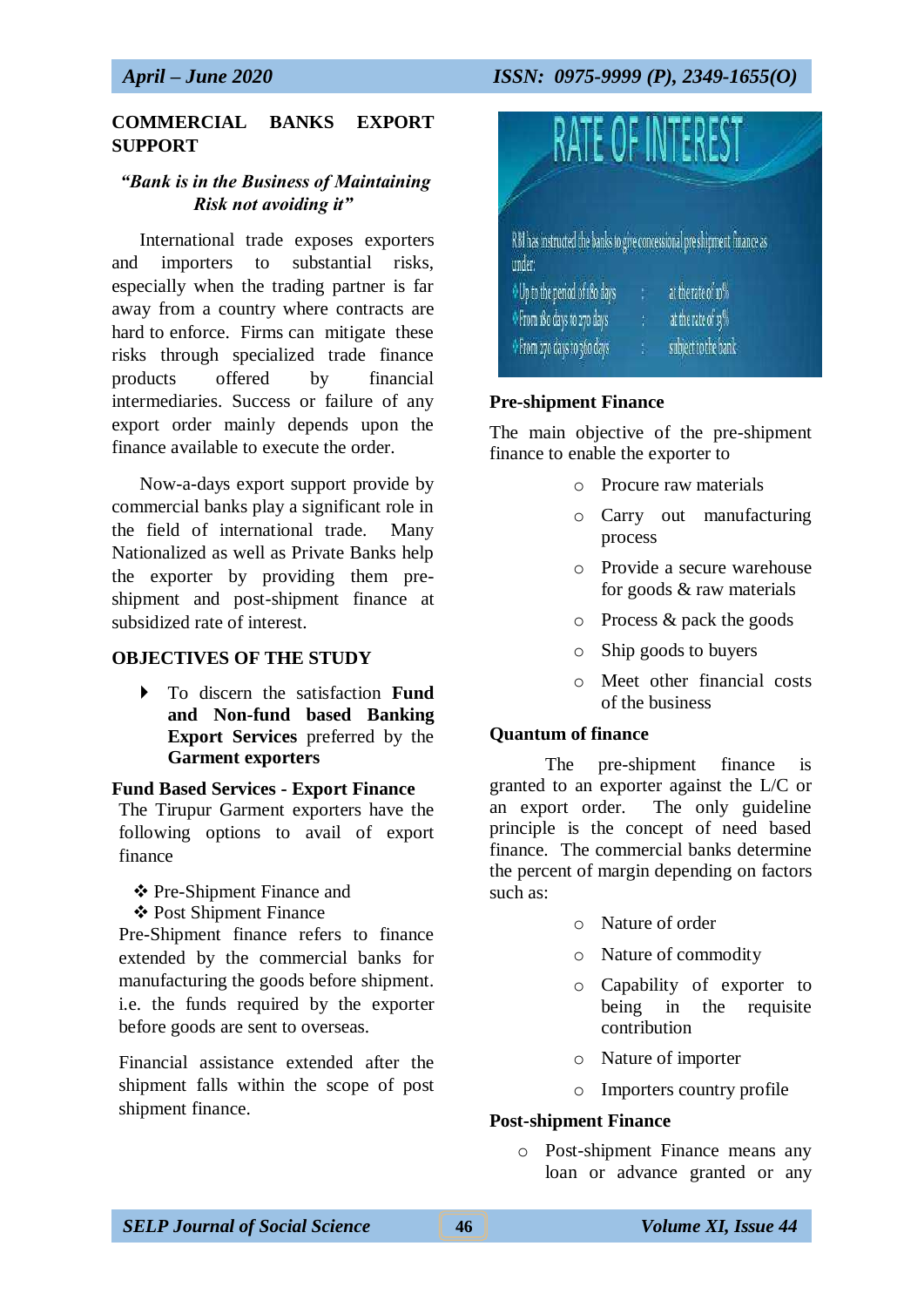## COMMERCIAL BANKS EXPORT SUPPORT

***"Bank is in the Business of Maintaining Risk not avoiding it"***

International trade exposes exporters and importers to substantial risks, especially when the trading partner is far away from a country where contracts are hard to enforce. Firms can mitigate these risks through specialized trade finance products offered by financial intermediaries. Success or failure of any export order mainly depends upon the finance available to execute the order.

Now-a-days export support provide by commercial banks play a significant role in the field of international trade. Many Nationalized as well as Private Banks help the exporter by providing them pre-shipment and post-shipment finance at subsidized rate of interest.

## OBJECTIVES OF THE STUDY

- To discern the satisfaction **Fund and Non-fund based Banking Export Services** preferred by the **Garment exporters**

### Fund Based Services - Export Finance

The Tirupur Garment exporters have the following options to avail of export finance

- Pre-Shipment Finance and
- Post Shipment Finance

Pre-Shipment finance refers to finance extended by the commercial banks for manufacturing the goods before shipment. i.e. the funds required by the exporter before goods are sent to overseas.

Financial assistance extended after the shipment falls within the scope of post shipment finance.

**RATE OF INTEREST**

RBI has instructed the banks to give concessional pre shipment finance as under:

- Up to the period of 180 days : at the rate of 10%
- From 180 days to 270 days : at the rate of 13%
- From 270 days to 360 days : subject to the bank

### Pre-shipment Finance

The main objective of the pre-shipment finance to enable the exporter to

- Procure raw materials
- Carry out manufacturing process
- Provide a secure warehouse for goods & raw materials
- Process & pack the goods
- Ship goods to buyers
- Meet other financial costs of the business

### Quantum of finance

The pre-shipment finance is granted to an exporter against the L/C or an export order. The only guideline principle is the concept of need based finance. The commercial banks determine the percent of margin depending on factors such as:

- Nature of order
- Nature of commodity
- Capability of exporter to being in the requisite contribution
- Nature of importer
- Importers country profile

### Post-shipment Finance

- Post-shipment Finance means any loan or advance granted or any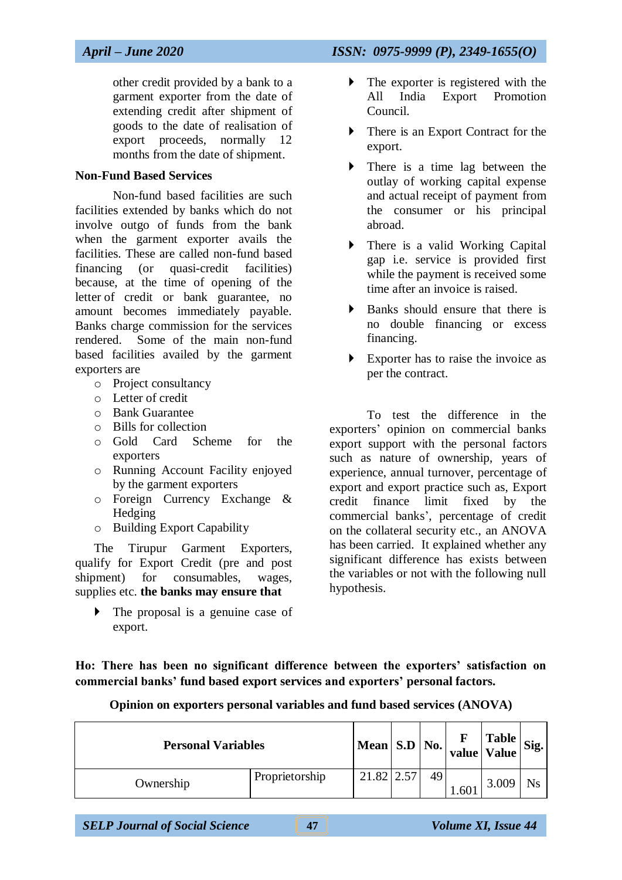other credit provided by a bank to a garment exporter from the date of extending credit after shipment of goods to the date of realisation of export proceeds, normally 12 months from the date of shipment.

**Non-Fund Based Services**

Non-fund based facilities are such facilities extended by banks which do not involve outgo of funds from the bank when the garment exporter avails the facilities. These are called non-fund based financing (or quasi-credit facilities) because, at the time of opening of the letter of credit or bank guarantee, no amount becomes immediately payable. Banks charge commission for the services rendered. Some of the main non-fund based facilities availed by the garment exporters are

- Project consultancy
- Letter of credit
- Bank Guarantee
- Bills for collection
- Gold Card Scheme for the exporters
- Running Account Facility enjoyed by the garment exporters
- Foreign Currency Exchange & Hedging
- Building Export Capability

The Tirupur Garment Exporters, qualify for Export Credit (pre and post shipment) for consumables, wages, supplies etc. **the banks may ensure that**

- The proposal is a genuine case of export.
- The exporter is registered with the All India Export Promotion Council.
- There is an Export Contract for the export.
- There is a time lag between the outlay of working capital expense and actual receipt of payment from the consumer or his principal abroad.
- There is a valid Working Capital gap i.e. service is provided first while the payment is received some time after an invoice is raised.
- Banks should ensure that there is no double financing or excess financing.
- Exporter has to raise the invoice as per the contract.

To test the difference in the exporters' opinion on commercial banks export support with the personal factors such as nature of ownership, years of experience, annual turnover, percentage of export and export practice such as, Export credit finance limit fixed by the commercial banks', percentage of credit on the collateral security etc., an ANOVA has been carried. It explained whether any significant difference has exists between the variables or not with the following null hypothesis.

**Ho: There has been no significant difference between the exporters' satisfaction on commercial banks' fund based export services and exporters' personal factors.**

**Opinion on exporters personal variables and fund based services (ANOVA)**

| Personal Variables | | Mean | S.D | No. | F value | Table Value | Sig. |
|---|---|---|---|---|---|---|---|
| Ownership | Proprietorship | 21.82 | 2.57 | 49 | 1.601 | 3.009 | Ns |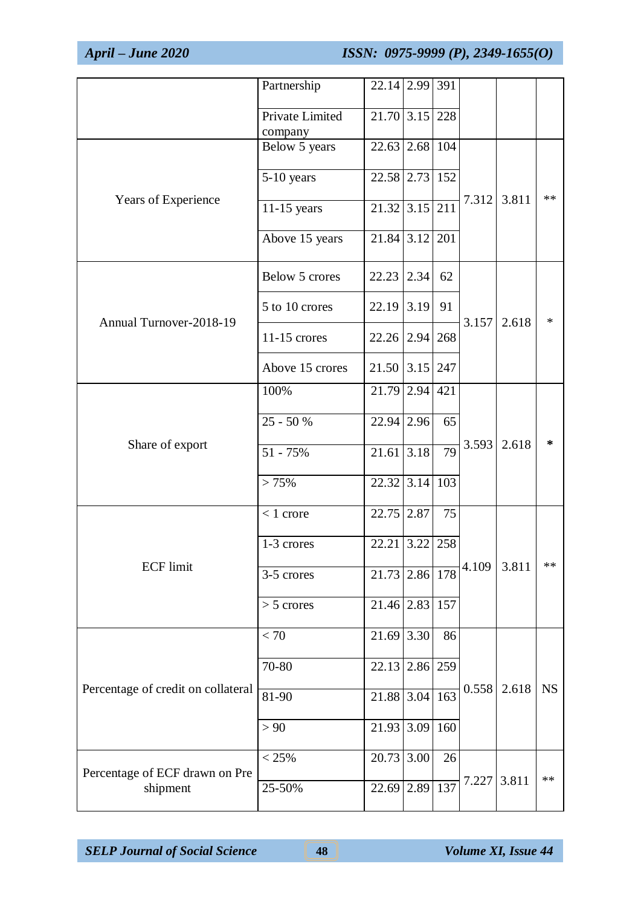| | | | | | | | |
|---|---|---|---|---|---|---|---|
| | Partnership | 22.14 | 2.99 | 391 | | | |
| | Private Limited company | 21.70 | 3.15 | 228 | | | |
| Years of Experience | Below 5 years | 22.63 | 2.68 | 104 | 7.312 | 3.811 | ** |
| | 5-10 years | 22.58 | 2.73 | 152 | | | |
| | 11-15 years | 21.32 | 3.15 | 211 | | | |
| | Above 15 years | 21.84 | 3.12 | 201 | | | |
| Annual Turnover-2018-19 | Below 5 crores | 22.23 | 2.34 | 62 | 3.157 | 2.618 | * |
| | 5 to 10 crores | 22.19 | 3.19 | 91 | | | |
| | 11-15 crores | 22.26 | 2.94 | 268 | | | |
| | Above 15 crores | 21.50 | 3.15 | 247 | | | |
| Share of export | 100% | 21.79 | 2.94 | 421 | 3.593 | 2.618 | * |
| | 25 - 50 % | 22.94 | 2.96 | 65 | | | |
| | 51 - 75% | 21.61 | 3.18 | 79 | | | |
| | > 75% | 22.32 | 3.14 | 103 | | | |
| ECF limit | < 1 crore | 22.75 | 2.87 | 75 | 4.109 | 3.811 | ** |
| | 1-3 crores | 22.21 | 3.22 | 258 | | | |
| | 3-5 crores | 21.73 | 2.86 | 178 | | | |
| | > 5 crores | 21.46 | 2.83 | 157 | | | |
| Percentage of credit on collateral | < 70 | 21.69 | 3.30 | 86 | 0.558 | 2.618 | NS |
| | 70-80 | 22.13 | 2.86 | 259 | | | |
| | 81-90 | 21.88 | 3.04 | 163 | | | |
| | > 90 | 21.93 | 3.09 | 160 | | | |
| Percentage of ECF drawn on Pre shipment | < 25% | 20.73 | 3.00 | 26 | 7.227 | 3.811 | ** |
| | 25-50% | 22.69 | 2.89 | 137 | | | |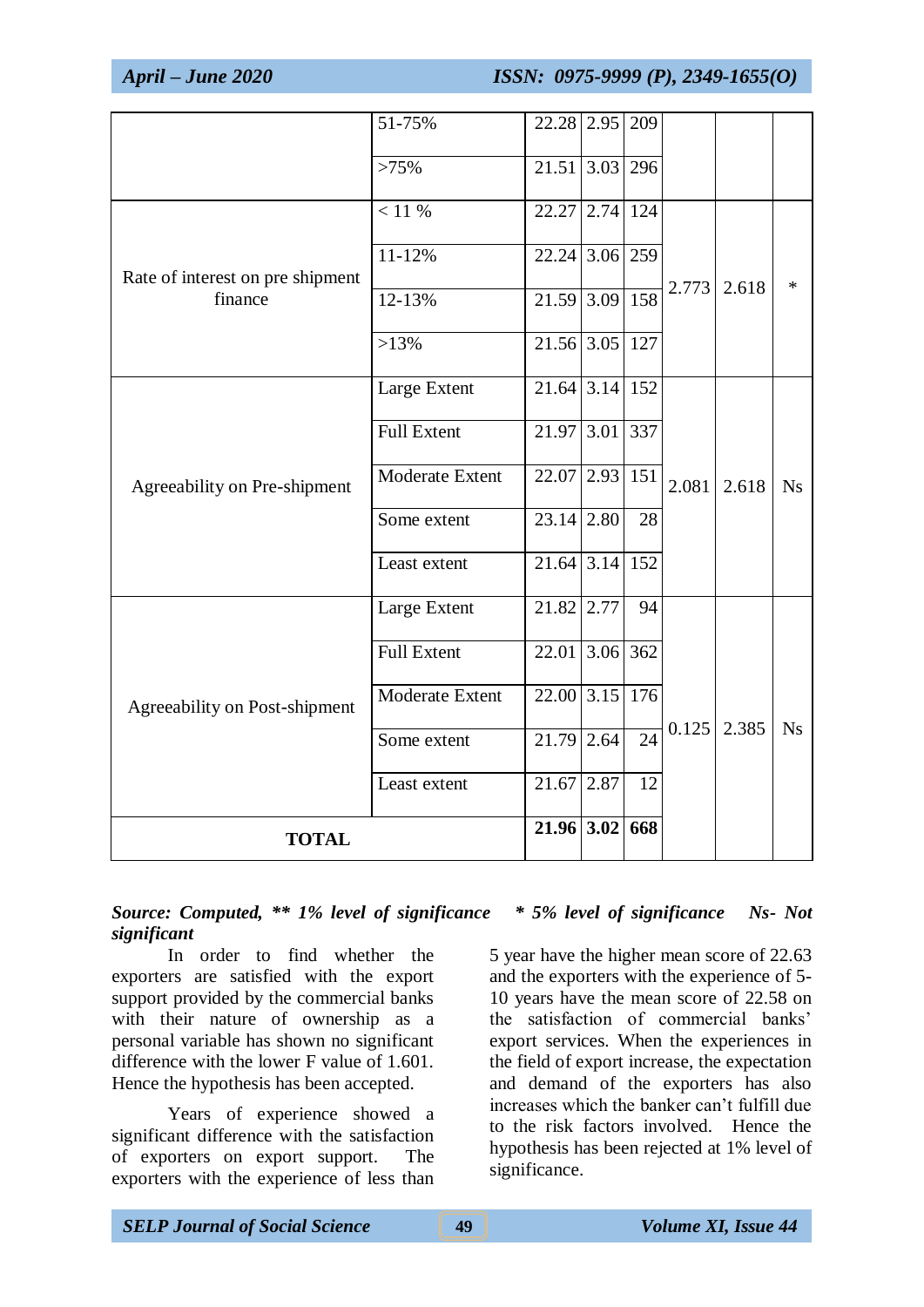| | 51-75% | 22.28 | 2.95 | 209 | | | |
|---|---|---|---|---|---|---|---|
| | >75% | 21.51 | 3.03 | 296 | | | |
| Rate of interest on pre shipment finance | < 11 % | 22.27 | 2.74 | 124 | 2.773 | 2.618 | * |
| | 11-12% | 22.24 | 3.06 | 259 | | | |
| | 12-13% | 21.59 | 3.09 | 158 | | | |
| | >13% | 21.56 | 3.05 | 127 | | | |
| Agreeability on Pre-shipment | Large Extent | 21.64 | 3.14 | 152 | 2.081 | 2.618 | Ns |
| | Full Extent | 21.97 | 3.01 | 337 | | | |
| | Moderate Extent | 22.07 | 2.93 | 151 | | | |
| | Some extent | 23.14 | 2.80 | 28 | | | |
| | Least extent | 21.64 | 3.14 | 152 | | | |
| Agreeability on Post-shipment | Large Extent | 21.82 | 2.77 | 94 | 0.125 | 2.385 | Ns |
| | Full Extent | 22.01 | 3.06 | 362 | | | |
| | Moderate Extent | 22.00 | 3.15 | 176 | | | |
| | Some extent | 21.79 | 2.64 | 24 | | | |
| | Least extent | 21.67 | 2.87 | 12 | | | |
| **TOTAL** | | **21.96** | **3.02** | **668** | | | |

***Source: Computed, \*\* 1% level of significance \* 5% level of significance Ns- Not significant***

In order to find whether the exporters are satisfied with the export support provided by the commercial banks with their nature of ownership as a personal variable has shown no significant difference with the lower F value of 1.601. Hence the hypothesis has been accepted.

Years of experience showed a significant difference with the satisfaction of exporters on export support. The exporters with the experience of less than 5 year have the higher mean score of 22.63 and the exporters with the experience of 5-10 years have the mean score of 22.58 on the satisfaction of commercial banks' export services. When the experiences in the field of export increase, the expectation and demand of the exporters has also increases which the banker can't fulfill due to the risk factors involved. Hence the hypothesis has been rejected at 1% level of significance.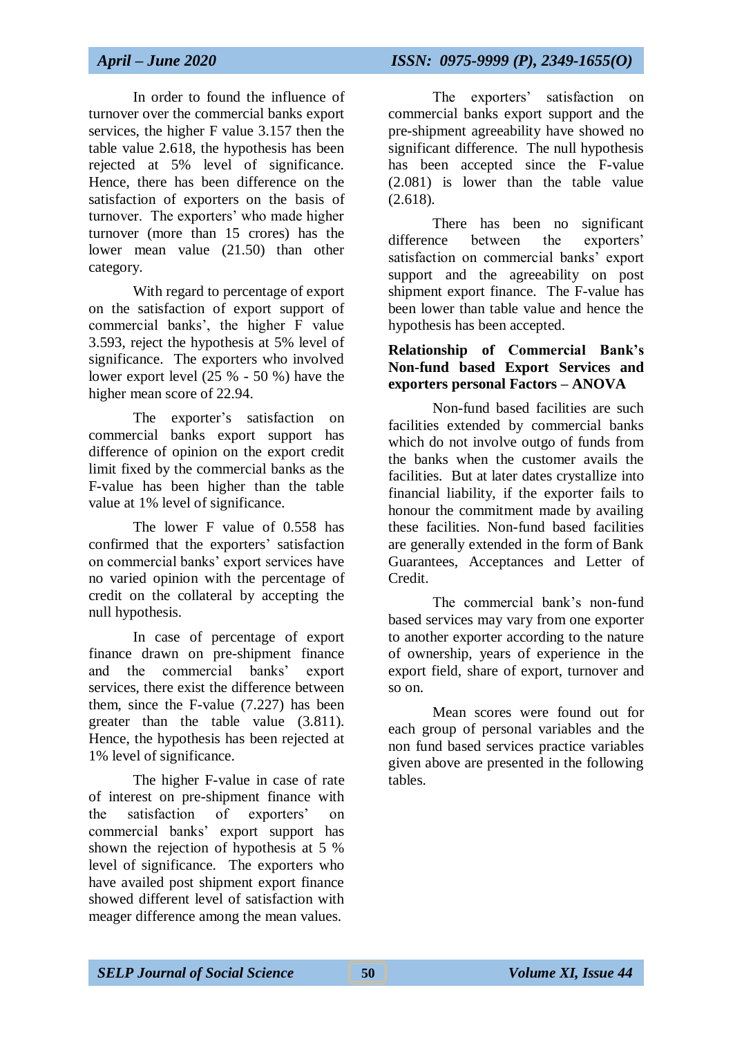In order to found the influence of turnover over the commercial banks export services, the higher F value 3.157 then the table value 2.618, the hypothesis has been rejected at 5% level of significance. Hence, there has been difference on the satisfaction of exporters on the basis of turnover. The exporters' who made higher turnover (more than 15 crores) has the lower mean value (21.50) than other category.

With regard to percentage of export on the satisfaction of export support of commercial banks', the higher F value 3.593, reject the hypothesis at 5% level of significance. The exporters who involved lower export level (25 % - 50 %) have the higher mean score of 22.94.

The exporter's satisfaction on commercial banks export support has difference of opinion on the export credit limit fixed by the commercial banks as the F-value has been higher than the table value at 1% level of significance.

The lower F value of 0.558 has confirmed that the exporters' satisfaction on commercial banks' export services have no varied opinion with the percentage of credit on the collateral by accepting the null hypothesis.

In case of percentage of export finance drawn on pre-shipment finance and the commercial banks' export services, there exist the difference between them, since the F-value (7.227) has been greater than the table value (3.811). Hence, the hypothesis has been rejected at 1% level of significance.

The higher F-value in case of rate of interest on pre-shipment finance with the satisfaction of exporters' on commercial banks' export support has shown the rejection of hypothesis at 5 % level of significance. The exporters who have availed post shipment export finance showed different level of satisfaction with meager difference among the mean values.

The exporters' satisfaction on commercial banks export support and the pre-shipment agreeability have showed no significant difference. The null hypothesis has been accepted since the F-value (2.081) is lower than the table value (2.618).

There has been no significant difference between the exporters' satisfaction on commercial banks' export support and the agreeability on post shipment export finance. The F-value has been lower than table value and hence the hypothesis has been accepted.

**Relationship of Commercial Bank's Non-fund based Export Services and exporters personal Factors – ANOVA**

Non-fund based facilities are such facilities extended by commercial banks which do not involve outgo of funds from the banks when the customer avails the facilities. But at later dates crystallize into financial liability, if the exporter fails to honour the commitment made by availing these facilities. Non-fund based facilities are generally extended in the form of Bank Guarantees, Acceptances and Letter of Credit.

The commercial bank's non-fund based services may vary from one exporter to another exporter according to the nature of ownership, years of experience in the export field, share of export, turnover and so on.

Mean scores were found out for each group of personal variables and the non fund based services practice variables given above are presented in the following tables.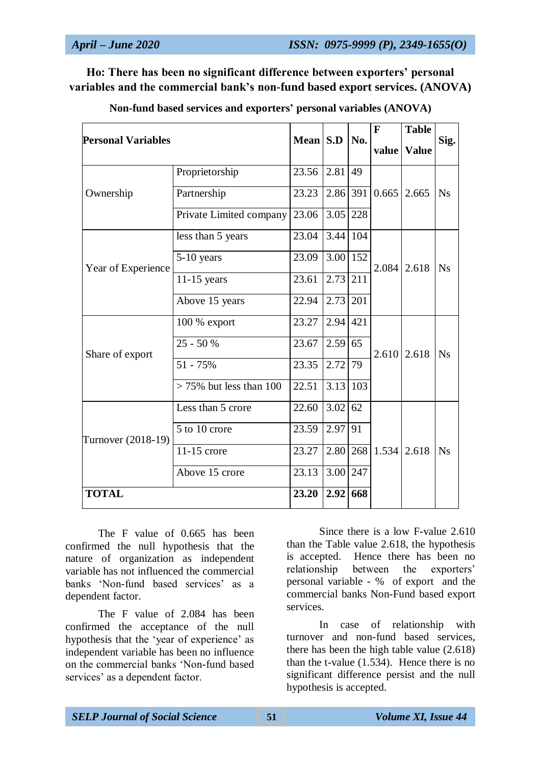**Ho: There has been no significant difference between exporters' personal variables and the commercial bank's non-fund based export services. (ANOVA)**

**Non-fund based services and exporters' personal variables (ANOVA)**

| Personal Variables | | Mean | S.D | No. | F value | Table Value | Sig. |
|---|---|---|---|---|---|---|---|
| Ownership | Proprietorship | 23.56 | 2.81 | 49 | 0.665 | 2.665 | Ns |
| | Partnership | 23.23 | 2.86 | 391 | | | |
| | Private Limited company | 23.06 | 3.05 | 228 | | | |
| Year of Experience | less than 5 years | 23.04 | 3.44 | 104 | 2.084 | 2.618 | Ns |
| | 5-10 years | 23.09 | 3.00 | 152 | | | |
| | 11-15 years | 23.61 | 2.73 | 211 | | | |
| | Above 15 years | 22.94 | 2.73 | 201 | | | |
| Share of export | 100 % export | 23.27 | 2.94 | 421 | 2.610 | 2.618 | Ns |
| | 25 - 50 % | 23.67 | 2.59 | 65 | | | |
| | 51 - 75% | 23.35 | 2.72 | 79 | | | |
| | > 75% but less than 100 | 22.51 | 3.13 | 103 | | | |
| Turnover (2018-19) | Less than 5 crore | 22.60 | 3.02 | 62 | 1.534 | 2.618 | Ns |
| | 5 to 10 crore | 23.59 | 2.97 | 91 | | | |
| | 11-15 crore | 23.27 | 2.80 | 268 | | | |
| | Above 15 crore | 23.13 | 3.00 | 247 | | | |
| **TOTAL** | | **23.20** | **2.92** | **668** | | | |

The F value of 0.665 has been confirmed the null hypothesis that the nature of organization as independent variable has not influenced the commercial banks 'Non-fund based services' as a dependent factor.

The F value of 2.084 has been confirmed the acceptance of the null hypothesis that the 'year of experience' as independent variable has been no influence on the commercial banks 'Non-fund based services' as a dependent factor.

Since there is a low F-value 2.610 than the Table value 2.618, the hypothesis is accepted. Hence there has been no relationship between the exporters' personal variable - % of export and the commercial banks Non-Fund based export services.

In case of relationship with turnover and non-fund based services, there has been the high table value (2.618) than the t-value (1.534). Hence there is no significant difference persist and the null hypothesis is accepted.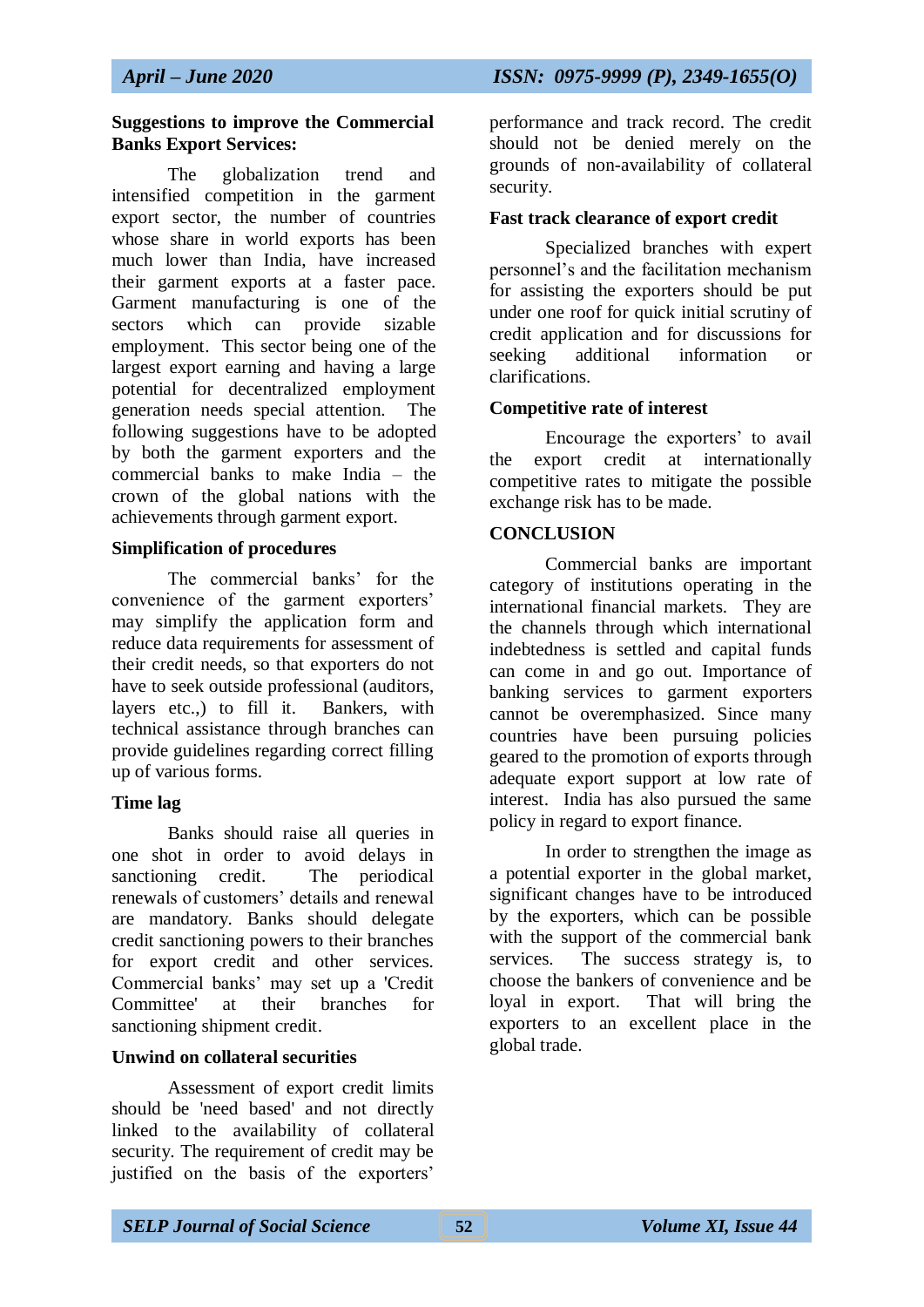**Suggestions to improve the Commercial Banks Export Services:**

The globalization trend and intensified competition in the garment export sector, the number of countries whose share in world exports has been much lower than India, have increased their garment exports at a faster pace. Garment manufacturing is one of the sectors which can provide sizable employment. This sector being one of the largest export earning and having a large potential for decentralized employment generation needs special attention. The following suggestions have to be adopted by both the garment exporters and the commercial banks to make India – the crown of the global nations with the achievements through garment export.

**Simplification of procedures**

The commercial banks' for the convenience of the garment exporters' may simplify the application form and reduce data requirements for assessment of their credit needs, so that exporters do not have to seek outside professional (auditors, layers etc.,) to fill it. Bankers, with technical assistance through branches can provide guidelines regarding correct filling up of various forms.

**Time lag**

Banks should raise all queries in one shot in order to avoid delays in sanctioning credit. The periodical renewals of customers' details and renewal are mandatory. Banks should delegate credit sanctioning powers to their branches for export credit and other services. Commercial banks' may set up a 'Credit Committee' at their branches for sanctioning shipment credit.

**Unwind on collateral securities**

Assessment of export credit limits should be 'need based' and not directly linked to the availability of collateral security. The requirement of credit may be justified on the basis of the exporters' performance and track record. The credit should not be denied merely on the grounds of non-availability of collateral security.

**Fast track clearance of export credit**

Specialized branches with expert personnel's and the facilitation mechanism for assisting the exporters should be put under one roof for quick initial scrutiny of credit application and for discussions for seeking additional information or clarifications.

**Competitive rate of interest**

Encourage the exporters' to avail the export credit at internationally competitive rates to mitigate the possible exchange risk has to be made.

**CONCLUSION**

Commercial banks are important category of institutions operating in the international financial markets. They are the channels through which international indebtedness is settled and capital funds can come in and go out. Importance of banking services to garment exporters cannot be overemphasized. Since many countries have been pursuing policies geared to the promotion of exports through adequate export support at low rate of interest. India has also pursued the same policy in regard to export finance.

In order to strengthen the image as a potential exporter in the global market, significant changes have to be introduced by the exporters, which can be possible with the support of the commercial bank services. The success strategy is, to choose the bankers of convenience and be loyal in export. That will bring the exporters to an excellent place in the global trade.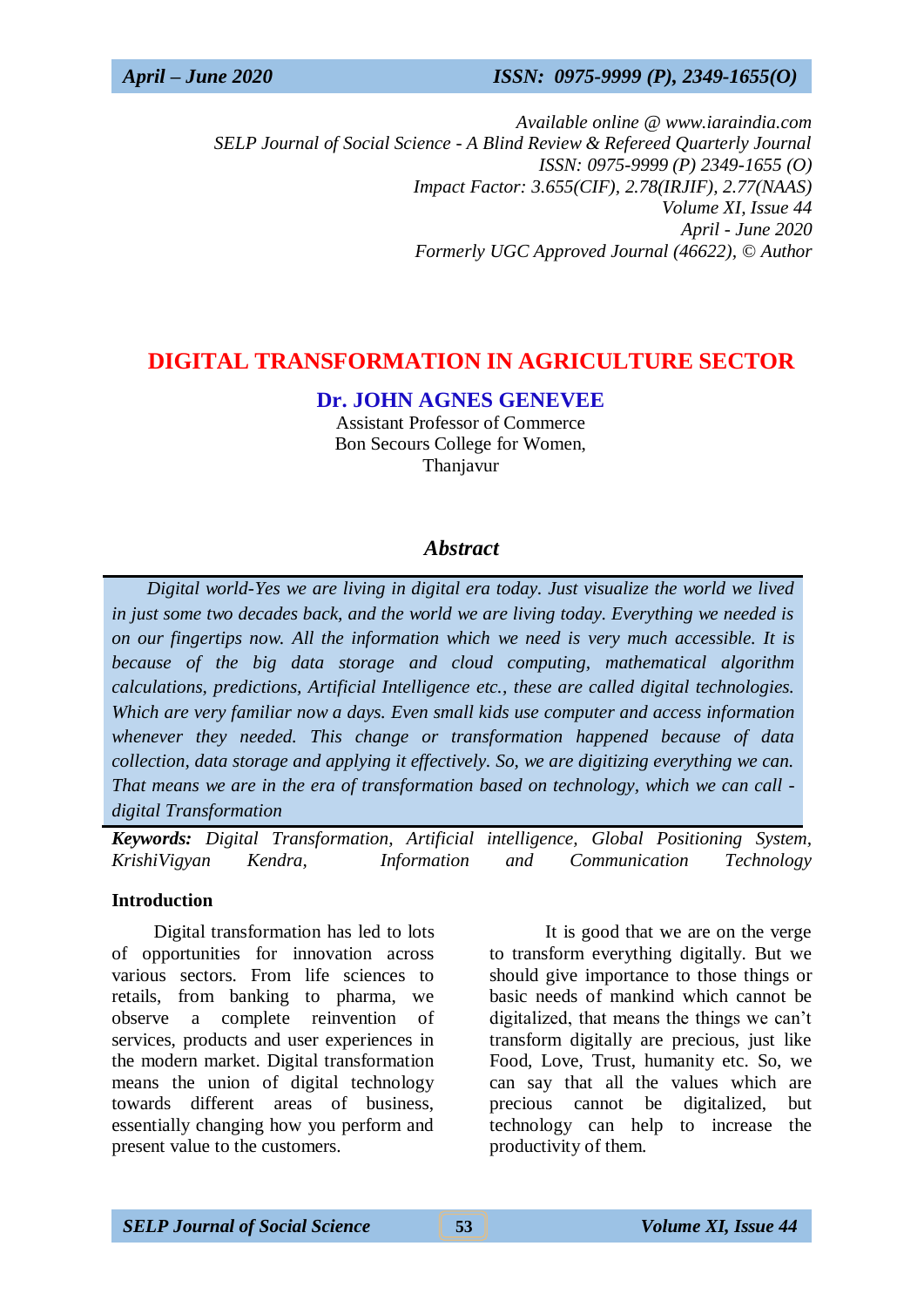*Available online @ www.iaraindia.com*
*SELP Journal of Social Science - A Blind Review & Refereed Quarterly Journal*
*ISSN: 0975-9999 (P) 2349-1655 (O)*
*Impact Factor: 3.655(CIF), 2.78(IRJIF), 2.77(NAAS)*
*Volume XI, Issue 44*
*April - June 2020*
*Formerly UGC Approved Journal (46622), © Author*

# DIGITAL TRANSFORMATION IN AGRICULTURE SECTOR

**Dr. JOHN AGNES GENEVEE**
Assistant Professor of Commerce
Bon Secours College for Women,
Thanjavur

## *Abstract*

*Digital world-Yes we are living in digital era today. Just visualize the world we lived in just some two decades back, and the world we are living today. Everything we needed is on our fingertips now. All the information which we need is very much accessible. It is because of the big data storage and cloud computing, mathematical algorithm calculations, predictions, Artificial Intelligence etc., these are called digital technologies. Which are very familiar now a days. Even small kids use computer and access information whenever they needed. This change or transformation happened because of data collection, data storage and applying it effectively. So, we are digitizing everything we can. That means we are in the era of transformation based on technology, which we can call - digital Transformation*

***Keywords:*** *Digital Transformation, Artificial intelligence, Global Positioning System, KrishiVigyan Kendra, Information and Communication Technology*

### Introduction

Digital transformation has led to lots of opportunities for innovation across various sectors. From life sciences to retails, from banking to pharma, we observe a complete reinvention of services, products and user experiences in the modern market. Digital transformation means the union of digital technology towards different areas of business, essentially changing how you perform and present value to the customers.

It is good that we are on the verge to transform everything digitally. But we should give importance to those things or basic needs of mankind which cannot be digitalized, that means the things we can't transform digitally are precious, just like Food, Love, Trust, humanity etc. So, we can say that all the values which are precious cannot be digitalized, but technology can help to increase the productivity of them.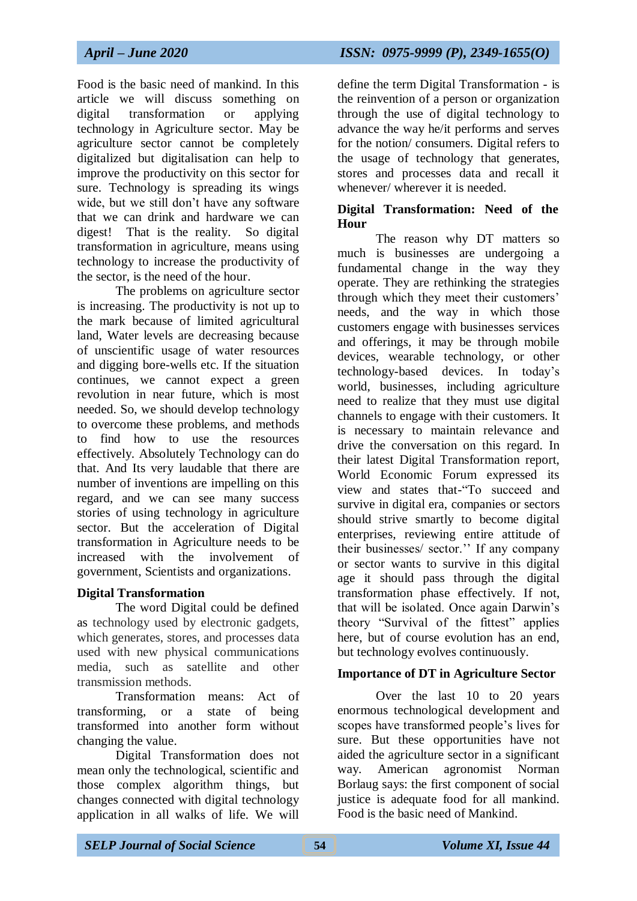Food is the basic need of mankind. In this article we will discuss something on digital transformation or applying technology in Agriculture sector. May be agriculture sector cannot be completely digitalized but digitalisation can help to improve the productivity on this sector for sure. Technology is spreading its wings wide, but we still don't have any software that we can drink and hardware we can digest! That is the reality. So digital transformation in agriculture, means using technology to increase the productivity of the sector, is the need of the hour.

The problems on agriculture sector is increasing. The productivity is not up to the mark because of limited agricultural land, Water levels are decreasing because of unscientific usage of water resources and digging bore-wells etc. If the situation continues, we cannot expect a green revolution in near future, which is most needed. So, we should develop technology to overcome these problems, and methods to find how to use the resources effectively. Absolutely Technology can do that. And Its very laudable that there are number of inventions are impelling on this regard, and we can see many success stories of using technology in agriculture sector. But the acceleration of Digital transformation in Agriculture needs to be increased with the involvement of government, Scientists and organizations.

### Digital Transformation

The word Digital could be defined as technology used by electronic gadgets, which generates, stores, and processes data used with new physical communications media, such as satellite and other transmission methods.

Transformation means: Act of transforming, or a state of being transformed into another form without changing the value.

Digital Transformation does not mean only the technological, scientific and those complex algorithm things, but changes connected with digital technology application in all walks of life. We will define the term Digital Transformation - is the reinvention of a person or organization through the use of digital technology to advance the way he/it performs and serves for the notion/ consumers. Digital refers to the usage of technology that generates, stores and processes data and recall it whenever/ wherever it is needed.

### Digital Transformation: Need of the Hour

The reason why DT matters so much is businesses are undergoing a fundamental change in the way they operate. They are rethinking the strategies through which they meet their customers' needs, and the way in which those customers engage with businesses services and offerings, it may be through mobile devices, wearable technology, or other technology-based devices. In today's world, businesses, including agriculture need to realize that they must use digital channels to engage with their customers. It is necessary to maintain relevance and drive the conversation on this regard. In their latest Digital Transformation report, World Economic Forum expressed its view and states that-"To succeed and survive in digital era, companies or sectors should strive smartly to become digital enterprises, reviewing entire attitude of their businesses/ sector.'' If any company or sector wants to survive in this digital age it should pass through the digital transformation phase effectively. If not, that will be isolated. Once again Darwin's theory "Survival of the fittest" applies here, but of course evolution has an end, but technology evolves continuously.

### Importance of DT in Agriculture Sector

Over the last 10 to 20 years enormous technological development and scopes have transformed people's lives for sure. But these opportunities have not aided the agriculture sector in a significant way. American agronomist Norman Borlaug says: the first component of social justice is adequate food for all mankind. Food is the basic need of Mankind.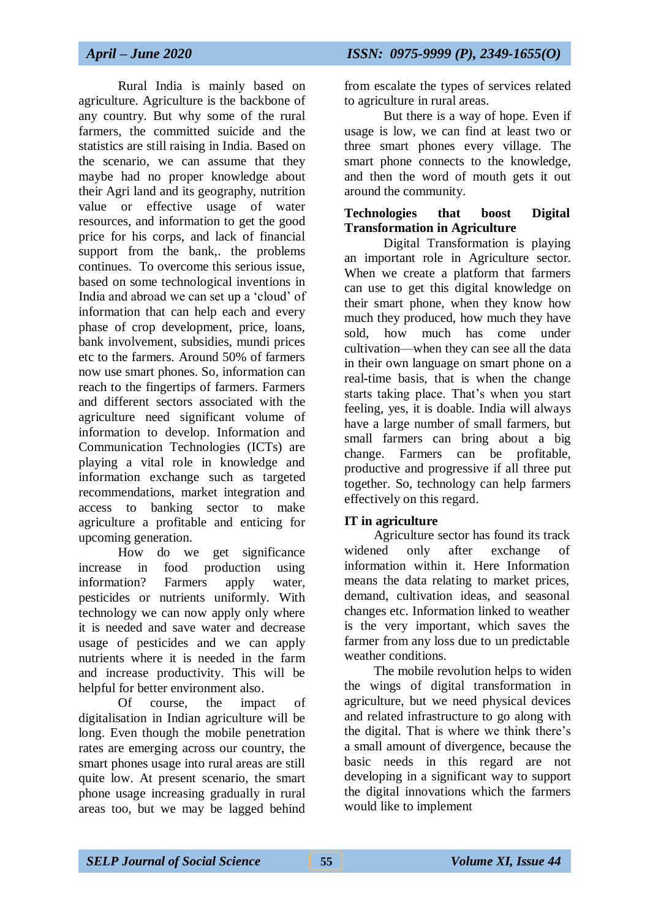Rural India is mainly based on agriculture. Agriculture is the backbone of any country. But why some of the rural farmers, the committed suicide and the statistics are still raising in India. Based on the scenario, we can assume that they maybe had no proper knowledge about their Agri land and its geography, nutrition value or effective usage of water resources, and information to get the good price for his corps, and lack of financial support from the bank,. the problems continues. To overcome this serious issue, based on some technological inventions in India and abroad we can set up a 'cloud' of information that can help each and every phase of crop development, price, loans, bank involvement, subsidies, mundi prices etc to the farmers. Around 50% of farmers now use smart phones. So, information can reach to the fingertips of farmers. Farmers and different sectors associated with the agriculture need significant volume of information to develop. Information and Communication Technologies (ICTs) are playing a vital role in knowledge and information exchange such as targeted recommendations, market integration and access to banking sector to make agriculture a profitable and enticing for upcoming generation.

How do we get significance increase in food production using information? Farmers apply water, pesticides or nutrients uniformly. With technology we can now apply only where it is needed and save water and decrease usage of pesticides and we can apply nutrients where it is needed in the farm and increase productivity. This will be helpful for better environment also.

Of course, the impact of digitalisation in Indian agriculture will be long. Even though the mobile penetration rates are emerging across our country, the smart phones usage into rural areas are still quite low. At present scenario, the smart phone usage increasing gradually in rural areas too, but we may be lagged behind from escalate the types of services related to agriculture in rural areas.

But there is a way of hope. Even if usage is low, we can find at least two or three smart phones every village. The smart phone connects to the knowledge, and then the word of mouth gets it out around the community.

**Technologies that boost Digital Transformation in Agriculture**

Digital Transformation is playing an important role in Agriculture sector. When we create a platform that farmers can use to get this digital knowledge on their smart phone, when they know how much they produced, how much they have sold, how much has come under cultivation—when they can see all the data in their own language on smart phone on a real-time basis, that is when the change starts taking place. That's when you start feeling, yes, it is doable. India will always have a large number of small farmers, but small farmers can bring about a big change. Farmers can be profitable, productive and progressive if all three put together. So, technology can help farmers effectively on this regard.

**IT in agriculture**

Agriculture sector has found its track widened only after exchange of information within it. Here Information means the data relating to market prices, demand, cultivation ideas, and seasonal changes etc. Information linked to weather is the very important, which saves the farmer from any loss due to un predictable weather conditions.

The mobile revolution helps to widen the wings of digital transformation in agriculture, but we need physical devices and related infrastructure to go along with the digital. That is where we think there's a small amount of divergence, because the basic needs in this regard are not developing in a significant way to support the digital innovations which the farmers would like to implement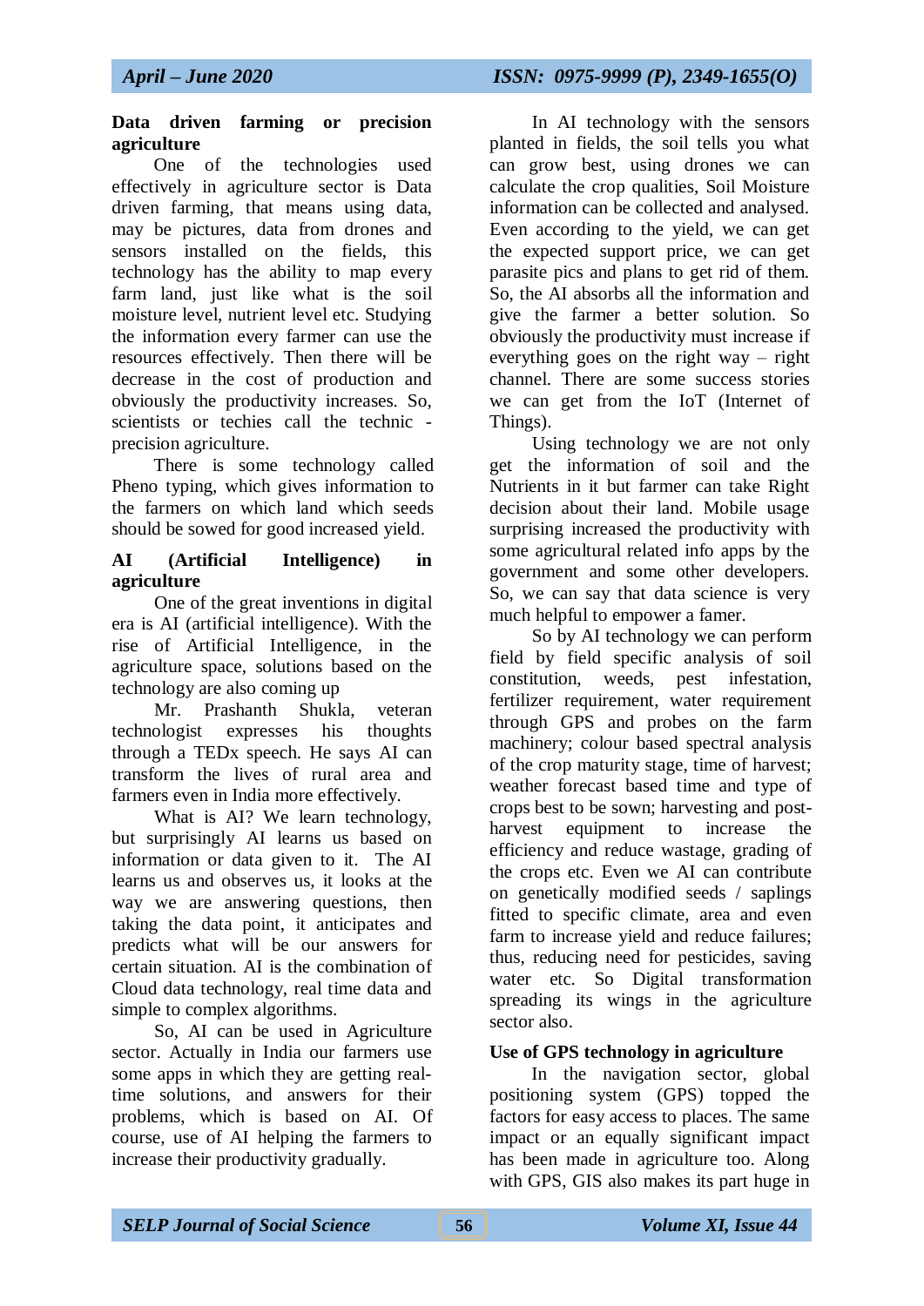**Data driven farming or precision agriculture**

One of the technologies used effectively in agriculture sector is Data driven farming, that means using data, may be pictures, data from drones and sensors installed on the fields, this technology has the ability to map every farm land, just like what is the soil moisture level, nutrient level etc. Studying the information every farmer can use the resources effectively. Then there will be decrease in the cost of production and obviously the productivity increases. So, scientists or techies call the technic - precision agriculture.

There is some technology called Pheno typing, which gives information to the farmers on which land which seeds should be sowed for good increased yield.

**AI (Artificial Intelligence) in agriculture**

One of the great inventions in digital era is AI (artificial intelligence). With the rise of Artificial Intelligence, in the agriculture space, solutions based on the technology are also coming up

Mr. Prashanth Shukla, veteran technologist expresses his thoughts through a TEDx speech. He says AI can transform the lives of rural area and farmers even in India more effectively.

What is AI? We learn technology, but surprisingly AI learns us based on information or data given to it. The AI learns us and observes us, it looks at the way we are answering questions, then taking the data point, it anticipates and predicts what will be our answers for certain situation. AI is the combination of Cloud data technology, real time data and simple to complex algorithms.

So, AI can be used in Agriculture sector. Actually in India our farmers use some apps in which they are getting real-time solutions, and answers for their problems, which is based on AI. Of course, use of AI helping the farmers to increase their productivity gradually.

In AI technology with the sensors planted in fields, the soil tells you what can grow best, using drones we can calculate the crop qualities, Soil Moisture information can be collected and analysed. Even according to the yield, we can get the expected support price, we can get parasite pics and plans to get rid of them. So, the AI absorbs all the information and give the farmer a better solution. So obviously the productivity must increase if everything goes on the right way – right channel. There are some success stories we can get from the IoT (Internet of Things).

Using technology we are not only get the information of soil and the Nutrients in it but farmer can take Right decision about their land. Mobile usage surprising increased the productivity with some agricultural related info apps by the government and some other developers. So, we can say that data science is very much helpful to empower a famer.

So by AI technology we can perform field by field specific analysis of soil constitution, weeds, pest infestation, fertilizer requirement, water requirement through GPS and probes on the farm machinery; colour based spectral analysis of the crop maturity stage, time of harvest; weather forecast based time and type of crops best to be sown; harvesting and post-harvest equipment to increase the efficiency and reduce wastage, grading of the crops etc. Even we AI can contribute on genetically modified seeds / saplings fitted to specific climate, area and even farm to increase yield and reduce failures; thus, reducing need for pesticides, saving water etc. So Digital transformation spreading its wings in the agriculture sector also.

**Use of GPS technology in agriculture**

In the navigation sector, global positioning system (GPS) topped the factors for easy access to places. The same impact or an equally significant impact has been made in agriculture too. Along with GPS, GIS also makes its part huge in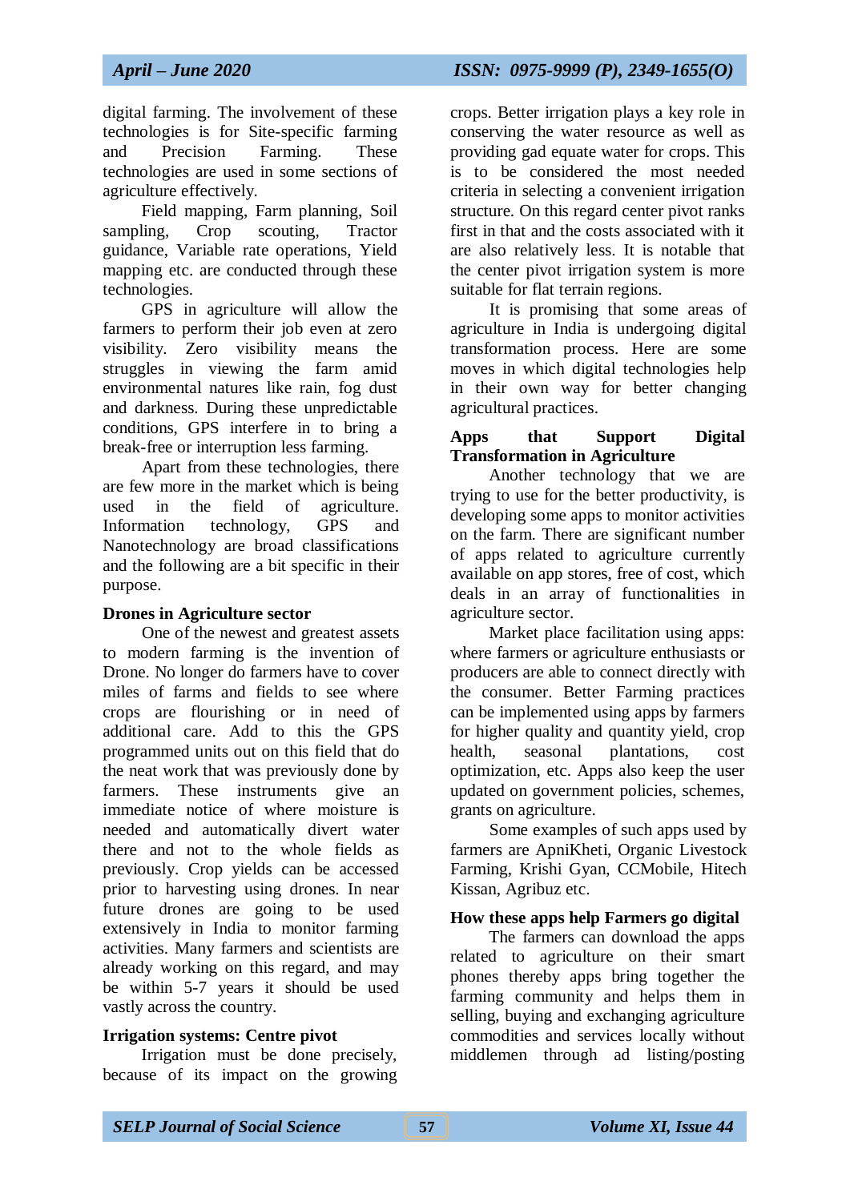digital farming. The involvement of these technologies is for Site-specific farming and Precision Farming. These technologies are used in some sections of agriculture effectively.

Field mapping, Farm planning, Soil sampling, Crop scouting, Tractor guidance, Variable rate operations, Yield mapping etc. are conducted through these technologies.

GPS in agriculture will allow the farmers to perform their job even at zero visibility. Zero visibility means the struggles in viewing the farm amid environmental natures like rain, fog dust and darkness. During these unpredictable conditions, GPS interfere in to bring a break-free or interruption less farming.

Apart from these technologies, there are few more in the market which is being used in the field of agriculture. Information technology, GPS and Nanotechnology are broad classifications and the following are a bit specific in their purpose.

**Drones in Agriculture sector**

One of the newest and greatest assets to modern farming is the invention of Drone. No longer do farmers have to cover miles of farms and fields to see where crops are flourishing or in need of additional care. Add to this the GPS programmed units out on this field that do the neat work that was previously done by farmers. These instruments give an immediate notice of where moisture is needed and automatically divert water there and not to the whole fields as previously. Crop yields can be accessed prior to harvesting using drones. In near future drones are going to be used extensively in India to monitor farming activities. Many farmers and scientists are already working on this regard, and may be within 5-7 years it should be used vastly across the country.

**Irrigation systems: Centre pivot**

Irrigation must be done precisely, because of its impact on the growing crops. Better irrigation plays a key role in conserving the water resource as well as providing gad equate water for crops. This is to be considered the most needed criteria in selecting a convenient irrigation structure. On this regard center pivot ranks first in that and the costs associated with it are also relatively less. It is notable that the center pivot irrigation system is more suitable for flat terrain regions.

It is promising that some areas of agriculture in India is undergoing digital transformation process. Here are some moves in which digital technologies help in their own way for better changing agricultural practices.

**Apps that Support Digital Transformation in Agriculture**

Another technology that we are trying to use for the better productivity, is developing some apps to monitor activities on the farm. There are significant number of apps related to agriculture currently available on app stores, free of cost, which deals in an array of functionalities in agriculture sector.

Market place facilitation using apps: where farmers or agriculture enthusiasts or producers are able to connect directly with the consumer. Better Farming practices can be implemented using apps by farmers for higher quality and quantity yield, crop health, seasonal plantations, cost optimization, etc. Apps also keep the user updated on government policies, schemes, grants on agriculture.

Some examples of such apps used by farmers are ApniKheti, Organic Livestock Farming, Krishi Gyan, CCMobile, Hitech Kissan, Agribuz etc.

**How these apps help Farmers go digital**

The farmers can download the apps related to agriculture on their smart phones thereby apps bring together the farming community and helps them in selling, buying and exchanging agriculture commodities and services locally without middlemen through ad listing/posting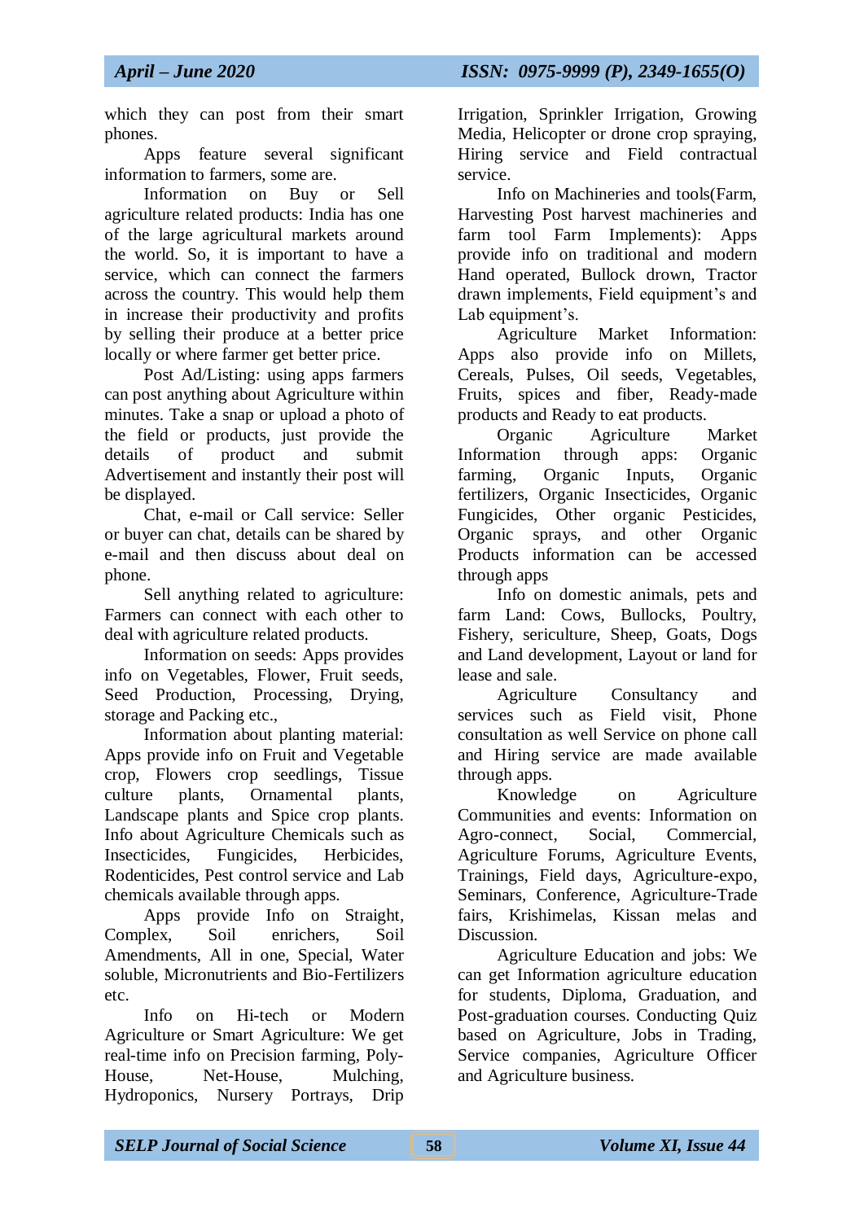which they can post from their smart phones.

Apps feature several significant information to farmers, some are.

Information on Buy or Sell agriculture related products: India has one of the large agricultural markets around the world. So, it is important to have a service, which can connect the farmers across the country. This would help them in increase their productivity and profits by selling their produce at a better price locally or where farmer get better price.

Post Ad/Listing: using apps farmers can post anything about Agriculture within minutes. Take a snap or upload a photo of the field or products, just provide the details of product and submit Advertisement and instantly their post will be displayed.

Chat, e-mail or Call service: Seller or buyer can chat, details can be shared by e-mail and then discuss about deal on phone.

Sell anything related to agriculture: Farmers can connect with each other to deal with agriculture related products.

Information on seeds: Apps provides info on Vegetables, Flower, Fruit seeds, Seed Production, Processing, Drying, storage and Packing etc.,

Information about planting material: Apps provide info on Fruit and Vegetable crop, Flowers crop seedlings, Tissue culture plants, Ornamental plants, Landscape plants and Spice crop plants. Info about Agriculture Chemicals such as Insecticides, Fungicides, Herbicides, Rodenticides, Pest control service and Lab chemicals available through apps.

Apps provide Info on Straight, Complex, Soil enrichers, Soil Amendments, All in one, Special, Water soluble, Micronutrients and Bio-Fertilizers etc.

Info on Hi-tech or Modern Agriculture or Smart Agriculture: We get real-time info on Precision farming, Poly-House, Net-House, Mulching, Hydroponics, Nursery Portrays, Drip Irrigation, Sprinkler Irrigation, Growing Media, Helicopter or drone crop spraying, Hiring service and Field contractual service.

Info on Machineries and tools(Farm, Harvesting Post harvest machineries and farm tool Farm Implements): Apps provide info on traditional and modern Hand operated, Bullock drown, Tractor drawn implements, Field equipment's and Lab equipment's.

Agriculture Market Information: Apps also provide info on Millets, Cereals, Pulses, Oil seeds, Vegetables, Fruits, spices and fiber, Ready-made products and Ready to eat products.

Organic Agriculture Market Information through apps: Organic farming, Organic Inputs, Organic fertilizers, Organic Insecticides, Organic Fungicides, Other organic Pesticides, Organic sprays, and other Organic Products information can be accessed through apps

Info on domestic animals, pets and farm Land: Cows, Bullocks, Poultry, Fishery, sericulture, Sheep, Goats, Dogs and Land development, Layout or land for lease and sale.

Agriculture Consultancy and services such as Field visit, Phone consultation as well Service on phone call and Hiring service are made available through apps.

Knowledge on Agriculture Communities and events: Information on Agro-connect, Social, Commercial, Agriculture Forums, Agriculture Events, Trainings, Field days, Agriculture-expo, Seminars, Conference, Agriculture-Trade fairs, Krishimelas, Kissan melas and Discussion.

Agriculture Education and jobs: We can get Information agriculture education for students, Diploma, Graduation, and Post-graduation courses. Conducting Quiz based on Agriculture, Jobs in Trading, Service companies, Agriculture Officer and Agriculture business.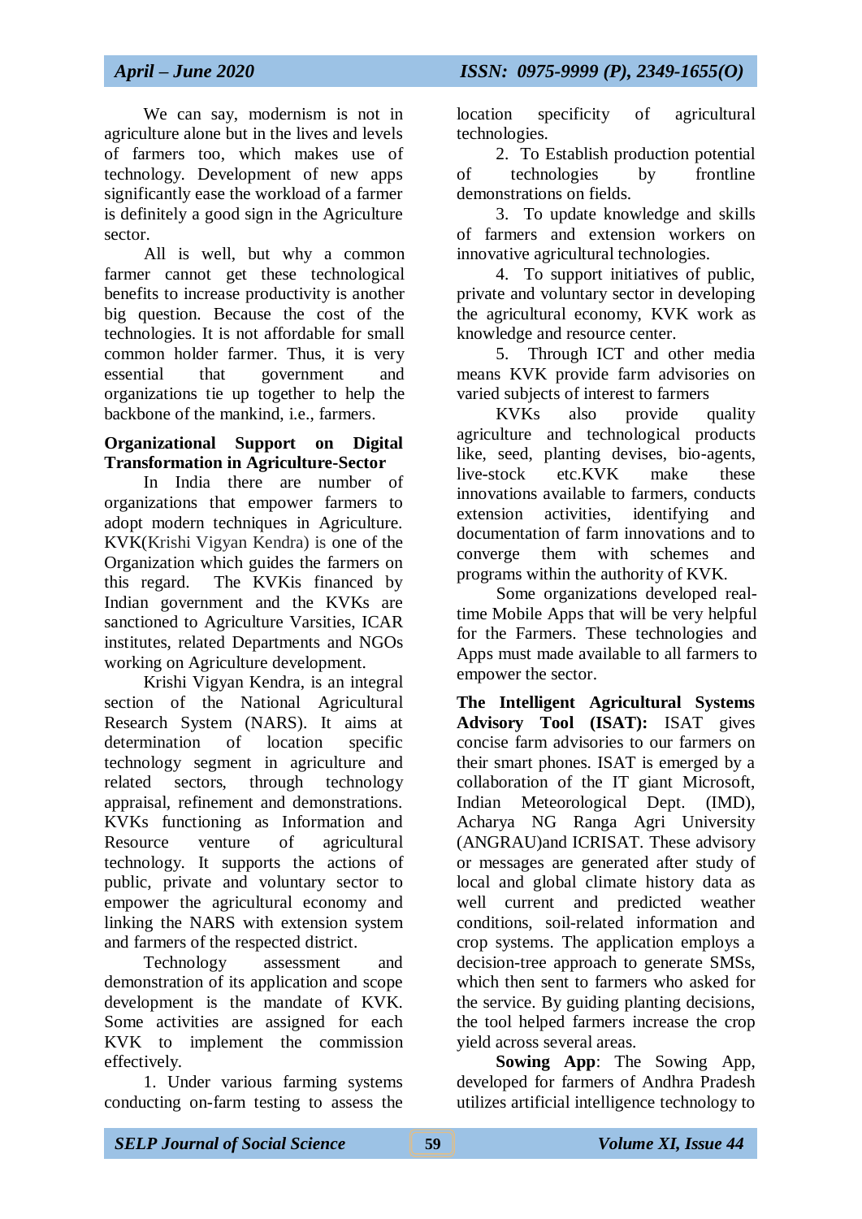We can say, modernism is not in agriculture alone but in the lives and levels of farmers too, which makes use of technology. Development of new apps significantly ease the workload of a farmer is definitely a good sign in the Agriculture sector.

All is well, but why a common farmer cannot get these technological benefits to increase productivity is another big question. Because the cost of the technologies. It is not affordable for small common holder farmer. Thus, it is very essential that government and organizations tie up together to help the backbone of the mankind, i.e., farmers.

**Organizational Support on Digital Transformation in Agriculture-Sector**

In India there are number of organizations that empower farmers to adopt modern techniques in Agriculture. KVK(Krishi Vigyan Kendra) is one of the Organization which guides the farmers on this regard. The KVKis financed by Indian government and the KVKs are sanctioned to Agriculture Varsities, ICAR institutes, related Departments and NGOs working on Agriculture development.

Krishi Vigyan Kendra, is an integral section of the National Agricultural Research System (NARS). It aims at determination of location specific technology segment in agriculture and related sectors, through technology appraisal, refinement and demonstrations. KVKs functioning as Information and Resource venture of agricultural technology. It supports the actions of public, private and voluntary sector to empower the agricultural economy and linking the NARS with extension system and farmers of the respected district.

Technology assessment and demonstration of its application and scope development is the mandate of KVK. Some activities are assigned for each KVK to implement the commission effectively.

1. Under various farming systems conducting on-farm testing to assess the location specificity of agricultural technologies.
2. To Establish production potential of technologies by frontline demonstrations on fields.
3. To update knowledge and skills of farmers and extension workers on innovative agricultural technologies.
4. To support initiatives of public, private and voluntary sector in developing the agricultural economy, KVK work as knowledge and resource center.
5. Through ICT and other media means KVK provide farm advisories on varied subjects of interest to farmers

KVKs also provide quality agriculture and technological products like, seed, planting devises, bio-agents, live-stock etc.KVK make these innovations available to farmers, conducts extension activities, identifying and documentation of farm innovations and to converge them with schemes and programs within the authority of KVK.

Some organizations developed real-time Mobile Apps that will be very helpful for the Farmers. These technologies and Apps must made available to all farmers to empower the sector.

**The Intelligent Agricultural Systems Advisory Tool (ISAT):** ISAT gives concise farm advisories to our farmers on their smart phones. ISAT is emerged by a collaboration of the IT giant Microsoft, Indian Meteorological Dept. (IMD), Acharya NG Ranga Agri University (ANGRAU)and ICRISAT. These advisory or messages are generated after study of local and global climate history data as well current and predicted weather conditions, soil-related information and crop systems. The application employs a decision-tree approach to generate SMSs, which then sent to farmers who asked for the service. By guiding planting decisions, the tool helped farmers increase the crop yield across several areas.

**Sowing App**: The Sowing App, developed for farmers of Andhra Pradesh utilizes artificial intelligence technology to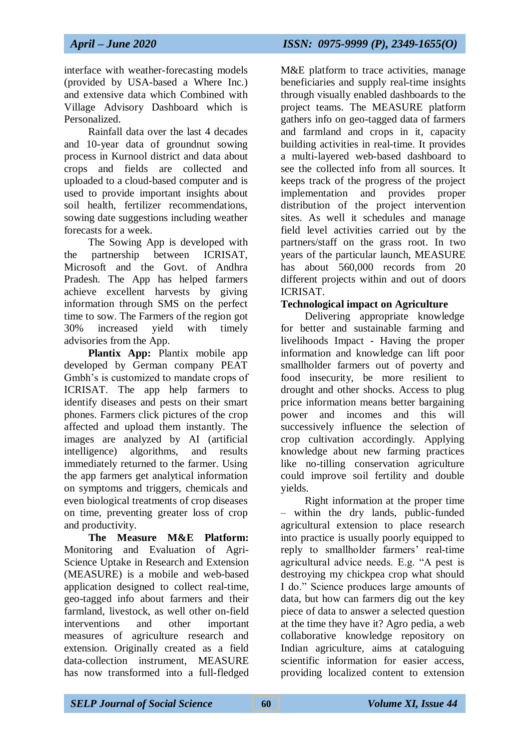interface with weather-forecasting models (provided by USA-based a Where Inc.) and extensive data which Combined with Village Advisory Dashboard which is Personalized.

Rainfall data over the last 4 decades and 10-year data of groundnut sowing process in Kurnool district and data about crops and fields are collected and uploaded to a cloud-based computer and is used to provide important insights about soil health, fertilizer recommendations, sowing date suggestions including weather forecasts for a week.

The Sowing App is developed with the partnership between ICRISAT, Microsoft and the Govt. of Andhra Pradesh. The App has helped farmers achieve excellent harvests by giving information through SMS on the perfect time to sow. The Farmers of the region got 30% increased yield with timely advisories from the App.

**Plantix App:** Plantix mobile app developed by German company PEAT Gmbh's is customized to mandate crops of ICRISAT. The app help farmers to identify diseases and pests on their smart phones. Farmers click pictures of the crop affected and upload them instantly. The images are analyzed by AI (artificial intelligence) algorithms, and results immediately returned to the farmer. Using the app farmers get analytical information on symptoms and triggers, chemicals and even biological treatments of crop diseases on time, preventing greater loss of crop and productivity.

**The Measure M&E Platform:** Monitoring and Evaluation of Agri-Science Uptake in Research and Extension (MEASURE) is a mobile and web-based application designed to collect real-time, geo-tagged info about farmers and their farmland, livestock, as well other on-field interventions and other important measures of agriculture research and extension. Originally created as a field data-collection instrument, MEASURE has now transformed into a full-fledged M&E platform to trace activities, manage beneficiaries and supply real-time insights through visually enabled dashboards to the project teams. The MEASURE platform gathers info on geo-tagged data of farmers and farmland and crops in it, capacity building activities in real-time. It provides a multi-layered web-based dashboard to see the collected info from all sources. It keeps track of the progress of the project implementation and provides proper distribution of the project intervention sites. As well it schedules and manage field level activities carried out by the partners/staff on the grass root. In two years of the particular launch, MEASURE has about 560,000 records from 20 different projects within and out of doors ICRISAT.

**Technological impact on Agriculture**

Delivering appropriate knowledge for better and sustainable farming and livelihoods Impact - Having the proper information and knowledge can lift poor smallholder farmers out of poverty and food insecurity, be more resilient to drought and other shocks. Access to plug price information means better bargaining power and incomes and this will successively influence the selection of crop cultivation accordingly. Applying knowledge about new farming practices like no-tilling conservation agriculture could improve soil fertility and double yields.

Right information at the proper time – within the dry lands, public-funded agricultural extension to place research into practice is usually poorly equipped to reply to smallholder farmers' real-time agricultural advice needs. E.g. "A pest is destroying my chickpea crop what should I do." Science produces large amounts of data, but how can farmers dig out the key piece of data to answer a selected question at the time they have it? Agro pedia, a web collaborative knowledge repository on Indian agriculture, aims at cataloguing scientific information for easier access, providing localized content to extension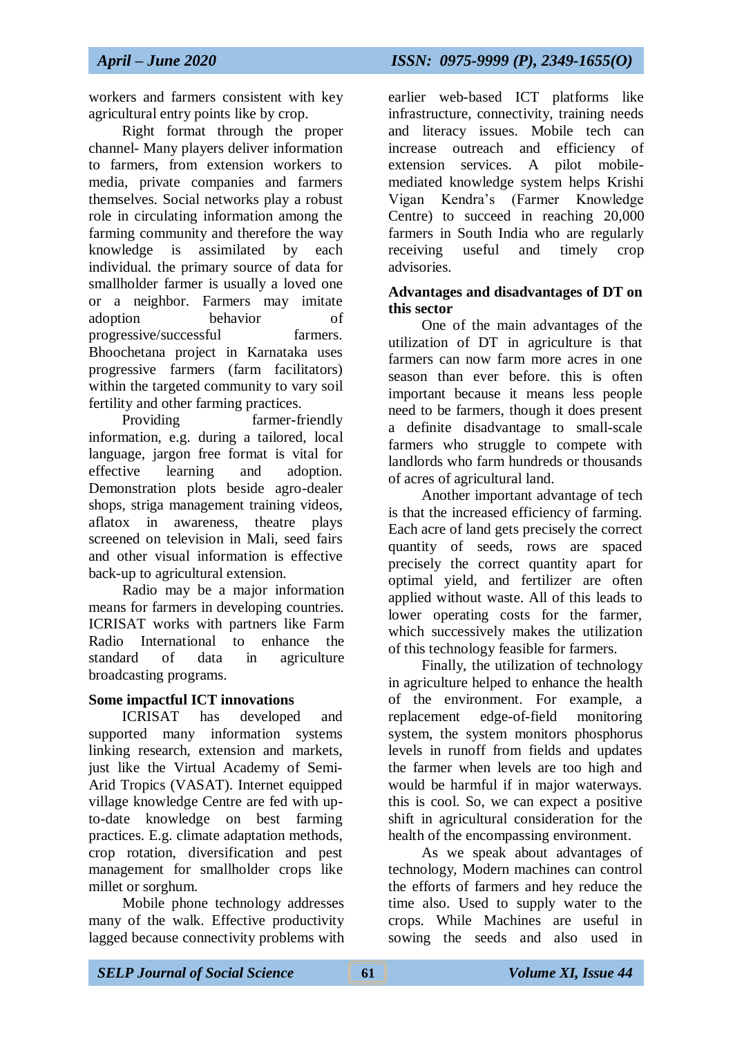workers and farmers consistent with key agricultural entry points like by crop.

Right format through the proper channel- Many players deliver information to farmers, from extension workers to media, private companies and farmers themselves. Social networks play a robust role in circulating information among the farming community and therefore the way knowledge is assimilated by each individual. the primary source of data for smallholder farmer is usually a loved one or a neighbor. Farmers may imitate adoption behavior of progressive/successful farmers. Bhoochetana project in Karnataka uses progressive farmers (farm facilitators) within the targeted community to vary soil fertility and other farming practices.

Providing farmer-friendly information, e.g. during a tailored, local language, jargon free format is vital for effective learning and adoption. Demonstration plots beside agro-dealer shops, striga management training videos, aflatox in awareness, theatre plays screened on television in Mali, seed fairs and other visual information is effective back-up to agricultural extension.

Radio may be a major information means for farmers in developing countries. ICRISAT works with partners like Farm Radio International to enhance the standard of data in agriculture broadcasting programs.

**Some impactful ICT innovations**

ICRISAT has developed and supported many information systems linking research, extension and markets, just like the Virtual Academy of Semi-Arid Tropics (VASAT). Internet equipped village knowledge Centre are fed with up-to-date knowledge on best farming practices. E.g. climate adaptation methods, crop rotation, diversification and pest management for smallholder crops like millet or sorghum.

Mobile phone technology addresses many of the walk. Effective productivity lagged because connectivity problems with earlier web-based ICT platforms like infrastructure, connectivity, training needs and literacy issues. Mobile tech can increase outreach and efficiency of extension services. A pilot mobile-mediated knowledge system helps Krishi Vigan Kendra's (Farmer Knowledge Centre) to succeed in reaching 20,000 farmers in South India who are regularly receiving useful and timely crop advisories.

**Advantages and disadvantages of DT on this sector**

One of the main advantages of the utilization of DT in agriculture is that farmers can now farm more acres in one season than ever before. this is often important because it means less people need to be farmers, though it does present a definite disadvantage to small-scale farmers who struggle to compete with landlords who farm hundreds or thousands of acres of agricultural land.

Another important advantage of tech is that the increased efficiency of farming. Each acre of land gets precisely the correct quantity of seeds, rows are spaced precisely the correct quantity apart for optimal yield, and fertilizer are often applied without waste. All of this leads to lower operating costs for the farmer, which successively makes the utilization of this technology feasible for farmers.

Finally, the utilization of technology in agriculture helped to enhance the health of the environment. For example, a replacement edge-of-field monitoring system, the system monitors phosphorus levels in runoff from fields and updates the farmer when levels are too high and would be harmful if in major waterways. this is cool. So, we can expect a positive shift in agricultural consideration for the health of the encompassing environment.

As we speak about advantages of technology, Modern machines can control the efforts of farmers and hey reduce the time also. Used to supply water to the crops. While Machines are useful in sowing the seeds and also used in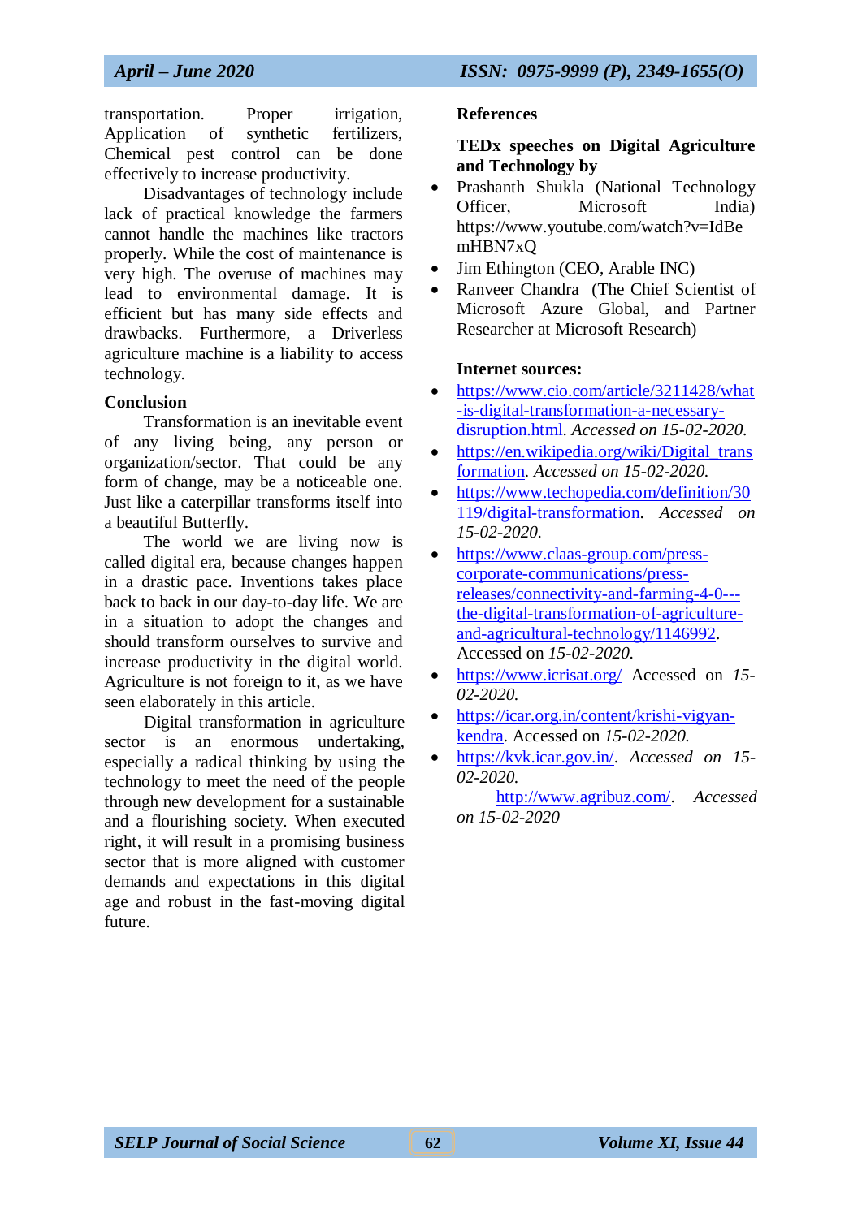transportation. Proper irrigation, Application of synthetic fertilizers, Chemical pest control can be done effectively to increase productivity.

Disadvantages of technology include lack of practical knowledge the farmers cannot handle the machines like tractors properly. While the cost of maintenance is very high. The overuse of machines may lead to environmental damage. It is efficient but has many side effects and drawbacks. Furthermore, a Driverless agriculture machine is a liability to access technology.

## Conclusion

Transformation is an inevitable event of any living being, any person or organization/sector. That could be any form of change, may be a noticeable one. Just like a caterpillar transforms itself into a beautiful Butterfly.

The world we are living now is called digital era, because changes happen in a drastic pace. Inventions takes place back to back in our day-to-day life. We are in a situation to adopt the changes and should transform ourselves to survive and increase productivity in the digital world. Agriculture is not foreign to it, as we have seen elaborately in this article.

Digital transformation in agriculture sector is an enormous undertaking, especially a radical thinking by using the technology to meet the need of the people through new development for a sustainable and a flourishing society. When executed right, it will result in a promising business sector that is more aligned with customer demands and expectations in this digital age and robust in the fast-moving digital future.

## References

**TEDx speeches on Digital Agriculture and Technology by**

- Prashanth Shukla (National Technology Officer, Microsoft India) https://www.youtube.com/watch?v=IdBemHBN7xQ
- Jim Ethington (CEO, Arable INC)
- Ranveer Chandra (The Chief Scientist of Microsoft Azure Global, and Partner Researcher at Microsoft Research)

**Internet sources:**

- https://www.cio.com/article/3211428/what-is-digital-transformation-a-necessary-disruption.html. *Accessed on 15-02-2020.*
- https://en.wikipedia.org/wiki/Digital_transformation. *Accessed on 15-02-2020.*
- https://www.techopedia.com/definition/30119/digital-transformation. *Accessed on 15-02-2020.*
- https://www.claas-group.com/press-corporate-communications/press-releases/connectivity-and-farming-4-0---the-digital-transformation-of-agriculture-and-agricultural-technology/1146992. Accessed on *15-02-2020.*
- https://www.icrisat.org/ Accessed on *15-02-2020.*
- https://icar.org.in/content/krishi-vigyan-kendra. Accessed on *15-02-2020.*
- https://kvk.icar.gov.in/. *Accessed on 15-02-2020.*

  http://www.agribuz.com/. *Accessed on 15-02-2020*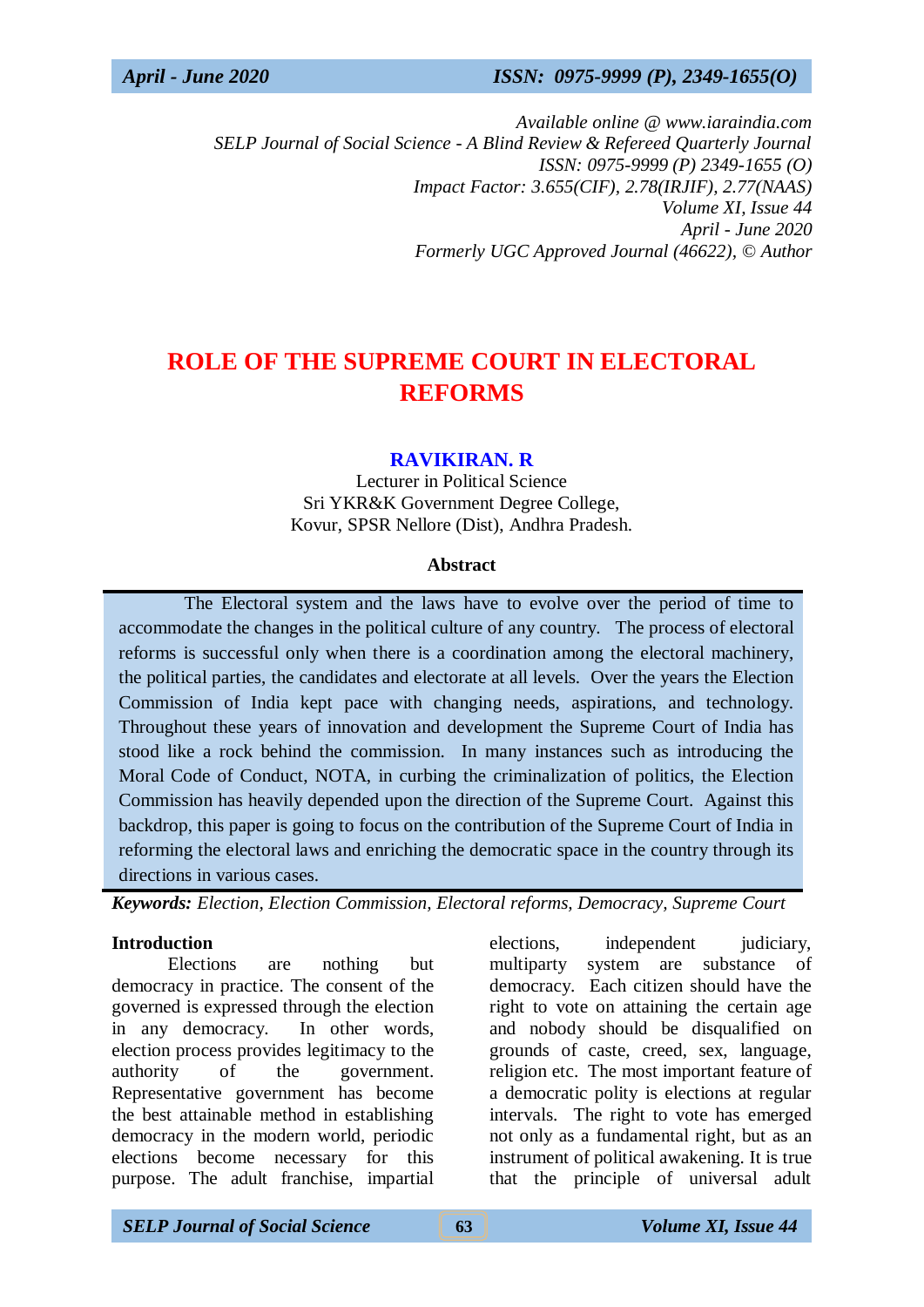Available online @ www.iaraindia.com
SELP Journal of Social Science - A Blind Review & Refereed Quarterly Journal
ISSN: 0975-9999 (P) 2349-1655 (O)
Impact Factor: 3.655(CIF), 2.78(IRJIF), 2.77(NAAS)
Volume XI, Issue 44
April - June 2020
Formerly UGC Approved Journal (46622), © Author

# ROLE OF THE SUPREME COURT IN ELECTORAL REFORMS

**RAVIKIRAN. R**
Lecturer in Political Science
Sri YKR&K Government Degree College,
Kovur, SPSR Nellore (Dist), Andhra Pradesh.

### Abstract

The Electoral system and the laws have to evolve over the period of time to accommodate the changes in the political culture of any country. The process of electoral reforms is successful only when there is a coordination among the electoral machinery, the political parties, the candidates and electorate at all levels. Over the years the Election Commission of India kept pace with changing needs, aspirations, and technology. Throughout these years of innovation and development the Supreme Court of India has stood like a rock behind the commission. In many instances such as introducing the Moral Code of Conduct, NOTA, in curbing the criminalization of politics, the Election Commission has heavily depended upon the direction of the Supreme Court. Against this backdrop, this paper is going to focus on the contribution of the Supreme Court of India in reforming the electoral laws and enriching the democratic space in the country through its directions in various cases.

***Keywords:*** *Election, Election Commission, Electoral reforms, Democracy, Supreme Court*

### Introduction

Elections are nothing but democracy in practice. The consent of the governed is expressed through the election in any democracy. In other words, election process provides legitimacy to the authority of the government. Representative government has become the best attainable method in establishing democracy in the modern world, periodic elections become necessary for this purpose. The adult franchise, impartial elections, independent judiciary, multiparty system are substance of democracy. Each citizen should have the right to vote on attaining the certain age and nobody should be disqualified on grounds of caste, creed, sex, language, religion etc. The most important feature of a democratic polity is elections at regular intervals. The right to vote has emerged not only as a fundamental right, but as an instrument of political awakening. It is true that the principle of universal adult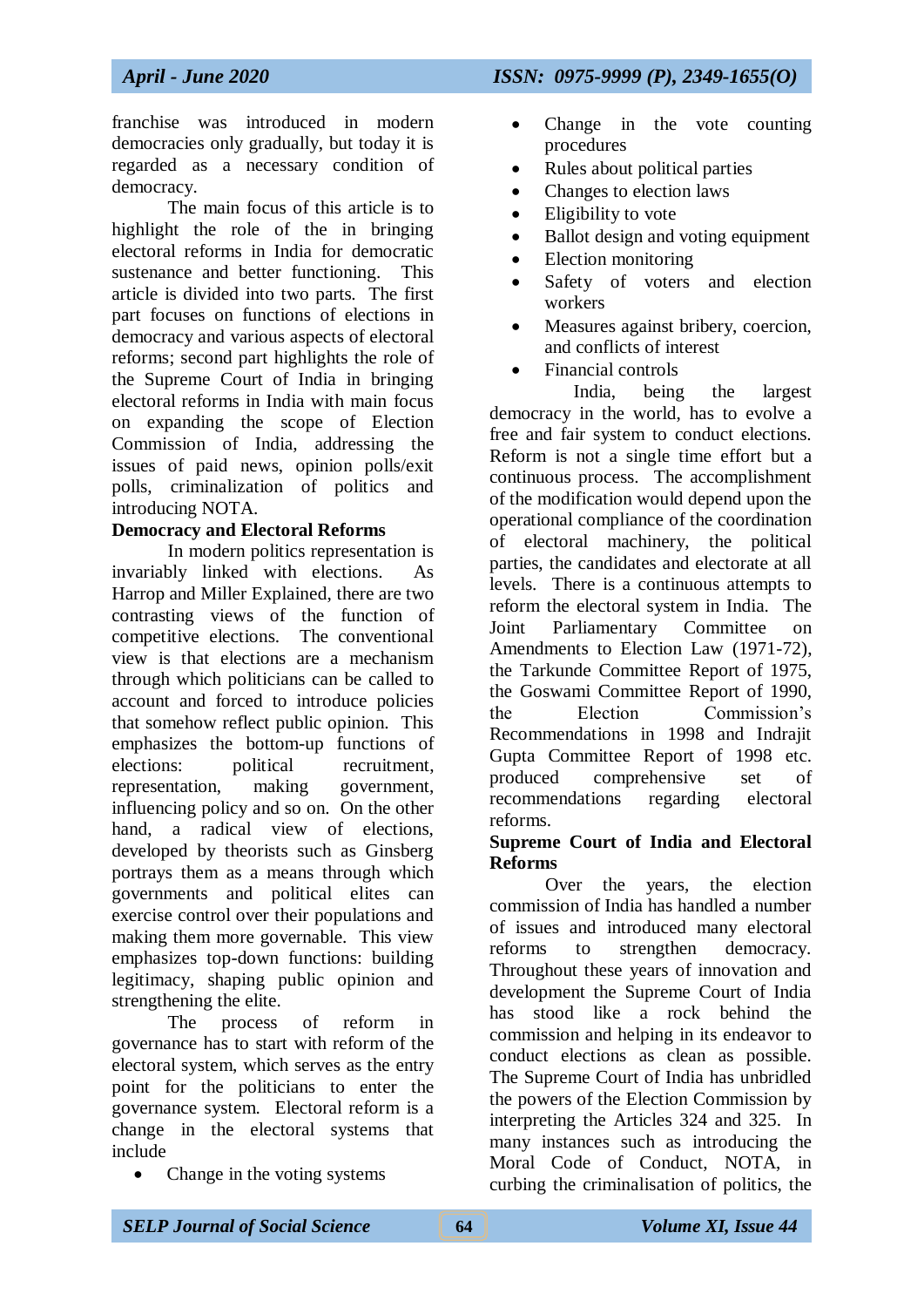franchise was introduced in modern democracies only gradually, but today it is regarded as a necessary condition of democracy.

The main focus of this article is to highlight the role of the in bringing electoral reforms in India for democratic sustenance and better functioning. This article is divided into two parts. The first part focuses on functions of elections in democracy and various aspects of electoral reforms; second part highlights the role of the Supreme Court of India in bringing electoral reforms in India with main focus on expanding the scope of Election Commission of India, addressing the issues of paid news, opinion polls/exit polls, criminalization of politics and introducing NOTA.

**Democracy and Electoral Reforms**

In modern politics representation is invariably linked with elections. As Harrop and Miller Explained, there are two contrasting views of the function of competitive elections. The conventional view is that elections are a mechanism through which politicians can be called to account and forced to introduce policies that somehow reflect public opinion. This emphasizes the bottom-up functions of elections: political recruitment, representation, making government, influencing policy and so on. On the other hand, a radical view of elections, developed by theorists such as Ginsberg portrays them as a means through which governments and political elites can exercise control over their populations and making them more governable. This view emphasizes top-down functions: building legitimacy, shaping public opinion and strengthening the elite.

The process of reform in governance has to start with reform of the electoral system, which serves as the entry point for the politicians to enter the governance system. Electoral reform is a change in the electoral systems that include

- Change in the voting systems
- Change in the vote counting procedures
- Rules about political parties
- Changes to election laws
- Eligibility to vote
- Ballot design and voting equipment
- Election monitoring
- Safety of voters and election workers
- Measures against bribery, coercion, and conflicts of interest
- Financial controls

India, being the largest democracy in the world, has to evolve a free and fair system to conduct elections. Reform is not a single time effort but a continuous process. The accomplishment of the modification would depend upon the operational compliance of the coordination of electoral machinery, the political parties, the candidates and electorate at all levels. There is a continuous attempts to reform the electoral system in India. The Joint Parliamentary Committee on Amendments to Election Law (1971-72), the Tarkunde Committee Report of 1975, the Goswami Committee Report of 1990, the Election Commission's Recommendations in 1998 and Indrajit Gupta Committee Report of 1998 etc. produced comprehensive set of recommendations regarding electoral reforms.

**Supreme Court of India and Electoral Reforms**

Over the years, the election commission of India has handled a number of issues and introduced many electoral reforms to strengthen democracy. Throughout these years of innovation and development the Supreme Court of India has stood like a rock behind the commission and helping in its endeavor to conduct elections as clean as possible. The Supreme Court of India has unbridled the powers of the Election Commission by interpreting the Articles 324 and 325. In many instances such as introducing the Moral Code of Conduct, NOTA, in curbing the criminalisation of politics, the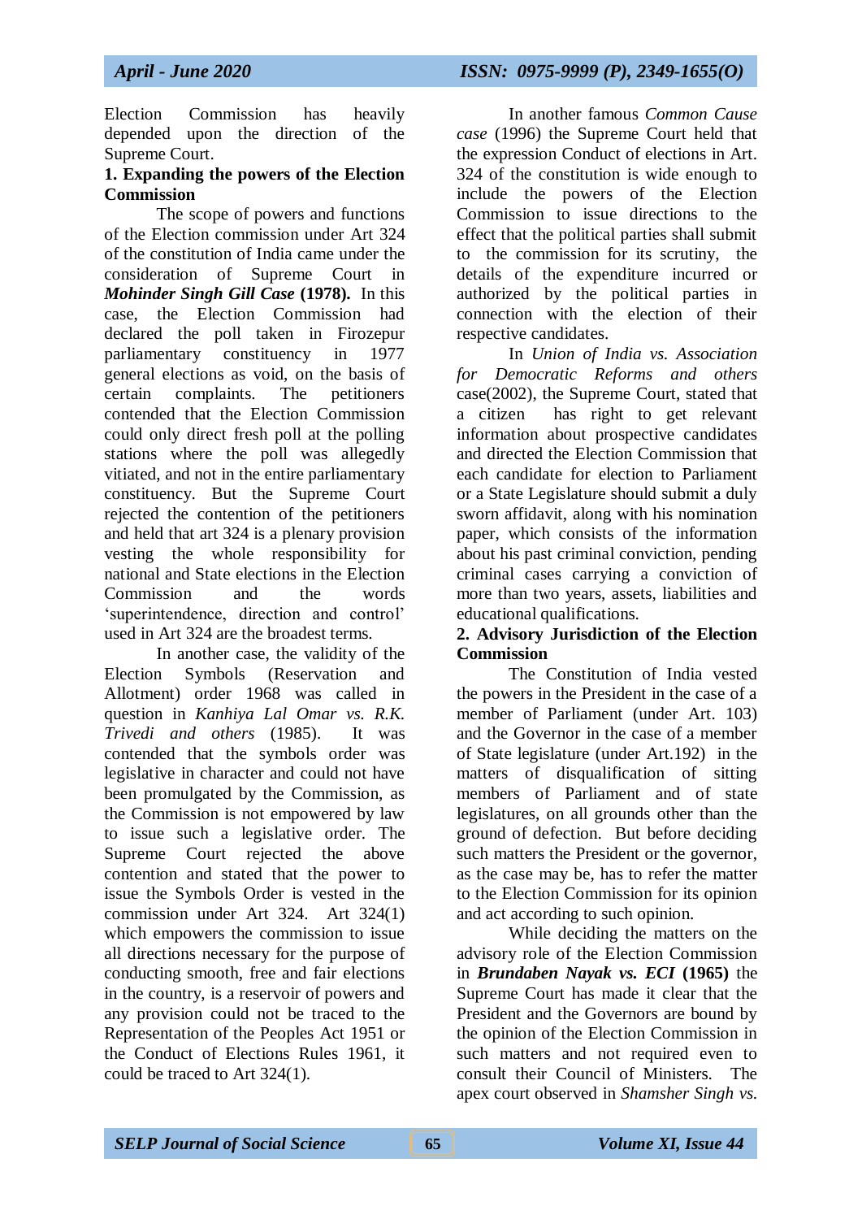Election Commission has heavily depended upon the direction of the Supreme Court.

**1. Expanding the powers of the Election Commission**

The scope of powers and functions of the Election commission under Art 324 of the constitution of India came under the consideration of Supreme Court in ***Mohinder Singh Gill Case*** **(1978).** In this case, the Election Commission had declared the poll taken in Firozepur parliamentary constituency in 1977 general elections as void, on the basis of certain complaints. The petitioners contended that the Election Commission could only direct fresh poll at the polling stations where the poll was allegedly vitiated, and not in the entire parliamentary constituency. But the Supreme Court rejected the contention of the petitioners and held that art 324 is a plenary provision vesting the whole responsibility for national and State elections in the Election Commission and the words 'superintendence, direction and control' used in Art 324 are the broadest terms.

In another case, the validity of the Election Symbols (Reservation and Allotment) order 1968 was called in question in *Kanhiya Lal Omar vs. R.K. Trivedi and others* (1985). It was contended that the symbols order was legislative in character and could not have been promulgated by the Commission, as the Commission is not empowered by law to issue such a legislative order. The Supreme Court rejected the above contention and stated that the power to issue the Symbols Order is vested in the commission under Art 324. Art 324(1) which empowers the commission to issue all directions necessary for the purpose of conducting smooth, free and fair elections in the country, is a reservoir of powers and any provision could not be traced to the Representation of the Peoples Act 1951 or the Conduct of Elections Rules 1961, it could be traced to Art 324(1).

In another famous *Common Cause case* (1996) the Supreme Court held that the expression Conduct of elections in Art. 324 of the constitution is wide enough to include the powers of the Election Commission to issue directions to the effect that the political parties shall submit to the commission for its scrutiny, the details of the expenditure incurred or authorized by the political parties in connection with the election of their respective candidates.

In *Union of India vs. Association for Democratic Reforms and others* case(2002), the Supreme Court, stated that a citizen has right to get relevant information about prospective candidates and directed the Election Commission that each candidate for election to Parliament or a State Legislature should submit a duly sworn affidavit, along with his nomination paper, which consists of the information about his past criminal conviction, pending criminal cases carrying a conviction of more than two years, assets, liabilities and educational qualifications.

**2. Advisory Jurisdiction of the Election Commission**

The Constitution of India vested the powers in the President in the case of a member of Parliament (under Art. 103) and the Governor in the case of a member of State legislature (under Art.192) in the matters of disqualification of sitting members of Parliament and of state legislatures, on all grounds other than the ground of defection. But before deciding such matters the President or the governor, as the case may be, has to refer the matter to the Election Commission for its opinion and act according to such opinion.

While deciding the matters on the advisory role of the Election Commission in ***Brundaben Nayak vs. ECI*** **(1965)** the Supreme Court has made it clear that the President and the Governors are bound by the opinion of the Election Commission in such matters and not required even to consult their Council of Ministers. The apex court observed in *Shamsher Singh vs.*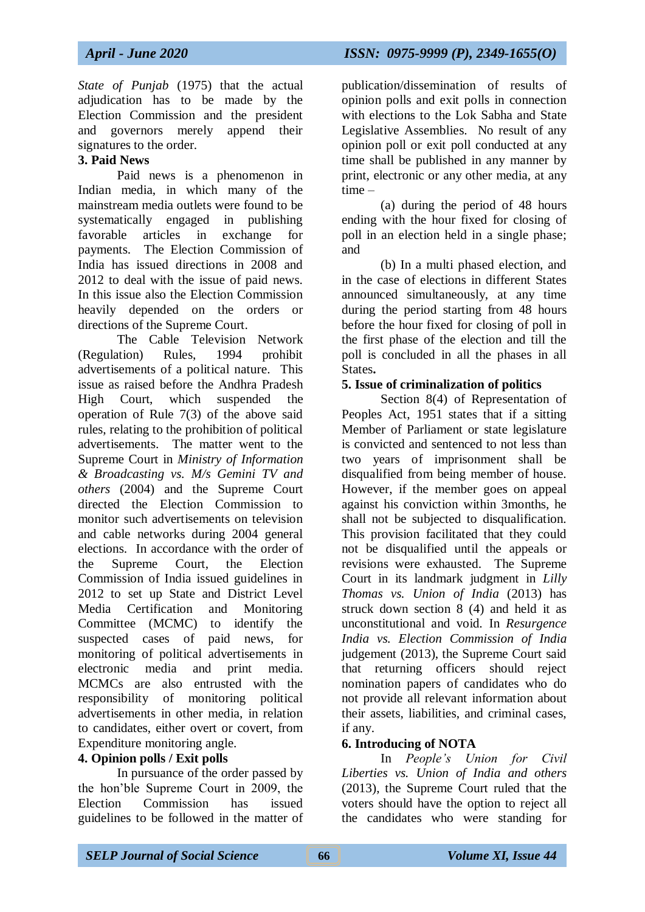*State of Punjab* (1975) that the actual adjudication has to be made by the Election Commission and the president and governors merely append their signatures to the order.

**3. Paid News**

Paid news is a phenomenon in Indian media, in which many of the mainstream media outlets were found to be systematically engaged in publishing favorable articles in exchange for payments. The Election Commission of India has issued directions in 2008 and 2012 to deal with the issue of paid news. In this issue also the Election Commission heavily depended on the orders or directions of the Supreme Court.

The Cable Television Network (Regulation) Rules, 1994 prohibit advertisements of a political nature. This issue as raised before the Andhra Pradesh High Court, which suspended the operation of Rule 7(3) of the above said rules, relating to the prohibition of political advertisements. The matter went to the Supreme Court in *Ministry of Information & Broadcasting vs. M/s Gemini TV and others* (2004) and the Supreme Court directed the Election Commission to monitor such advertisements on television and cable networks during 2004 general elections. In accordance with the order of the Supreme Court, the Election Commission of India issued guidelines in 2012 to set up State and District Level Media Certification and Monitoring Committee (MCMC) to identify the suspected cases of paid news, for monitoring of political advertisements in electronic media and print media. MCMCs are also entrusted with the responsibility of monitoring political advertisements in other media, in relation to candidates, either overt or covert, from Expenditure monitoring angle.

**4. Opinion polls / Exit polls**

In pursuance of the order passed by the hon'ble Supreme Court in 2009, the Election Commission has issued guidelines to be followed in the matter of publication/dissemination of results of opinion polls and exit polls in connection with elections to the Lok Sabha and State Legislative Assemblies. No result of any opinion poll or exit poll conducted at any time shall be published in any manner by print, electronic or any other media, at any time –

(a) during the period of 48 hours ending with the hour fixed for closing of poll in an election held in a single phase; and

(b) In a multi phased election, and in the case of elections in different States announced simultaneously, at any time during the period starting from 48 hours before the hour fixed for closing of poll in the first phase of the election and till the poll is concluded in all the phases in all States.

**5. Issue of criminalization of politics**

Section 8(4) of Representation of Peoples Act, 1951 states that if a sitting Member of Parliament or state legislature is convicted and sentenced to not less than two years of imprisonment shall be disqualified from being member of house. However, if the member goes on appeal against his conviction within 3months, he shall not be subjected to disqualification. This provision facilitated that they could not be disqualified until the appeals or revisions were exhausted. The Supreme Court in its landmark judgment in *Lilly Thomas vs. Union of India* (2013) has struck down section 8 (4) and held it as unconstitutional and void. In *Resurgence India vs. Election Commission of India* judgement (2013), the Supreme Court said that returning officers should reject nomination papers of candidates who do not provide all relevant information about their assets, liabilities, and criminal cases, if any.

**6. Introducing of NOTA**

In *People's Union for Civil Liberties vs. Union of India and others* (2013), the Supreme Court ruled that the voters should have the option to reject all the candidates who were standing for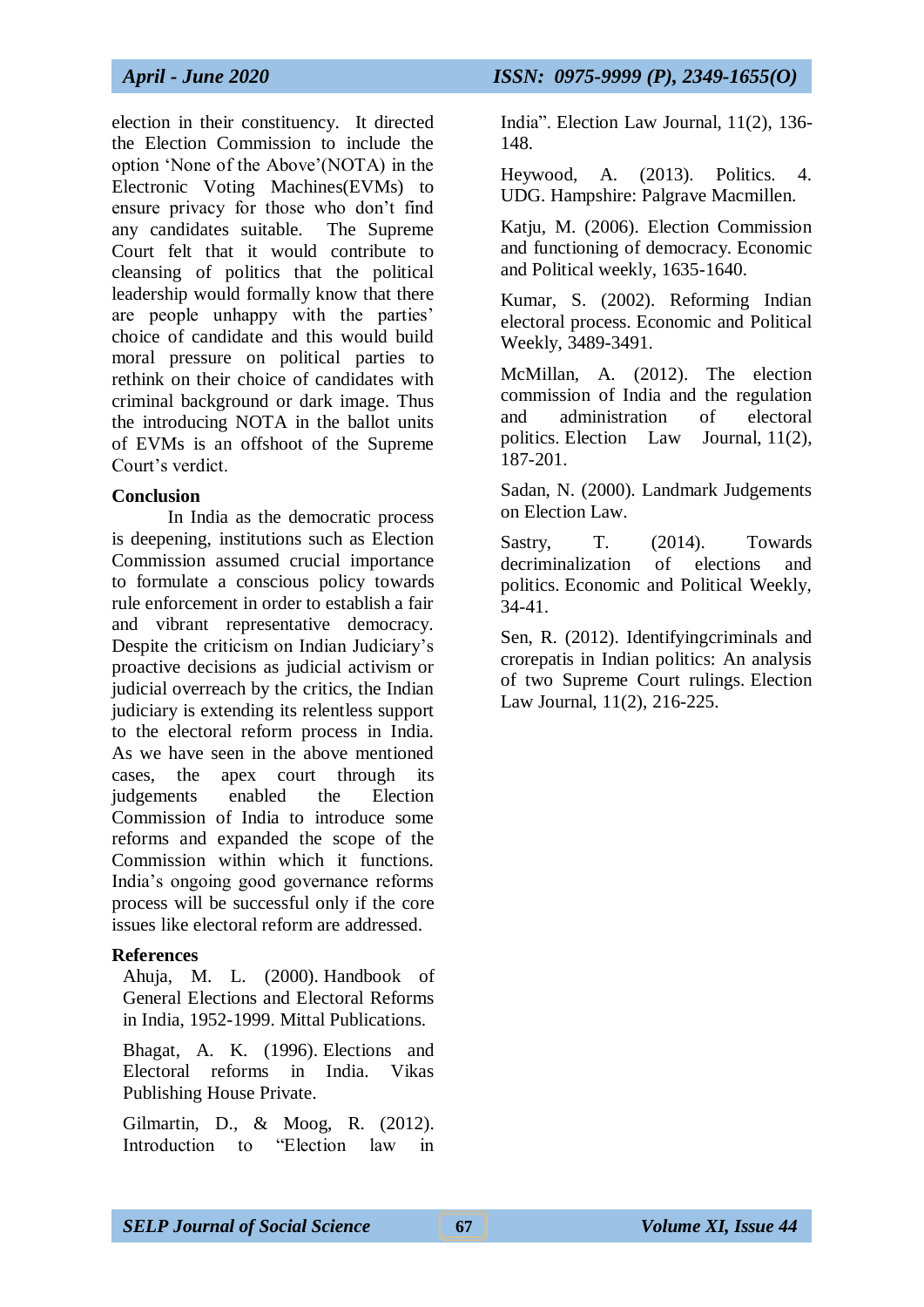election in their constituency. It directed the Election Commission to include the option 'None of the Above'(NOTA) in the Electronic Voting Machines(EVMs) to ensure privacy for those who don't find any candidates suitable. The Supreme Court felt that it would contribute to cleansing of politics that the political leadership would formally know that there are people unhappy with the parties' choice of candidate and this would build moral pressure on political parties to rethink on their choice of candidates with criminal background or dark image. Thus the introducing NOTA in the ballot units of EVMs is an offshoot of the Supreme Court's verdict.

## Conclusion

In India as the democratic process is deepening, institutions such as Election Commission assumed crucial importance to formulate a conscious policy towards rule enforcement in order to establish a fair and vibrant representative democracy. Despite the criticism on Indian Judiciary's proactive decisions as judicial activism or judicial overreach by the critics, the Indian judiciary is extending its relentless support to the electoral reform process in India. As we have seen in the above mentioned cases, the apex court through its judgements enabled the Election Commission of India to introduce some reforms and expanded the scope of the Commission within which it functions. India's ongoing good governance reforms process will be successful only if the core issues like electoral reform are addressed.

## References

Ahuja, M. L. (2000). Handbook of General Elections and Electoral Reforms in India, 1952-1999. Mittal Publications.

Bhagat, A. K. (1996). Elections and Electoral reforms in India. Vikas Publishing House Private.

Gilmartin, D., & Moog, R. (2012). Introduction to "Election law in India". Election Law Journal, 11(2), 136-148.

Heywood, A. (2013). Politics. 4. UDG. Hampshire: Palgrave Macmillen.

Katju, M. (2006). Election Commission and functioning of democracy. Economic and Political weekly, 1635-1640.

Kumar, S. (2002). Reforming Indian electoral process. Economic and Political Weekly, 3489-3491.

McMillan, A. (2012). The election commission of India and the regulation and administration of electoral politics. Election Law Journal, 11(2), 187-201.

Sadan, N. (2000). Landmark Judgements on Election Law.

Sastry, T. (2014). Towards decriminalization of elections and politics. Economic and Political Weekly, 34-41.

Sen, R. (2012). Identifyingcriminals and crorepatis in Indian politics: An analysis of two Supreme Court rulings. Election Law Journal, 11(2), 216-225.